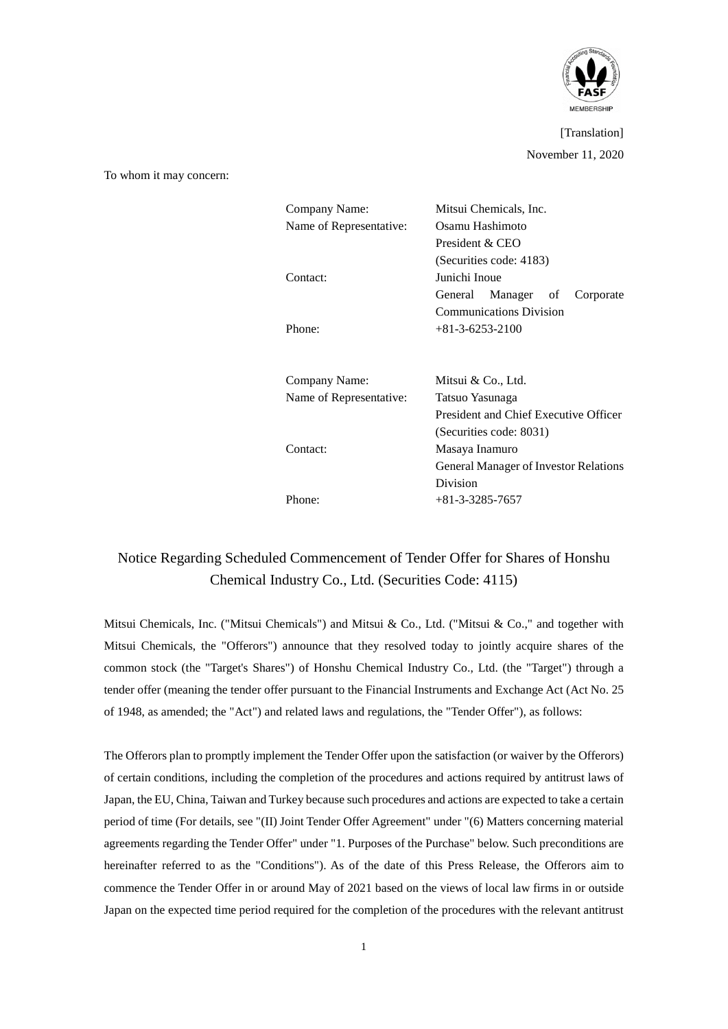[Translation]

November 11, 2020

To whom it may concern:

| | |
|---|---|
| Company Name: | Mitsui Chemicals, Inc. |
| Name of Representative: | Osamu Hashimoto<br>President & CEO<br>(Securities code: 4183) |
| Contact: | Junichi Inoue<br>General Manager of Corporate Communications Division |
| Phone: | +81-3-6253-2100 |

| | |
|---|---|
| Company Name: | Mitsui & Co., Ltd. |
| Name of Representative: | Tatsuo Yasunaga<br>President and Chief Executive Officer<br>(Securities code: 8031) |
| Contact: | Masaya Inamuro<br>General Manager of Investor Relations Division |
| Phone: | +81-3-3285-7657 |

# Notice Regarding Scheduled Commencement of Tender Offer for Shares of Honshu Chemical Industry Co., Ltd. (Securities Code: 4115)

Mitsui Chemicals, Inc. ("Mitsui Chemicals") and Mitsui & Co., Ltd. ("Mitsui & Co.," and together with Mitsui Chemicals, the "Offerors") announce that they resolved today to jointly acquire shares of the common stock (the "Target's Shares") of Honshu Chemical Industry Co., Ltd. (the "Target") through a tender offer (meaning the tender offer pursuant to the Financial Instruments and Exchange Act (Act No. 25 of 1948, as amended; the "Act") and related laws and regulations, the "Tender Offer"), as follows:

The Offerors plan to promptly implement the Tender Offer upon the satisfaction (or waiver by the Offerors) of certain conditions, including the completion of the procedures and actions required by antitrust laws of Japan, the EU, China, Taiwan and Turkey because such procedures and actions are expected to take a certain period of time (For details, see "(II) Joint Tender Offer Agreement" under "(6) Matters concerning material agreements regarding the Tender Offer" under "1. Purposes of the Purchase" below. Such preconditions are hereinafter referred to as the "Conditions"). As of the date of this Press Release, the Offerors aim to commence the Tender Offer in or around May of 2021 based on the views of local law firms in or outside Japan on the expected time period required for the completion of the procedures with the relevant antitrust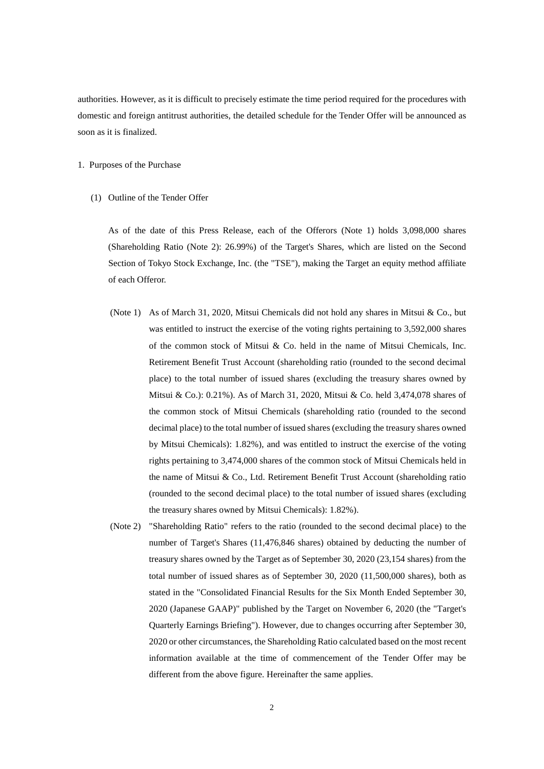authorities. However, as it is difficult to precisely estimate the time period required for the procedures with domestic and foreign antitrust authorities, the detailed schedule for the Tender Offer will be announced as soon as it is finalized.

1. Purposes of the Purchase

(1) Outline of the Tender Offer

As of the date of this Press Release, each of the Offerors (Note 1) holds 3,098,000 shares (Shareholding Ratio (Note 2): 26.99%) of the Target's Shares, which are listed on the Second Section of Tokyo Stock Exchange, Inc. (the "TSE"), making the Target an equity method affiliate of each Offeror.

(Note 1) As of March 31, 2020, Mitsui Chemicals did not hold any shares in Mitsui & Co., but was entitled to instruct the exercise of the voting rights pertaining to 3,592,000 shares of the common stock of Mitsui & Co. held in the name of Mitsui Chemicals, Inc. Retirement Benefit Trust Account (shareholding ratio (rounded to the second decimal place) to the total number of issued shares (excluding the treasury shares owned by Mitsui & Co.): 0.21%). As of March 31, 2020, Mitsui & Co. held 3,474,078 shares of the common stock of Mitsui Chemicals (shareholding ratio (rounded to the second decimal place) to the total number of issued shares (excluding the treasury shares owned by Mitsui Chemicals): 1.82%), and was entitled to instruct the exercise of the voting rights pertaining to 3,474,000 shares of the common stock of Mitsui Chemicals held in the name of Mitsui & Co., Ltd. Retirement Benefit Trust Account (shareholding ratio (rounded to the second decimal place) to the total number of issued shares (excluding the treasury shares owned by Mitsui Chemicals): 1.82%).

(Note 2) "Shareholding Ratio" refers to the ratio (rounded to the second decimal place) to the number of Target's Shares (11,476,846 shares) obtained by deducting the number of treasury shares owned by the Target as of September 30, 2020 (23,154 shares) from the total number of issued shares as of September 30, 2020 (11,500,000 shares), both as stated in the "Consolidated Financial Results for the Six Month Ended September 30, 2020 (Japanese GAAP)" published by the Target on November 6, 2020 (the "Target's Quarterly Earnings Briefing"). However, due to changes occurring after September 30, 2020 or other circumstances, the Shareholding Ratio calculated based on the most recent information available at the time of commencement of the Tender Offer may be different from the above figure. Hereinafter the same applies.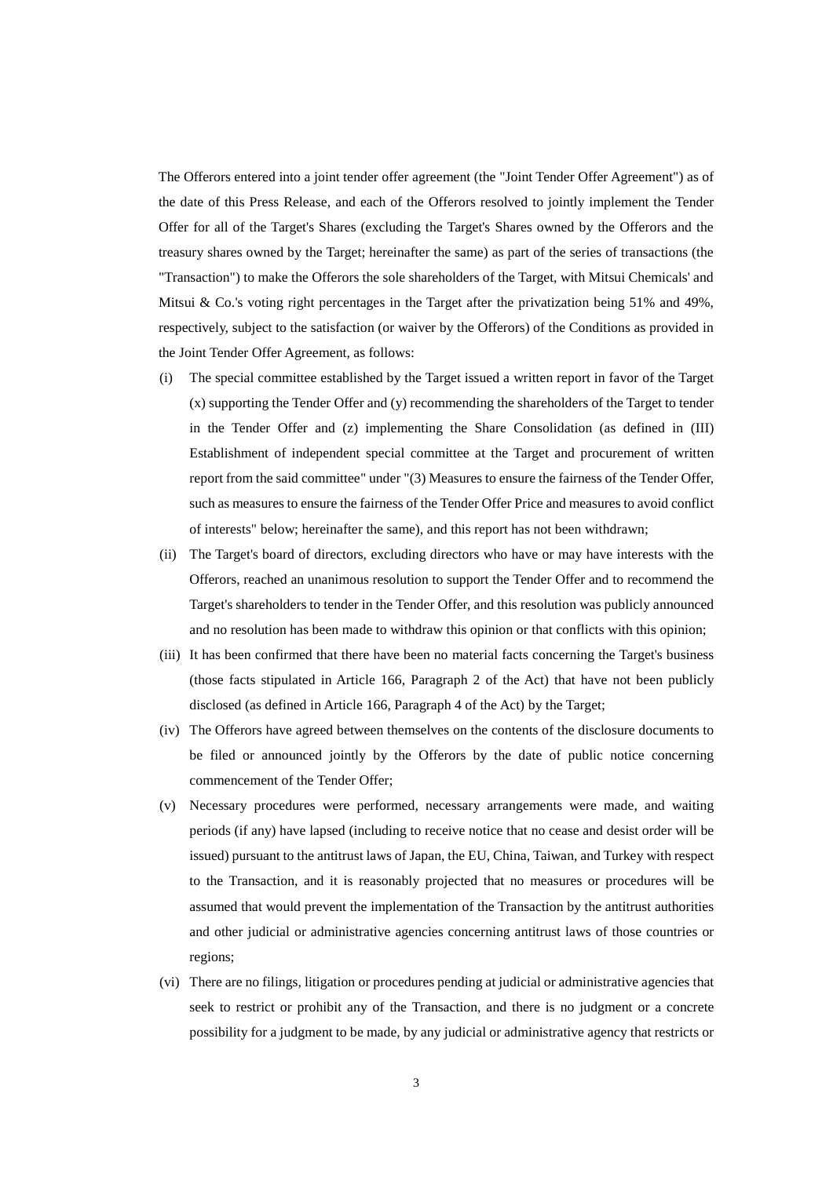The Offerors entered into a joint tender offer agreement (the "Joint Tender Offer Agreement") as of the date of this Press Release, and each of the Offerors resolved to jointly implement the Tender Offer for all of the Target's Shares (excluding the Target's Shares owned by the Offerors and the treasury shares owned by the Target; hereinafter the same) as part of the series of transactions (the "Transaction") to make the Offerors the sole shareholders of the Target, with Mitsui Chemicals' and Mitsui & Co.'s voting right percentages in the Target after the privatization being 51% and 49%, respectively, subject to the satisfaction (or waiver by the Offerors) of the Conditions as provided in the Joint Tender Offer Agreement, as follows:

(i) The special committee established by the Target issued a written report in favor of the Target (x) supporting the Tender Offer and (y) recommending the shareholders of the Target to tender in the Tender Offer and (z) implementing the Share Consolidation (as defined in (III) Establishment of independent special committee at the Target and procurement of written report from the said committee" under "(3) Measures to ensure the fairness of the Tender Offer, such as measures to ensure the fairness of the Tender Offer Price and measures to avoid conflict of interests" below; hereinafter the same), and this report has not been withdrawn;

(ii) The Target's board of directors, excluding directors who have or may have interests with the Offerors, reached an unanimous resolution to support the Tender Offer and to recommend the Target's shareholders to tender in the Tender Offer, and this resolution was publicly announced and no resolution has been made to withdraw this opinion or that conflicts with this opinion;

(iii) It has been confirmed that there have been no material facts concerning the Target's business (those facts stipulated in Article 166, Paragraph 2 of the Act) that have not been publicly disclosed (as defined in Article 166, Paragraph 4 of the Act) by the Target;

(iv) The Offerors have agreed between themselves on the contents of the disclosure documents to be filed or announced jointly by the Offerors by the date of public notice concerning commencement of the Tender Offer;

(v) Necessary procedures were performed, necessary arrangements were made, and waiting periods (if any) have lapsed (including to receive notice that no cease and desist order will be issued) pursuant to the antitrust laws of Japan, the EU, China, Taiwan, and Turkey with respect to the Transaction, and it is reasonably projected that no measures or procedures will be assumed that would prevent the implementation of the Transaction by the antitrust authorities and other judicial or administrative agencies concerning antitrust laws of those countries or regions;

(vi) There are no filings, litigation or procedures pending at judicial or administrative agencies that seek to restrict or prohibit any of the Transaction, and there is no judgment or a concrete possibility for a judgment to be made, by any judicial or administrative agency that restricts or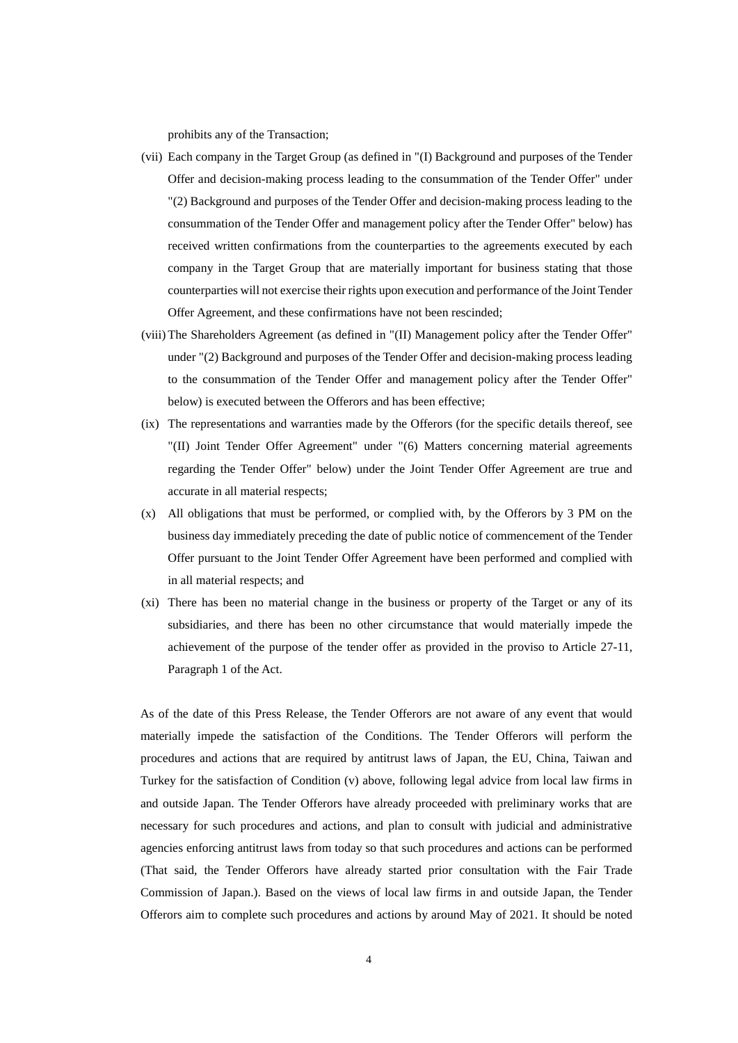prohibits any of the Transaction;

(vii) Each company in the Target Group (as defined in "(I) Background and purposes of the Tender Offer and decision-making process leading to the consummation of the Tender Offer" under "(2) Background and purposes of the Tender Offer and decision-making process leading to the consummation of the Tender Offer and management policy after the Tender Offer" below) has received written confirmations from the counterparties to the agreements executed by each company in the Target Group that are materially important for business stating that those counterparties will not exercise their rights upon execution and performance of the Joint Tender Offer Agreement, and these confirmations have not been rescinded;

(viii) The Shareholders Agreement (as defined in "(II) Management policy after the Tender Offer" under "(2) Background and purposes of the Tender Offer and decision-making process leading to the consummation of the Tender Offer and management policy after the Tender Offer" below) is executed between the Offerors and has been effective;

(ix) The representations and warranties made by the Offerors (for the specific details thereof, see "(II) Joint Tender Offer Agreement" under "(6) Matters concerning material agreements regarding the Tender Offer" below) under the Joint Tender Offer Agreement are true and accurate in all material respects;

(x) All obligations that must be performed, or complied with, by the Offerors by 3 PM on the business day immediately preceding the date of public notice of commencement of the Tender Offer pursuant to the Joint Tender Offer Agreement have been performed and complied with in all material respects; and

(xi) There has been no material change in the business or property of the Target or any of its subsidiaries, and there has been no other circumstance that would materially impede the achievement of the purpose of the tender offer as provided in the proviso to Article 27-11, Paragraph 1 of the Act.

As of the date of this Press Release, the Tender Offerors are not aware of any event that would materially impede the satisfaction of the Conditions. The Tender Offerors will perform the procedures and actions that are required by antitrust laws of Japan, the EU, China, Taiwan and Turkey for the satisfaction of Condition (v) above, following legal advice from local law firms in and outside Japan. The Tender Offerors have already proceeded with preliminary works that are necessary for such procedures and actions, and plan to consult with judicial and administrative agencies enforcing antitrust laws from today so that such procedures and actions can be performed (That said, the Tender Offerors have already started prior consultation with the Fair Trade Commission of Japan.). Based on the views of local law firms in and outside Japan, the Tender Offerors aim to complete such procedures and actions by around May of 2021. It should be noted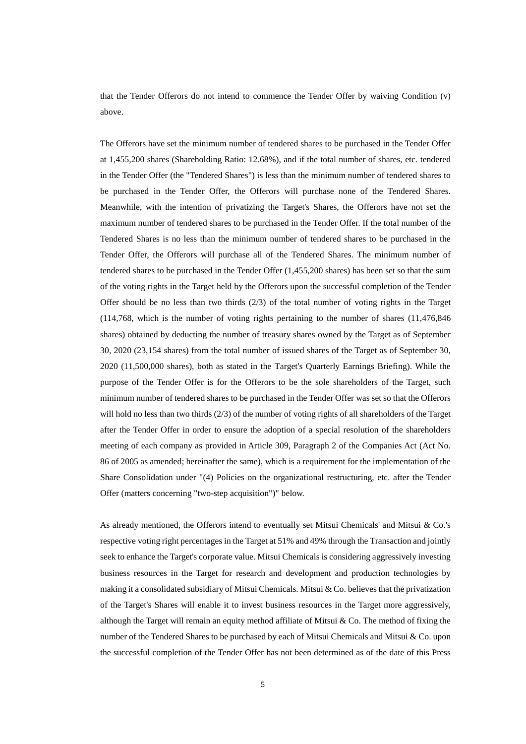that the Tender Offerors do not intend to commence the Tender Offer by waiving Condition (v) above.

The Offerors have set the minimum number of tendered shares to be purchased in the Tender Offer at 1,455,200 shares (Shareholding Ratio: 12.68%), and if the total number of shares, etc. tendered in the Tender Offer (the "Tendered Shares") is less than the minimum number of tendered shares to be purchased in the Tender Offer, the Offerors will purchase none of the Tendered Shares. Meanwhile, with the intention of privatizing the Target's Shares, the Offerors have not set the maximum number of tendered shares to be purchased in the Tender Offer. If the total number of the Tendered Shares is no less than the minimum number of tendered shares to be purchased in the Tender Offer, the Offerors will purchase all of the Tendered Shares. The minimum number of tendered shares to be purchased in the Tender Offer (1,455,200 shares) has been set so that the sum of the voting rights in the Target held by the Offerors upon the successful completion of the Tender Offer should be no less than two thirds (2/3) of the total number of voting rights in the Target (114,768, which is the number of voting rights pertaining to the number of shares (11,476,846 shares) obtained by deducting the number of treasury shares owned by the Target as of September 30, 2020 (23,154 shares) from the total number of issued shares of the Target as of September 30, 2020 (11,500,000 shares), both as stated in the Target's Quarterly Earnings Briefing). While the purpose of the Tender Offer is for the Offerors to be the sole shareholders of the Target, such minimum number of tendered shares to be purchased in the Tender Offer was set so that the Offerors will hold no less than two thirds (2/3) of the number of voting rights of all shareholders of the Target after the Tender Offer in order to ensure the adoption of a special resolution of the shareholders meeting of each company as provided in Article 309, Paragraph 2 of the Companies Act (Act No. 86 of 2005 as amended; hereinafter the same), which is a requirement for the implementation of the Share Consolidation under "(4) Policies on the organizational restructuring, etc. after the Tender Offer (matters concerning "two-step acquisition")" below.

As already mentioned, the Offerors intend to eventually set Mitsui Chemicals' and Mitsui & Co.'s respective voting right percentages in the Target at 51% and 49% through the Transaction and jointly seek to enhance the Target's corporate value. Mitsui Chemicals is considering aggressively investing business resources in the Target for research and development and production technologies by making it a consolidated subsidiary of Mitsui Chemicals. Mitsui & Co. believes that the privatization of the Target's Shares will enable it to invest business resources in the Target more aggressively, although the Target will remain an equity method affiliate of Mitsui & Co. The method of fixing the number of the Tendered Shares to be purchased by each of Mitsui Chemicals and Mitsui & Co. upon the successful completion of the Tender Offer has not been determined as of the date of this Press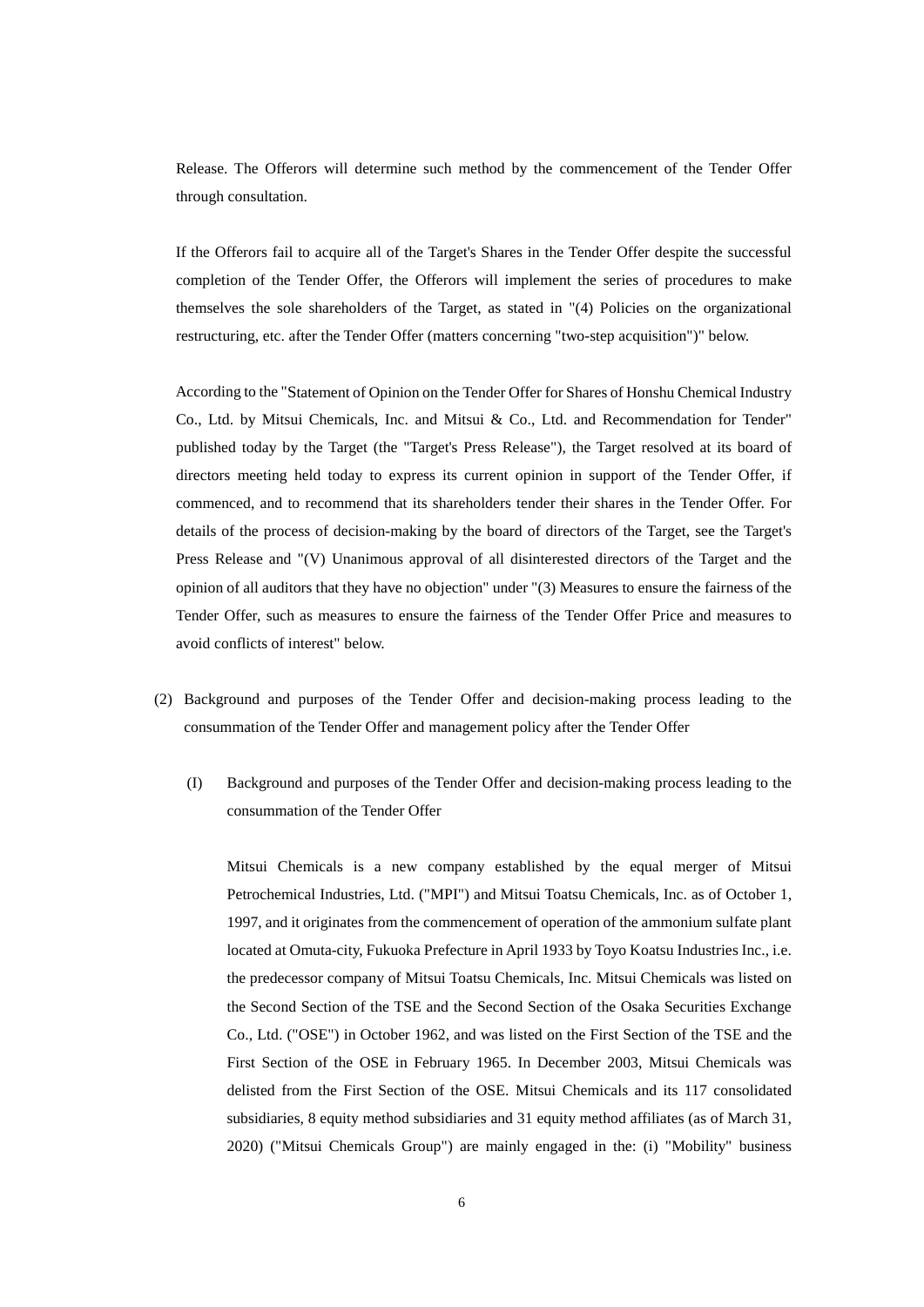Release. The Offerors will determine such method by the commencement of the Tender Offer through consultation.

If the Offerors fail to acquire all of the Target's Shares in the Tender Offer despite the successful completion of the Tender Offer, the Offerors will implement the series of procedures to make themselves the sole shareholders of the Target, as stated in "(4) Policies on the organizational restructuring, etc. after the Tender Offer (matters concerning "two-step acquisition")" below.

According to the "Statement of Opinion on the Tender Offer for Shares of Honshu Chemical Industry Co., Ltd. by Mitsui Chemicals, Inc. and Mitsui & Co., Ltd. and Recommendation for Tender" published today by the Target (the "Target's Press Release"), the Target resolved at its board of directors meeting held today to express its current opinion in support of the Tender Offer, if commenced, and to recommend that its shareholders tender their shares in the Tender Offer. For details of the process of decision-making by the board of directors of the Target, see the Target's Press Release and "(V) Unanimous approval of all disinterested directors of the Target and the opinion of all auditors that they have no objection" under "(3) Measures to ensure the fairness of the Tender Offer, such as measures to ensure the fairness of the Tender Offer Price and measures to avoid conflicts of interest" below.

(2) Background and purposes of the Tender Offer and decision-making process leading to the consummation of the Tender Offer and management policy after the Tender Offer

(I) Background and purposes of the Tender Offer and decision-making process leading to the consummation of the Tender Offer

Mitsui Chemicals is a new company established by the equal merger of Mitsui Petrochemical Industries, Ltd. ("MPI") and Mitsui Toatsu Chemicals, Inc. as of October 1, 1997, and it originates from the commencement of operation of the ammonium sulfate plant located at Omuta-city, Fukuoka Prefecture in April 1933 by Toyo Koatsu Industries Inc., i.e. the predecessor company of Mitsui Toatsu Chemicals, Inc. Mitsui Chemicals was listed on the Second Section of the TSE and the Second Section of the Osaka Securities Exchange Co., Ltd. ("OSE") in October 1962, and was listed on the First Section of the TSE and the First Section of the OSE in February 1965. In December 2003, Mitsui Chemicals was delisted from the First Section of the OSE. Mitsui Chemicals and its 117 consolidated subsidiaries, 8 equity method subsidiaries and 31 equity method affiliates (as of March 31, 2020) ("Mitsui Chemicals Group") are mainly engaged in the: (i) "Mobility" business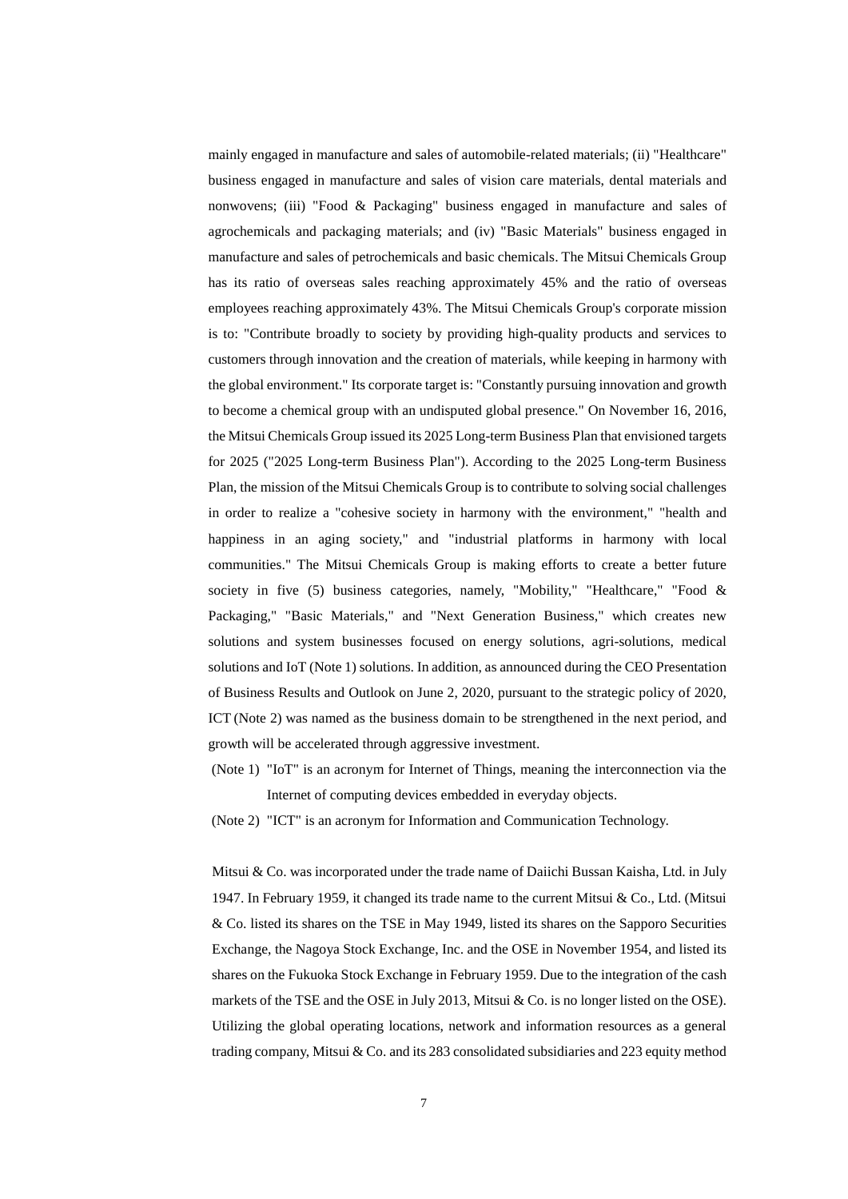mainly engaged in manufacture and sales of automobile-related materials; (ii) "Healthcare" business engaged in manufacture and sales of vision care materials, dental materials and nonwovens; (iii) "Food & Packaging" business engaged in manufacture and sales of agrochemicals and packaging materials; and (iv) "Basic Materials" business engaged in manufacture and sales of petrochemicals and basic chemicals. The Mitsui Chemicals Group has its ratio of overseas sales reaching approximately 45% and the ratio of overseas employees reaching approximately 43%. The Mitsui Chemicals Group's corporate mission is to: "Contribute broadly to society by providing high-quality products and services to customers through innovation and the creation of materials, while keeping in harmony with the global environment." Its corporate target is: "Constantly pursuing innovation and growth to become a chemical group with an undisputed global presence." On November 16, 2016, the Mitsui Chemicals Group issued its 2025 Long-term Business Plan that envisioned targets for 2025 ("2025 Long-term Business Plan"). According to the 2025 Long-term Business Plan, the mission of the Mitsui Chemicals Group is to contribute to solving social challenges in order to realize a "cohesive society in harmony with the environment," "health and happiness in an aging society," and "industrial platforms in harmony with local communities." The Mitsui Chemicals Group is making efforts to create a better future society in five (5) business categories, namely, "Mobility," "Healthcare," "Food & Packaging," "Basic Materials," and "Next Generation Business," which creates new solutions and system businesses focused on energy solutions, agri-solutions, medical solutions and IoT (Note 1) solutions. In addition, as announced during the CEO Presentation of Business Results and Outlook on June 2, 2020, pursuant to the strategic policy of 2020, ICT (Note 2) was named as the business domain to be strengthened in the next period, and growth will be accelerated through aggressive investment.

(Note 1) "IoT" is an acronym for Internet of Things, meaning the interconnection via the Internet of computing devices embedded in everyday objects.

(Note 2) "ICT" is an acronym for Information and Communication Technology.

Mitsui & Co. was incorporated under the trade name of Daiichi Bussan Kaisha, Ltd. in July 1947. In February 1959, it changed its trade name to the current Mitsui & Co., Ltd. (Mitsui & Co. listed its shares on the TSE in May 1949, listed its shares on the Sapporo Securities Exchange, the Nagoya Stock Exchange, Inc. and the OSE in November 1954, and listed its shares on the Fukuoka Stock Exchange in February 1959. Due to the integration of the cash markets of the TSE and the OSE in July 2013, Mitsui & Co. is no longer listed on the OSE). Utilizing the global operating locations, network and information resources as a general trading company, Mitsui & Co. and its 283 consolidated subsidiaries and 223 equity method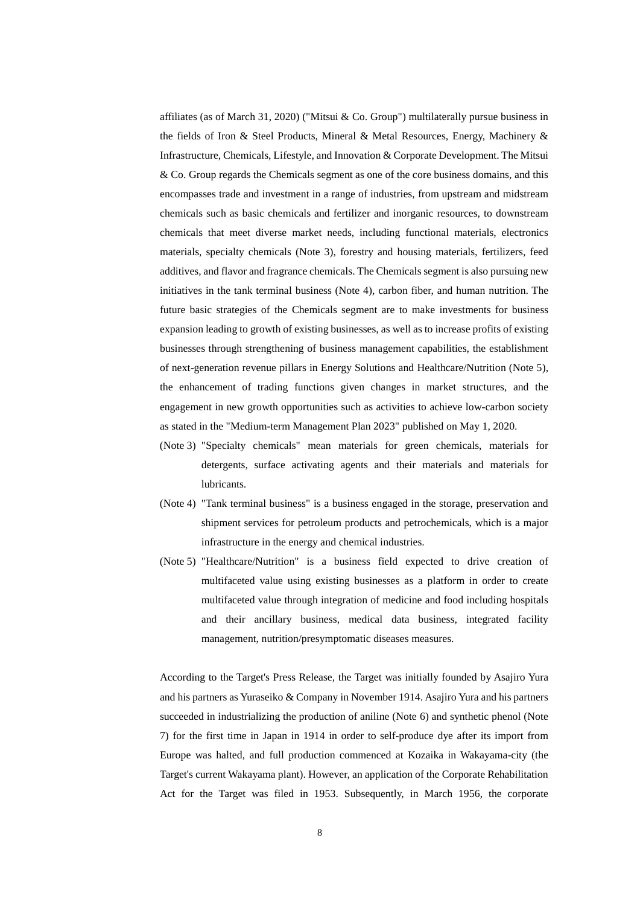affiliates (as of March 31, 2020) ("Mitsui & Co. Group") multilaterally pursue business in the fields of Iron & Steel Products, Mineral & Metal Resources, Energy, Machinery & Infrastructure, Chemicals, Lifestyle, and Innovation & Corporate Development. The Mitsui & Co. Group regards the Chemicals segment as one of the core business domains, and this encompasses trade and investment in a range of industries, from upstream and midstream chemicals such as basic chemicals and fertilizer and inorganic resources, to downstream chemicals that meet diverse market needs, including functional materials, electronics materials, specialty chemicals (Note 3), forestry and housing materials, fertilizers, feed additives, and flavor and fragrance chemicals. The Chemicals segment is also pursuing new initiatives in the tank terminal business (Note 4), carbon fiber, and human nutrition. The future basic strategies of the Chemicals segment are to make investments for business expansion leading to growth of existing businesses, as well as to increase profits of existing businesses through strengthening of business management capabilities, the establishment of next-generation revenue pillars in Energy Solutions and Healthcare/Nutrition (Note 5), the enhancement of trading functions given changes in market structures, and the engagement in new growth opportunities such as activities to achieve low-carbon society as stated in the "Medium-term Management Plan 2023" published on May 1, 2020.

(Note 3) "Specialty chemicals" mean materials for green chemicals, materials for detergents, surface activating agents and their materials and materials for lubricants.

(Note 4) "Tank terminal business" is a business engaged in the storage, preservation and shipment services for petroleum products and petrochemicals, which is a major infrastructure in the energy and chemical industries.

(Note 5) "Healthcare/Nutrition" is a business field expected to drive creation of multifaceted value using existing businesses as a platform in order to create multifaceted value through integration of medicine and food including hospitals and their ancillary business, medical data business, integrated facility management, nutrition/presymptomatic diseases measures.

According to the Target's Press Release, the Target was initially founded by Asajiro Yura and his partners as Yuraseiko & Company in November 1914. Asajiro Yura and his partners succeeded in industrializing the production of aniline (Note 6) and synthetic phenol (Note 7) for the first time in Japan in 1914 in order to self-produce dye after its import from Europe was halted, and full production commenced at Kozaika in Wakayama-city (the Target's current Wakayama plant). However, an application of the Corporate Rehabilitation Act for the Target was filed in 1953. Subsequently, in March 1956, the corporate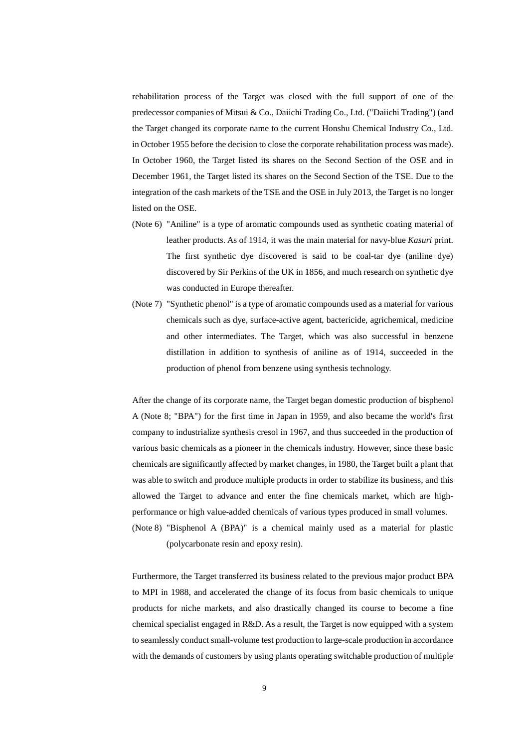rehabilitation process of the Target was closed with the full support of one of the predecessor companies of Mitsui & Co., Daiichi Trading Co., Ltd. ("Daiichi Trading") (and the Target changed its corporate name to the current Honshu Chemical Industry Co., Ltd. in October 1955 before the decision to close the corporate rehabilitation process was made). In October 1960, the Target listed its shares on the Second Section of the OSE and in December 1961, the Target listed its shares on the Second Section of the TSE. Due to the integration of the cash markets of the TSE and the OSE in July 2013, the Target is no longer listed on the OSE.

(Note 6) "Aniline" is a type of aromatic compounds used as synthetic coating material of leather products. As of 1914, it was the main material for navy-blue *Kasuri* print. The first synthetic dye discovered is said to be coal-tar dye (aniline dye) discovered by Sir Perkins of the UK in 1856, and much research on synthetic dye was conducted in Europe thereafter.

(Note 7) "Synthetic phenol" is a type of aromatic compounds used as a material for various chemicals such as dye, surface-active agent, bactericide, agrichemical, medicine and other intermediates. The Target, which was also successful in benzene distillation in addition to synthesis of aniline as of 1914, succeeded in the production of phenol from benzene using synthesis technology.

After the change of its corporate name, the Target began domestic production of bisphenol A (Note 8; "BPA") for the first time in Japan in 1959, and also became the world's first company to industrialize synthesis cresol in 1967, and thus succeeded in the production of various basic chemicals as a pioneer in the chemicals industry. However, since these basic chemicals are significantly affected by market changes, in 1980, the Target built a plant that was able to switch and produce multiple products in order to stabilize its business, and this allowed the Target to advance and enter the fine chemicals market, which are high-performance or high value-added chemicals of various types produced in small volumes.

(Note 8) "Bisphenol A (BPA)" is a chemical mainly used as a material for plastic (polycarbonate resin and epoxy resin).

Furthermore, the Target transferred its business related to the previous major product BPA to MPI in 1988, and accelerated the change of its focus from basic chemicals to unique products for niche markets, and also drastically changed its course to become a fine chemical specialist engaged in R&D. As a result, the Target is now equipped with a system to seamlessly conduct small-volume test production to large-scale production in accordance with the demands of customers by using plants operating switchable production of multiple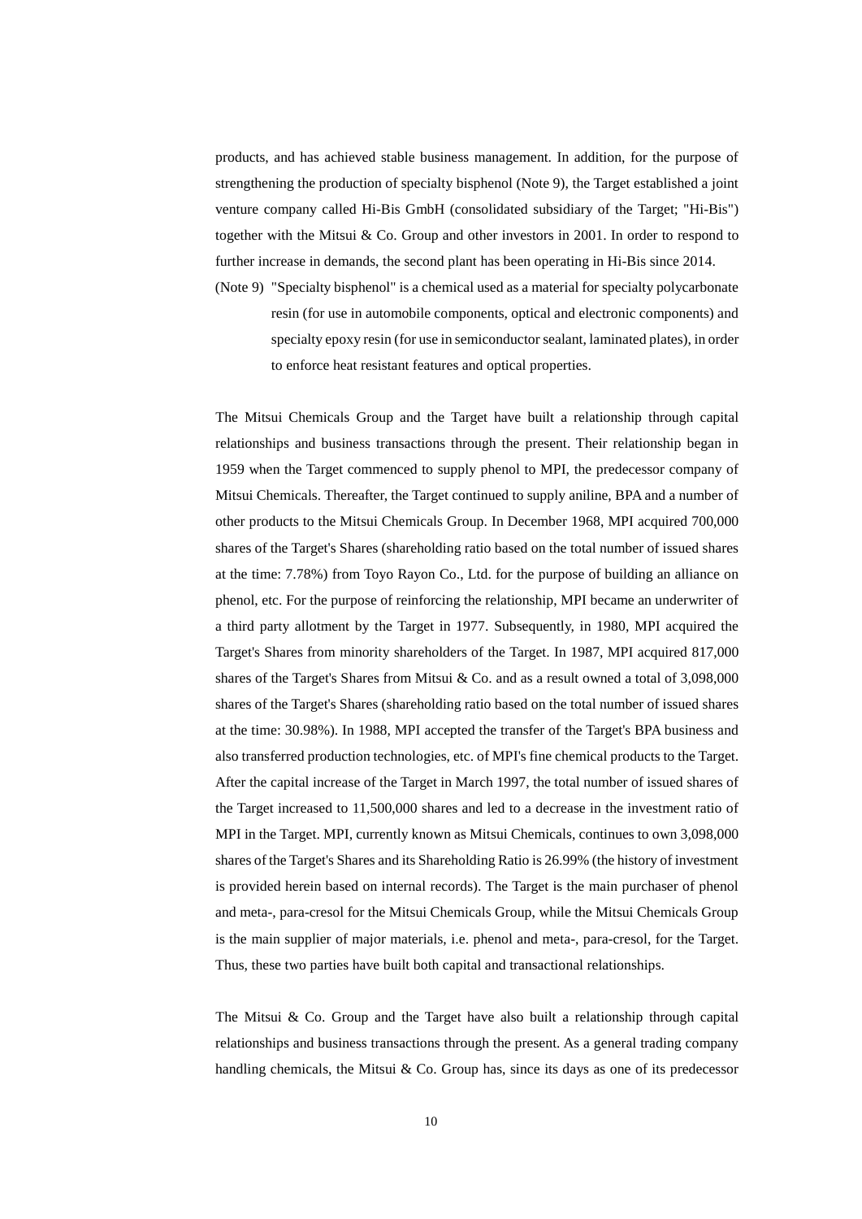products, and has achieved stable business management. In addition, for the purpose of strengthening the production of specialty bisphenol (Note 9), the Target established a joint venture company called Hi-Bis GmbH (consolidated subsidiary of the Target; "Hi-Bis") together with the Mitsui & Co. Group and other investors in 2001. In order to respond to further increase in demands, the second plant has been operating in Hi-Bis since 2014.

(Note 9) "Specialty bisphenol" is a chemical used as a material for specialty polycarbonate resin (for use in automobile components, optical and electronic components) and specialty epoxy resin (for use in semiconductor sealant, laminated plates), in order to enforce heat resistant features and optical properties.

The Mitsui Chemicals Group and the Target have built a relationship through capital relationships and business transactions through the present. Their relationship began in 1959 when the Target commenced to supply phenol to MPI, the predecessor company of Mitsui Chemicals. Thereafter, the Target continued to supply aniline, BPA and a number of other products to the Mitsui Chemicals Group. In December 1968, MPI acquired 700,000 shares of the Target's Shares (shareholding ratio based on the total number of issued shares at the time: 7.78%) from Toyo Rayon Co., Ltd. for the purpose of building an alliance on phenol, etc. For the purpose of reinforcing the relationship, MPI became an underwriter of a third party allotment by the Target in 1977. Subsequently, in 1980, MPI acquired the Target's Shares from minority shareholders of the Target. In 1987, MPI acquired 817,000 shares of the Target's Shares from Mitsui & Co. and as a result owned a total of 3,098,000 shares of the Target's Shares (shareholding ratio based on the total number of issued shares at the time: 30.98%). In 1988, MPI accepted the transfer of the Target's BPA business and also transferred production technologies, etc. of MPI's fine chemical products to the Target. After the capital increase of the Target in March 1997, the total number of issued shares of the Target increased to 11,500,000 shares and led to a decrease in the investment ratio of MPI in the Target. MPI, currently known as Mitsui Chemicals, continues to own 3,098,000 shares of the Target's Shares and its Shareholding Ratio is 26.99% (the history of investment is provided herein based on internal records). The Target is the main purchaser of phenol and meta-, para-cresol for the Mitsui Chemicals Group, while the Mitsui Chemicals Group is the main supplier of major materials, i.e. phenol and meta-, para-cresol, for the Target. Thus, these two parties have built both capital and transactional relationships.

The Mitsui & Co. Group and the Target have also built a relationship through capital relationships and business transactions through the present. As a general trading company handling chemicals, the Mitsui & Co. Group has, since its days as one of its predecessor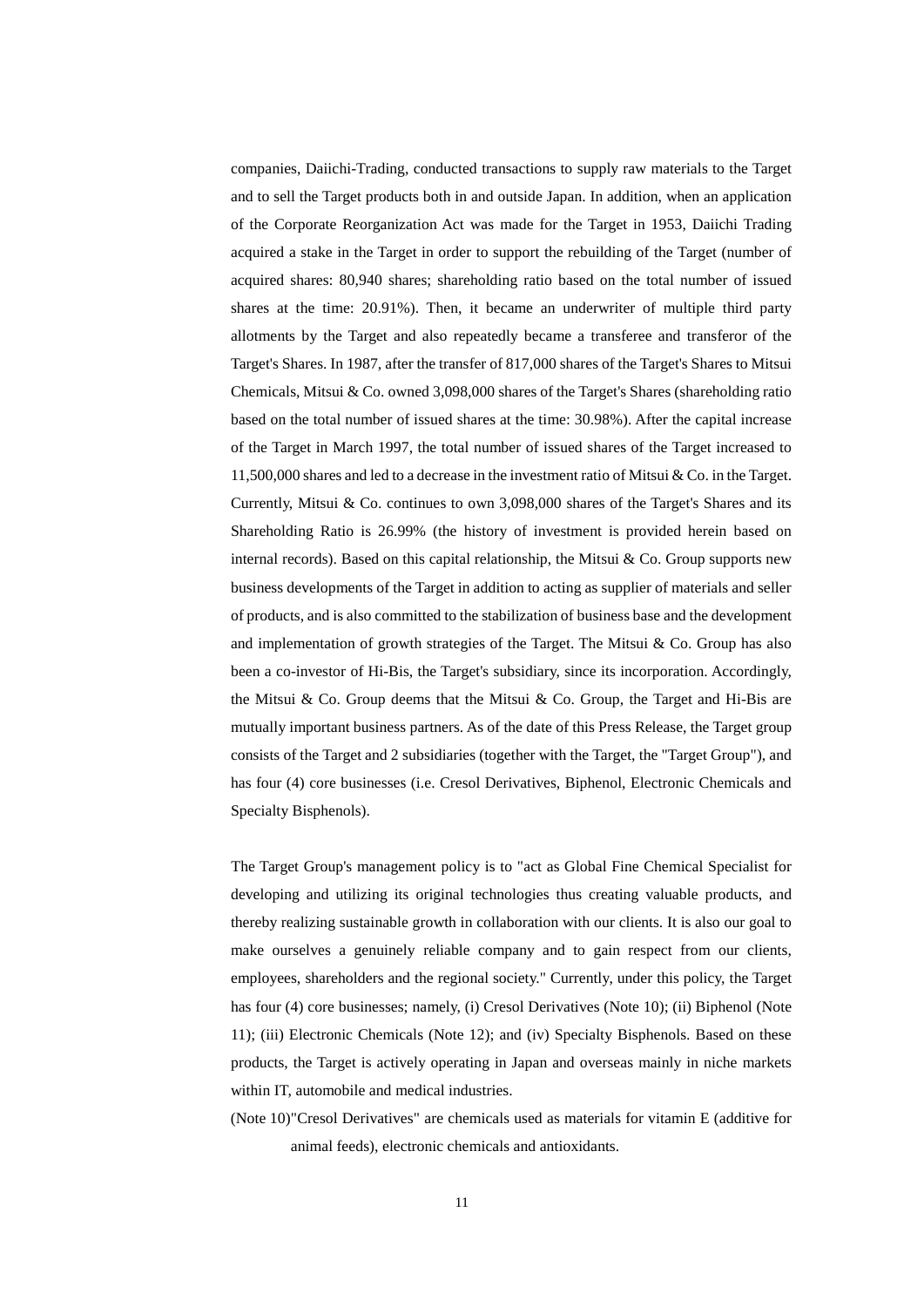companies, Daiichi-Trading, conducted transactions to supply raw materials to the Target and to sell the Target products both in and outside Japan. In addition, when an application of the Corporate Reorganization Act was made for the Target in 1953, Daiichi Trading acquired a stake in the Target in order to support the rebuilding of the Target (number of acquired shares: 80,940 shares; shareholding ratio based on the total number of issued shares at the time: 20.91%). Then, it became an underwriter of multiple third party allotments by the Target and also repeatedly became a transferee and transferor of the Target's Shares. In 1987, after the transfer of 817,000 shares of the Target's Shares to Mitsui Chemicals, Mitsui & Co. owned 3,098,000 shares of the Target's Shares (shareholding ratio based on the total number of issued shares at the time: 30.98%). After the capital increase of the Target in March 1997, the total number of issued shares of the Target increased to 11,500,000 shares and led to a decrease in the investment ratio of Mitsui & Co. in the Target. Currently, Mitsui & Co. continues to own 3,098,000 shares of the Target's Shares and its Shareholding Ratio is 26.99% (the history of investment is provided herein based on internal records). Based on this capital relationship, the Mitsui & Co. Group supports new business developments of the Target in addition to acting as supplier of materials and seller of products, and is also committed to the stabilization of business base and the development and implementation of growth strategies of the Target. The Mitsui & Co. Group has also been a co-investor of Hi-Bis, the Target's subsidiary, since its incorporation. Accordingly, the Mitsui & Co. Group deems that the Mitsui & Co. Group, the Target and Hi-Bis are mutually important business partners. As of the date of this Press Release, the Target group consists of the Target and 2 subsidiaries (together with the Target, the "Target Group"), and has four (4) core businesses (i.e. Cresol Derivatives, Biphenol, Electronic Chemicals and Specialty Bisphenols).

The Target Group's management policy is to "act as Global Fine Chemical Specialist for developing and utilizing its original technologies thus creating valuable products, and thereby realizing sustainable growth in collaboration with our clients. It is also our goal to make ourselves a genuinely reliable company and to gain respect from our clients, employees, shareholders and the regional society." Currently, under this policy, the Target has four (4) core businesses; namely, (i) Cresol Derivatives (Note 10); (ii) Biphenol (Note 11); (iii) Electronic Chemicals (Note 12); and (iv) Specialty Bisphenols. Based on these products, the Target is actively operating in Japan and overseas mainly in niche markets within IT, automobile and medical industries.

(Note 10) "Cresol Derivatives" are chemicals used as materials for vitamin E (additive for animal feeds), electronic chemicals and antioxidants.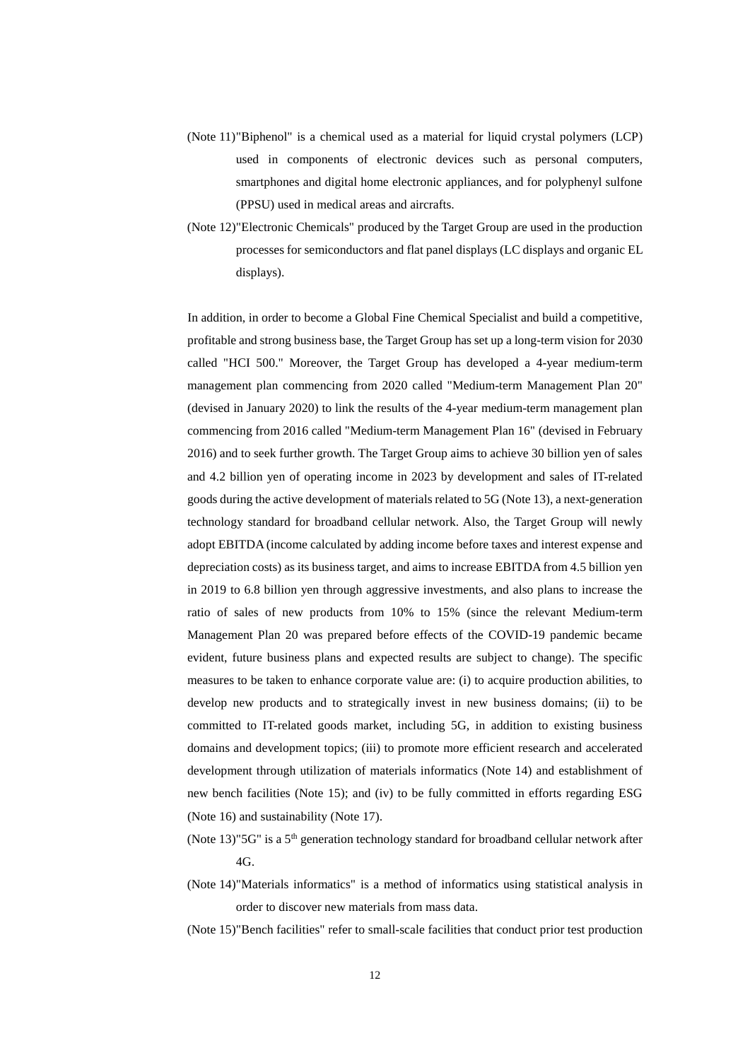(Note 11)"Biphenol" is a chemical used as a material for liquid crystal polymers (LCP) used in components of electronic devices such as personal computers, smartphones and digital home electronic appliances, and for polyphenyl sulfone (PPSU) used in medical areas and aircrafts.

(Note 12)"Electronic Chemicals" produced by the Target Group are used in the production processes for semiconductors and flat panel displays (LC displays and organic EL displays).

In addition, in order to become a Global Fine Chemical Specialist and build a competitive, profitable and strong business base, the Target Group has set up a long-term vision for 2030 called "HCI 500." Moreover, the Target Group has developed a 4-year medium-term management plan commencing from 2020 called "Medium-term Management Plan 20" (devised in January 2020) to link the results of the 4-year medium-term management plan commencing from 2016 called "Medium-term Management Plan 16" (devised in February 2016) and to seek further growth. The Target Group aims to achieve 30 billion yen of sales and 4.2 billion yen of operating income in 2023 by development and sales of IT-related goods during the active development of materials related to 5G (Note 13), a next-generation technology standard for broadband cellular network. Also, the Target Group will newly adopt EBITDA (income calculated by adding income before taxes and interest expense and depreciation costs) as its business target, and aims to increase EBITDA from 4.5 billion yen in 2019 to 6.8 billion yen through aggressive investments, and also plans to increase the ratio of sales of new products from 10% to 15% (since the relevant Medium-term Management Plan 20 was prepared before effects of the COVID-19 pandemic became evident, future business plans and expected results are subject to change). The specific measures to be taken to enhance corporate value are: (i) to acquire production abilities, to develop new products and to strategically invest in new business domains; (ii) to be committed to IT-related goods market, including 5G, in addition to existing business domains and development topics; (iii) to promote more efficient research and accelerated development through utilization of materials informatics (Note 14) and establishment of new bench facilities (Note 15); and (iv) to be fully committed in efforts regarding ESG (Note 16) and sustainability (Note 17).

(Note 13)"5G" is a 5th generation technology standard for broadband cellular network after 4G.

(Note 14)"Materials informatics" is a method of informatics using statistical analysis in order to discover new materials from mass data.

(Note 15)"Bench facilities" refer to small-scale facilities that conduct prior test production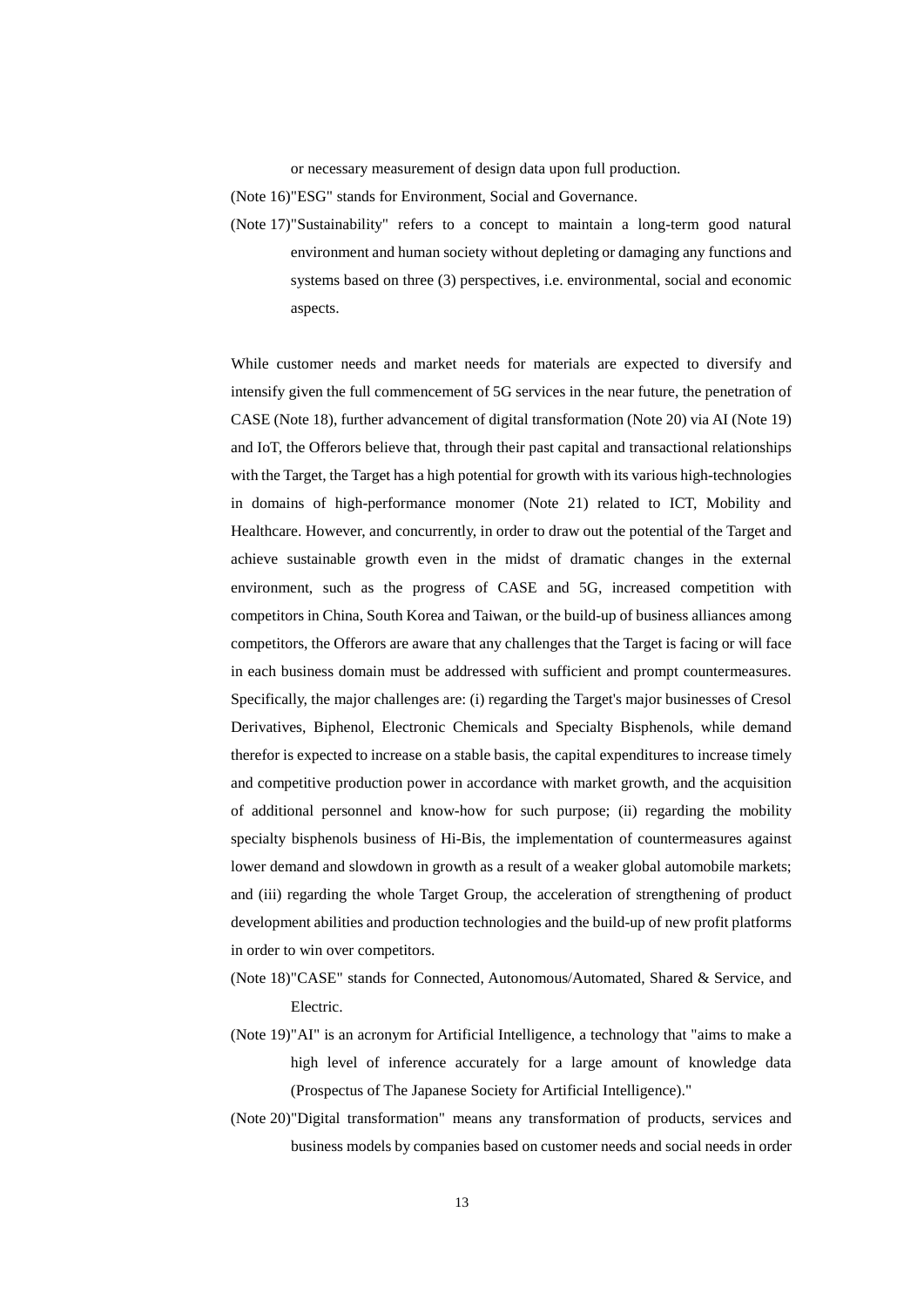or necessary measurement of design data upon full production.

(Note 16)"ESG" stands for Environment, Social and Governance.

(Note 17)"Sustainability" refers to a concept to maintain a long-term good natural environment and human society without depleting or damaging any functions and systems based on three (3) perspectives, i.e. environmental, social and economic aspects.

While customer needs and market needs for materials are expected to diversify and intensify given the full commencement of 5G services in the near future, the penetration of CASE (Note 18), further advancement of digital transformation (Note 20) via AI (Note 19) and IoT, the Offerors believe that, through their past capital and transactional relationships with the Target, the Target has a high potential for growth with its various high-technologies in domains of high-performance monomer (Note 21) related to ICT, Mobility and Healthcare. However, and concurrently, in order to draw out the potential of the Target and achieve sustainable growth even in the midst of dramatic changes in the external environment, such as the progress of CASE and 5G, increased competition with competitors in China, South Korea and Taiwan, or the build-up of business alliances among competitors, the Offerors are aware that any challenges that the Target is facing or will face in each business domain must be addressed with sufficient and prompt countermeasures. Specifically, the major challenges are: (i) regarding the Target's major businesses of Cresol Derivatives, Biphenol, Electronic Chemicals and Specialty Bisphenols, while demand therefor is expected to increase on a stable basis, the capital expenditures to increase timely and competitive production power in accordance with market growth, and the acquisition of additional personnel and know-how for such purpose; (ii) regarding the mobility specialty bisphenols business of Hi-Bis, the implementation of countermeasures against lower demand and slowdown in growth as a result of a weaker global automobile markets; and (iii) regarding the whole Target Group, the acceleration of strengthening of product development abilities and production technologies and the build-up of new profit platforms in order to win over competitors.

(Note 18)"CASE" stands for Connected, Autonomous/Automated, Shared & Service, and Electric.

(Note 19)"AI" is an acronym for Artificial Intelligence, a technology that "aims to make a high level of inference accurately for a large amount of knowledge data (Prospectus of The Japanese Society for Artificial Intelligence)."

(Note 20)"Digital transformation" means any transformation of products, services and business models by companies based on customer needs and social needs in order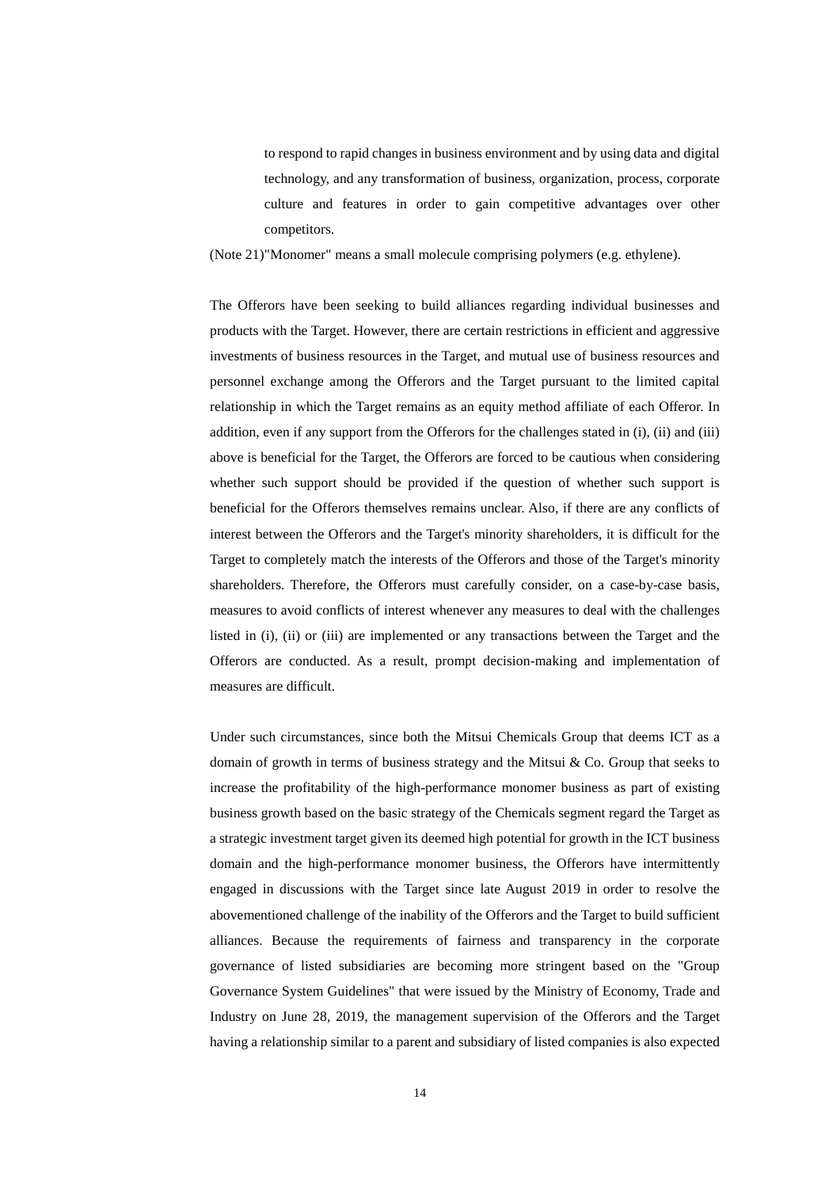to respond to rapid changes in business environment and by using data and digital technology, and any transformation of business, organization, process, corporate culture and features in order to gain competitive advantages over other competitors.

(Note 21)"Monomer" means a small molecule comprising polymers (e.g. ethylene).

The Offerors have been seeking to build alliances regarding individual businesses and products with the Target. However, there are certain restrictions in efficient and aggressive investments of business resources in the Target, and mutual use of business resources and personnel exchange among the Offerors and the Target pursuant to the limited capital relationship in which the Target remains as an equity method affiliate of each Offeror. In addition, even if any support from the Offerors for the challenges stated in (i), (ii) and (iii) above is beneficial for the Target, the Offerors are forced to be cautious when considering whether such support should be provided if the question of whether such support is beneficial for the Offerors themselves remains unclear. Also, if there are any conflicts of interest between the Offerors and the Target's minority shareholders, it is difficult for the Target to completely match the interests of the Offerors and those of the Target's minority shareholders. Therefore, the Offerors must carefully consider, on a case-by-case basis, measures to avoid conflicts of interest whenever any measures to deal with the challenges listed in (i), (ii) or (iii) are implemented or any transactions between the Target and the Offerors are conducted. As a result, prompt decision-making and implementation of measures are difficult.

Under such circumstances, since both the Mitsui Chemicals Group that deems ICT as a domain of growth in terms of business strategy and the Mitsui & Co. Group that seeks to increase the profitability of the high-performance monomer business as part of existing business growth based on the basic strategy of the Chemicals segment regard the Target as a strategic investment target given its deemed high potential for growth in the ICT business domain and the high-performance monomer business, the Offerors have intermittently engaged in discussions with the Target since late August 2019 in order to resolve the abovementioned challenge of the inability of the Offerors and the Target to build sufficient alliances. Because the requirements of fairness and transparency in the corporate governance of listed subsidiaries are becoming more stringent based on the "Group Governance System Guidelines" that were issued by the Ministry of Economy, Trade and Industry on June 28, 2019, the management supervision of the Offerors and the Target having a relationship similar to a parent and subsidiary of listed companies is also expected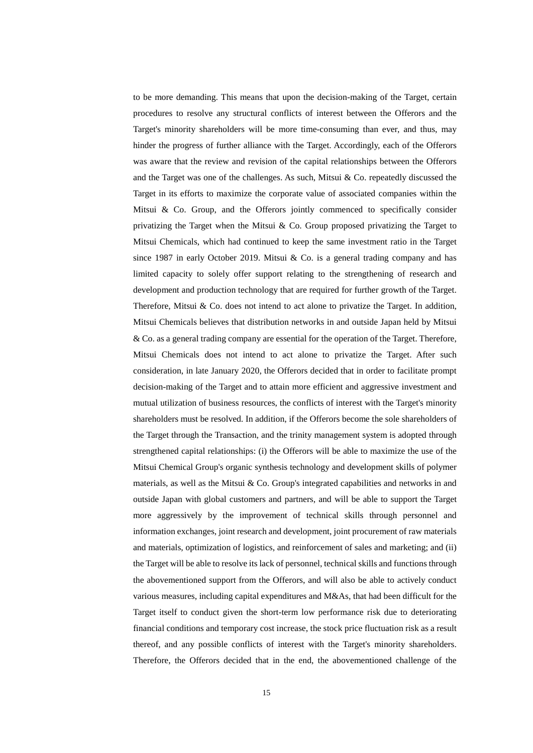to be more demanding. This means that upon the decision-making of the Target, certain procedures to resolve any structural conflicts of interest between the Offerors and the Target's minority shareholders will be more time-consuming than ever, and thus, may hinder the progress of further alliance with the Target. Accordingly, each of the Offerors was aware that the review and revision of the capital relationships between the Offerors and the Target was one of the challenges. As such, Mitsui & Co. repeatedly discussed the Target in its efforts to maximize the corporate value of associated companies within the Mitsui & Co. Group, and the Offerors jointly commenced to specifically consider privatizing the Target when the Mitsui & Co. Group proposed privatizing the Target to Mitsui Chemicals, which had continued to keep the same investment ratio in the Target since 1987 in early October 2019. Mitsui & Co. is a general trading company and has limited capacity to solely offer support relating to the strengthening of research and development and production technology that are required for further growth of the Target. Therefore, Mitsui & Co. does not intend to act alone to privatize the Target. In addition, Mitsui Chemicals believes that distribution networks in and outside Japan held by Mitsui & Co. as a general trading company are essential for the operation of the Target. Therefore, Mitsui Chemicals does not intend to act alone to privatize the Target. After such consideration, in late January 2020, the Offerors decided that in order to facilitate prompt decision-making of the Target and to attain more efficient and aggressive investment and mutual utilization of business resources, the conflicts of interest with the Target's minority shareholders must be resolved. In addition, if the Offerors become the sole shareholders of the Target through the Transaction, and the trinity management system is adopted through strengthened capital relationships: (i) the Offerors will be able to maximize the use of the Mitsui Chemical Group's organic synthesis technology and development skills of polymer materials, as well as the Mitsui & Co. Group's integrated capabilities and networks in and outside Japan with global customers and partners, and will be able to support the Target more aggressively by the improvement of technical skills through personnel and information exchanges, joint research and development, joint procurement of raw materials and materials, optimization of logistics, and reinforcement of sales and marketing; and (ii) the Target will be able to resolve its lack of personnel, technical skills and functions through the abovementioned support from the Offerors, and will also be able to actively conduct various measures, including capital expenditures and M&As, that had been difficult for the Target itself to conduct given the short-term low performance risk due to deteriorating financial conditions and temporary cost increase, the stock price fluctuation risk as a result thereof, and any possible conflicts of interest with the Target's minority shareholders. Therefore, the Offerors decided that in the end, the abovementioned challenge of the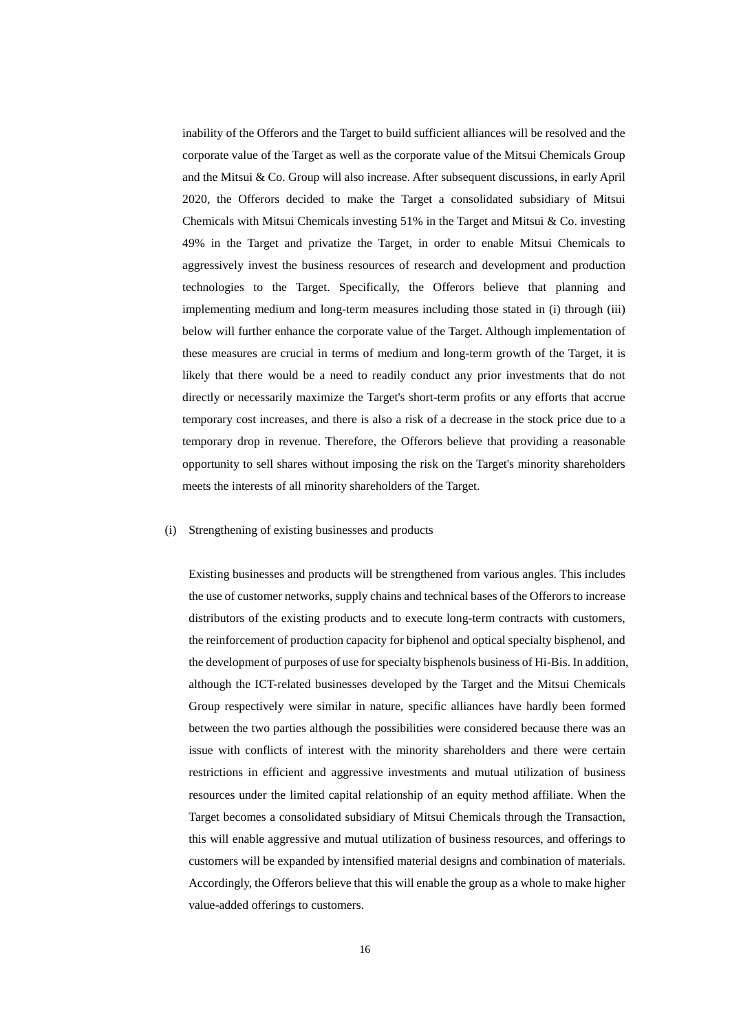inability of the Offerors and the Target to build sufficient alliances will be resolved and the corporate value of the Target as well as the corporate value of the Mitsui Chemicals Group and the Mitsui & Co. Group will also increase. After subsequent discussions, in early April 2020, the Offerors decided to make the Target a consolidated subsidiary of Mitsui Chemicals with Mitsui Chemicals investing 51% in the Target and Mitsui & Co. investing 49% in the Target and privatize the Target, in order to enable Mitsui Chemicals to aggressively invest the business resources of research and development and production technologies to the Target. Specifically, the Offerors believe that planning and implementing medium and long-term measures including those stated in (i) through (iii) below will further enhance the corporate value of the Target. Although implementation of these measures are crucial in terms of medium and long-term growth of the Target, it is likely that there would be a need to readily conduct any prior investments that do not directly or necessarily maximize the Target's short-term profits or any efforts that accrue temporary cost increases, and there is also a risk of a decrease in the stock price due to a temporary drop in revenue. Therefore, the Offerors believe that providing a reasonable opportunity to sell shares without imposing the risk on the Target's minority shareholders meets the interests of all minority shareholders of the Target.

(i) Strengthening of existing businesses and products

Existing businesses and products will be strengthened from various angles. This includes the use of customer networks, supply chains and technical bases of the Offerors to increase distributors of the existing products and to execute long-term contracts with customers, the reinforcement of production capacity for biphenol and optical specialty bisphenol, and the development of purposes of use for specialty bisphenols business of Hi-Bis. In addition, although the ICT-related businesses developed by the Target and the Mitsui Chemicals Group respectively were similar in nature, specific alliances have hardly been formed between the two parties although the possibilities were considered because there was an issue with conflicts of interest with the minority shareholders and there were certain restrictions in efficient and aggressive investments and mutual utilization of business resources under the limited capital relationship of an equity method affiliate. When the Target becomes a consolidated subsidiary of Mitsui Chemicals through the Transaction, this will enable aggressive and mutual utilization of business resources, and offerings to customers will be expanded by intensified material designs and combination of materials. Accordingly, the Offerors believe that this will enable the group as a whole to make higher value-added offerings to customers.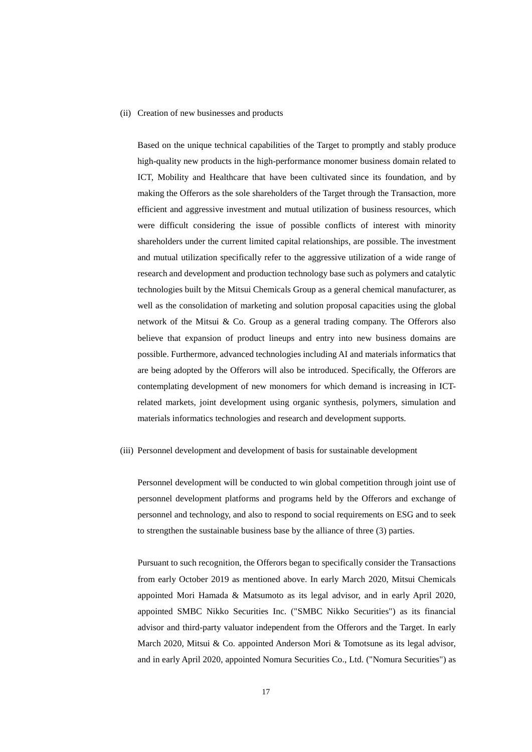(ii) Creation of new businesses and products

Based on the unique technical capabilities of the Target to promptly and stably produce high-quality new products in the high-performance monomer business domain related to ICT, Mobility and Healthcare that have been cultivated since its foundation, and by making the Offerors as the sole shareholders of the Target through the Transaction, more efficient and aggressive investment and mutual utilization of business resources, which were difficult considering the issue of possible conflicts of interest with minority shareholders under the current limited capital relationships, are possible. The investment and mutual utilization specifically refer to the aggressive utilization of a wide range of research and development and production technology base such as polymers and catalytic technologies built by the Mitsui Chemicals Group as a general chemical manufacturer, as well as the consolidation of marketing and solution proposal capacities using the global network of the Mitsui & Co. Group as a general trading company. The Offerors also believe that expansion of product lineups and entry into new business domains are possible. Furthermore, advanced technologies including AI and materials informatics that are being adopted by the Offerors will also be introduced. Specifically, the Offerors are contemplating development of new monomers for which demand is increasing in ICT-related markets, joint development using organic synthesis, polymers, simulation and materials informatics technologies and research and development supports.

(iii) Personnel development and development of basis for sustainable development

Personnel development will be conducted to win global competition through joint use of personnel development platforms and programs held by the Offerors and exchange of personnel and technology, and also to respond to social requirements on ESG and to seek to strengthen the sustainable business base by the alliance of three (3) parties.

Pursuant to such recognition, the Offerors began to specifically consider the Transactions from early October 2019 as mentioned above. In early March 2020, Mitsui Chemicals appointed Mori Hamada & Matsumoto as its legal advisor, and in early April 2020, appointed SMBC Nikko Securities Inc. ("SMBC Nikko Securities") as its financial advisor and third-party valuator independent from the Offerors and the Target. In early March 2020, Mitsui & Co. appointed Anderson Mori & Tomotsune as its legal advisor, and in early April 2020, appointed Nomura Securities Co., Ltd. ("Nomura Securities") as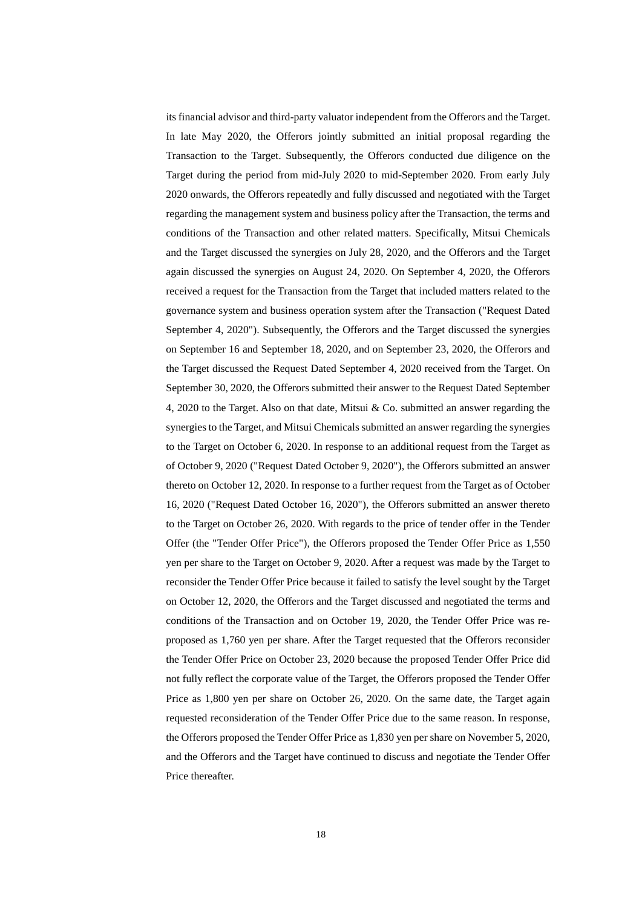its financial advisor and third-party valuator independent from the Offerors and the Target. In late May 2020, the Offerors jointly submitted an initial proposal regarding the Transaction to the Target. Subsequently, the Offerors conducted due diligence on the Target during the period from mid-July 2020 to mid-September 2020. From early July 2020 onwards, the Offerors repeatedly and fully discussed and negotiated with the Target regarding the management system and business policy after the Transaction, the terms and conditions of the Transaction and other related matters. Specifically, Mitsui Chemicals and the Target discussed the synergies on July 28, 2020, and the Offerors and the Target again discussed the synergies on August 24, 2020. On September 4, 2020, the Offerors received a request for the Transaction from the Target that included matters related to the governance system and business operation system after the Transaction ("Request Dated September 4, 2020"). Subsequently, the Offerors and the Target discussed the synergies on September 16 and September 18, 2020, and on September 23, 2020, the Offerors and the Target discussed the Request Dated September 4, 2020 received from the Target. On September 30, 2020, the Offerors submitted their answer to the Request Dated September 4, 2020 to the Target. Also on that date, Mitsui & Co. submitted an answer regarding the synergies to the Target, and Mitsui Chemicals submitted an answer regarding the synergies to the Target on October 6, 2020. In response to an additional request from the Target as of October 9, 2020 ("Request Dated October 9, 2020"), the Offerors submitted an answer thereto on October 12, 2020. In response to a further request from the Target as of October 16, 2020 ("Request Dated October 16, 2020"), the Offerors submitted an answer thereto to the Target on October 26, 2020. With regards to the price of tender offer in the Tender Offer (the "Tender Offer Price"), the Offerors proposed the Tender Offer Price as 1,550 yen per share to the Target on October 9, 2020. After a request was made by the Target to reconsider the Tender Offer Price because it failed to satisfy the level sought by the Target on October 12, 2020, the Offerors and the Target discussed and negotiated the terms and conditions of the Transaction and on October 19, 2020, the Tender Offer Price was re-proposed as 1,760 yen per share. After the Target requested that the Offerors reconsider the Tender Offer Price on October 23, 2020 because the proposed Tender Offer Price did not fully reflect the corporate value of the Target, the Offerors proposed the Tender Offer Price as 1,800 yen per share on October 26, 2020. On the same date, the Target again requested reconsideration of the Tender Offer Price due to the same reason. In response, the Offerors proposed the Tender Offer Price as 1,830 yen per share on November 5, 2020, and the Offerors and the Target have continued to discuss and negotiate the Tender Offer Price thereafter.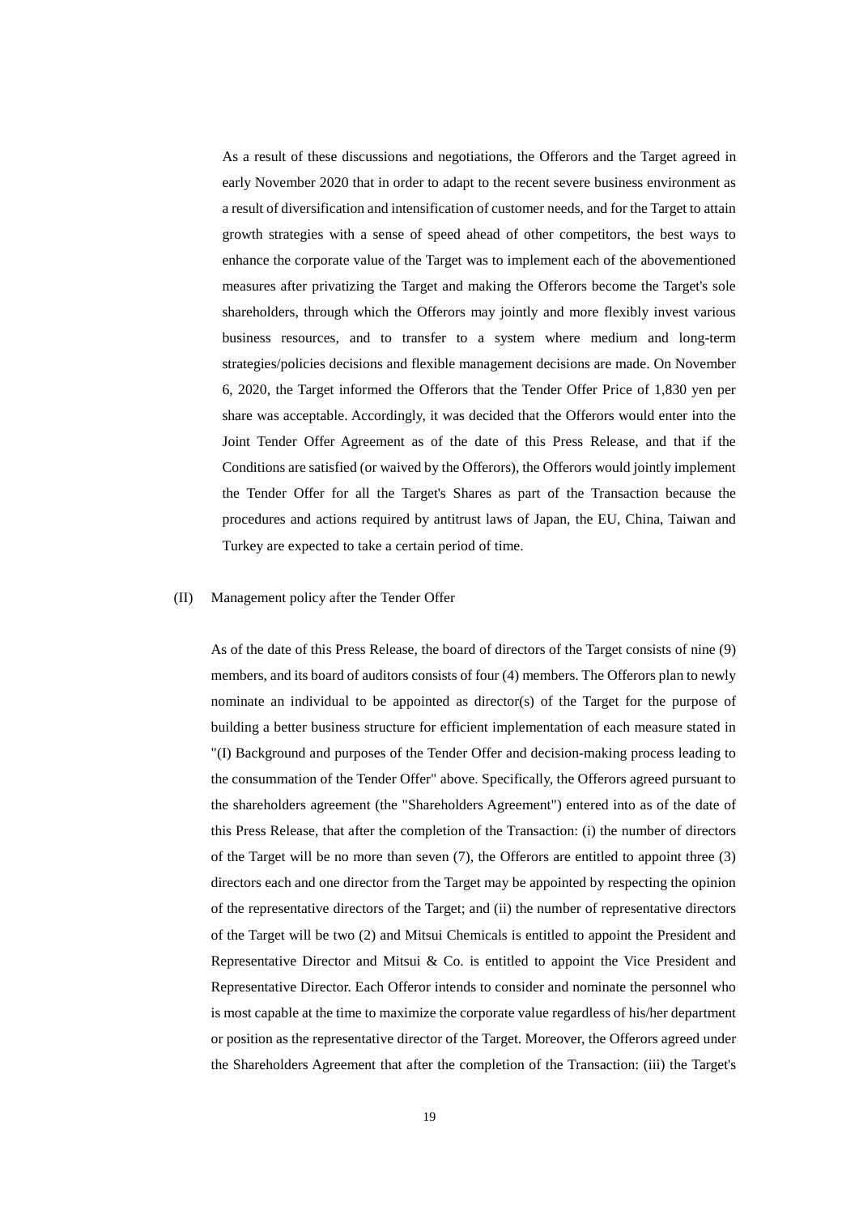As a result of these discussions and negotiations, the Offerors and the Target agreed in early November 2020 that in order to adapt to the recent severe business environment as a result of diversification and intensification of customer needs, and for the Target to attain growth strategies with a sense of speed ahead of other competitors, the best ways to enhance the corporate value of the Target was to implement each of the abovementioned measures after privatizing the Target and making the Offerors become the Target's sole shareholders, through which the Offerors may jointly and more flexibly invest various business resources, and to transfer to a system where medium and long-term strategies/policies decisions and flexible management decisions are made. On November 6, 2020, the Target informed the Offerors that the Tender Offer Price of 1,830 yen per share was acceptable. Accordingly, it was decided that the Offerors would enter into the Joint Tender Offer Agreement as of the date of this Press Release, and that if the Conditions are satisfied (or waived by the Offerors), the Offerors would jointly implement the Tender Offer for all the Target's Shares as part of the Transaction because the procedures and actions required by antitrust laws of Japan, the EU, China, Taiwan and Turkey are expected to take a certain period of time.

(II) Management policy after the Tender Offer

As of the date of this Press Release, the board of directors of the Target consists of nine (9) members, and its board of auditors consists of four (4) members. The Offerors plan to newly nominate an individual to be appointed as director(s) of the Target for the purpose of building a better business structure for efficient implementation of each measure stated in "(I) Background and purposes of the Tender Offer and decision-making process leading to the consummation of the Tender Offer" above. Specifically, the Offerors agreed pursuant to the shareholders agreement (the "Shareholders Agreement") entered into as of the date of this Press Release, that after the completion of the Transaction: (i) the number of directors of the Target will be no more than seven (7), the Offerors are entitled to appoint three (3) directors each and one director from the Target may be appointed by respecting the opinion of the representative directors of the Target; and (ii) the number of representative directors of the Target will be two (2) and Mitsui Chemicals is entitled to appoint the President and Representative Director and Mitsui & Co. is entitled to appoint the Vice President and Representative Director. Each Offeror intends to consider and nominate the personnel who is most capable at the time to maximize the corporate value regardless of his/her department or position as the representative director of the Target. Moreover, the Offerors agreed under the Shareholders Agreement that after the completion of the Transaction: (iii) the Target's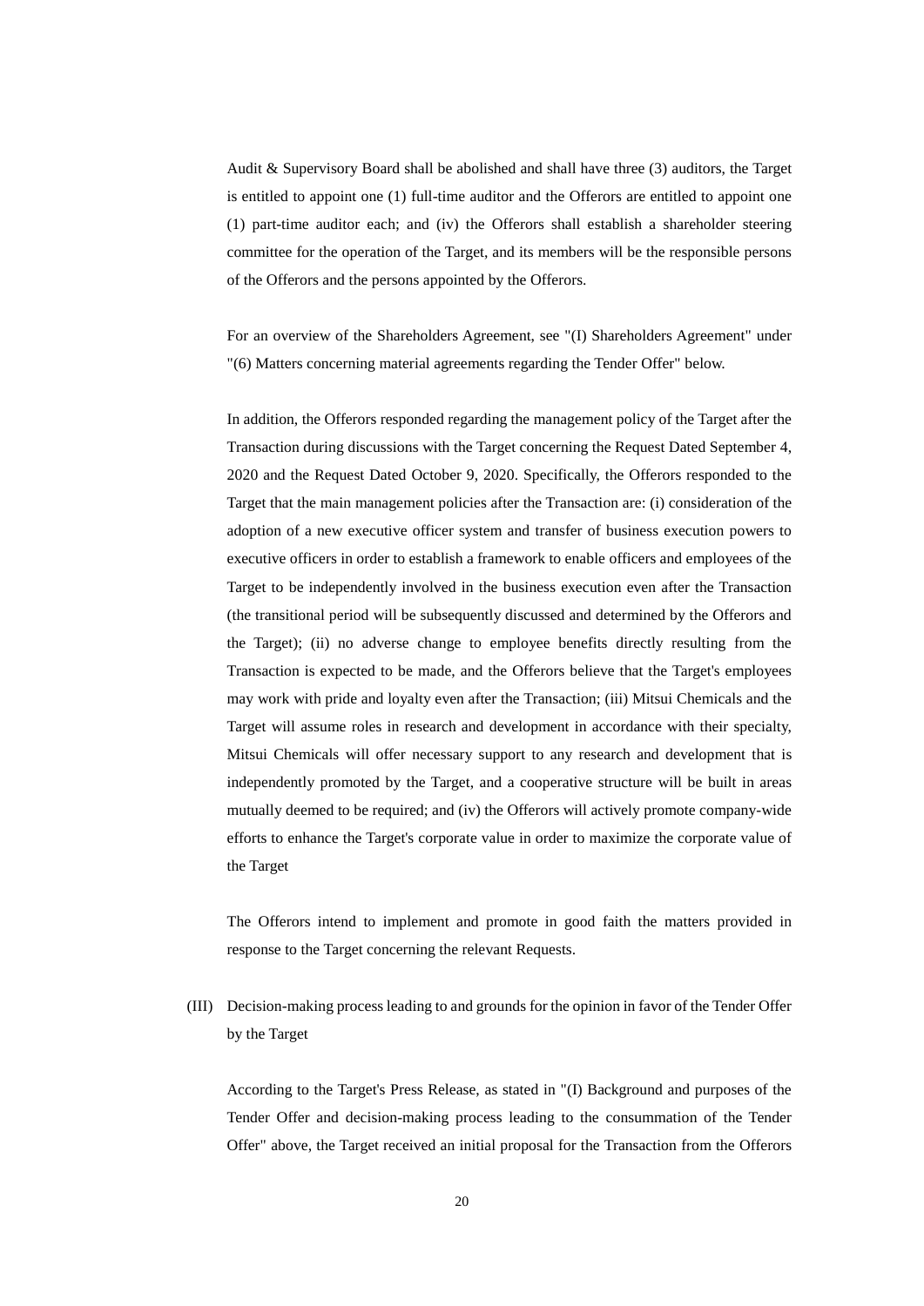Audit & Supervisory Board shall be abolished and shall have three (3) auditors, the Target is entitled to appoint one (1) full-time auditor and the Offerors are entitled to appoint one (1) part-time auditor each; and (iv) the Offerors shall establish a shareholder steering committee for the operation of the Target, and its members will be the responsible persons of the Offerors and the persons appointed by the Offerors.

For an overview of the Shareholders Agreement, see "(I) Shareholders Agreement" under "(6) Matters concerning material agreements regarding the Tender Offer" below.

In addition, the Offerors responded regarding the management policy of the Target after the Transaction during discussions with the Target concerning the Request Dated September 4, 2020 and the Request Dated October 9, 2020. Specifically, the Offerors responded to the Target that the main management policies after the Transaction are: (i) consideration of the adoption of a new executive officer system and transfer of business execution powers to executive officers in order to establish a framework to enable officers and employees of the Target to be independently involved in the business execution even after the Transaction (the transitional period will be subsequently discussed and determined by the Offerors and the Target); (ii) no adverse change to employee benefits directly resulting from the Transaction is expected to be made, and the Offerors believe that the Target's employees may work with pride and loyalty even after the Transaction; (iii) Mitsui Chemicals and the Target will assume roles in research and development in accordance with their specialty, Mitsui Chemicals will offer necessary support to any research and development that is independently promoted by the Target, and a cooperative structure will be built in areas mutually deemed to be required; and (iv) the Offerors will actively promote company-wide efforts to enhance the Target's corporate value in order to maximize the corporate value of the Target

The Offerors intend to implement and promote in good faith the matters provided in response to the Target concerning the relevant Requests.

(III) Decision-making process leading to and grounds for the opinion in favor of the Tender Offer by the Target

According to the Target's Press Release, as stated in "(I) Background and purposes of the Tender Offer and decision-making process leading to the consummation of the Tender Offer" above, the Target received an initial proposal for the Transaction from the Offerors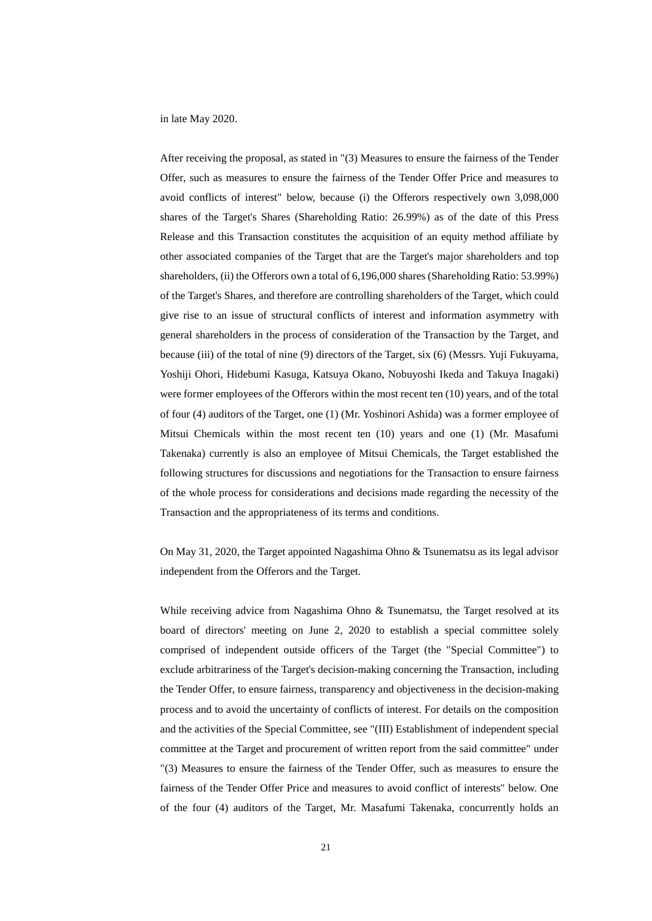in late May 2020.

After receiving the proposal, as stated in "(3) Measures to ensure the fairness of the Tender Offer, such as measures to ensure the fairness of the Tender Offer Price and measures to avoid conflicts of interest" below, because (i) the Offerors respectively own 3,098,000 shares of the Target's Shares (Shareholding Ratio: 26.99%) as of the date of this Press Release and this Transaction constitutes the acquisition of an equity method affiliate by other associated companies of the Target that are the Target's major shareholders and top shareholders, (ii) the Offerors own a total of 6,196,000 shares (Shareholding Ratio: 53.99%) of the Target's Shares, and therefore are controlling shareholders of the Target, which could give rise to an issue of structural conflicts of interest and information asymmetry with general shareholders in the process of consideration of the Transaction by the Target, and because (iii) of the total of nine (9) directors of the Target, six (6) (Messrs. Yuji Fukuyama, Yoshiji Ohori, Hidebumi Kasuga, Katsuya Okano, Nobuyoshi Ikeda and Takuya Inagaki) were former employees of the Offerors within the most recent ten (10) years, and of the total of four (4) auditors of the Target, one (1) (Mr. Yoshinori Ashida) was a former employee of Mitsui Chemicals within the most recent ten (10) years and one (1) (Mr. Masafumi Takenaka) currently is also an employee of Mitsui Chemicals, the Target established the following structures for discussions and negotiations for the Transaction to ensure fairness of the whole process for considerations and decisions made regarding the necessity of the Transaction and the appropriateness of its terms and conditions.

On May 31, 2020, the Target appointed Nagashima Ohno & Tsunematsu as its legal advisor independent from the Offerors and the Target.

While receiving advice from Nagashima Ohno & Tsunematsu, the Target resolved at its board of directors' meeting on June 2, 2020 to establish a special committee solely comprised of independent outside officers of the Target (the "Special Committee") to exclude arbitrariness of the Target's decision-making concerning the Transaction, including the Tender Offer, to ensure fairness, transparency and objectiveness in the decision-making process and to avoid the uncertainty of conflicts of interest. For details on the composition and the activities of the Special Committee, see "(III) Establishment of independent special committee at the Target and procurement of written report from the said committee" under "(3) Measures to ensure the fairness of the Tender Offer, such as measures to ensure the fairness of the Tender Offer Price and measures to avoid conflict of interests" below. One of the four (4) auditors of the Target, Mr. Masafumi Takenaka, concurrently holds an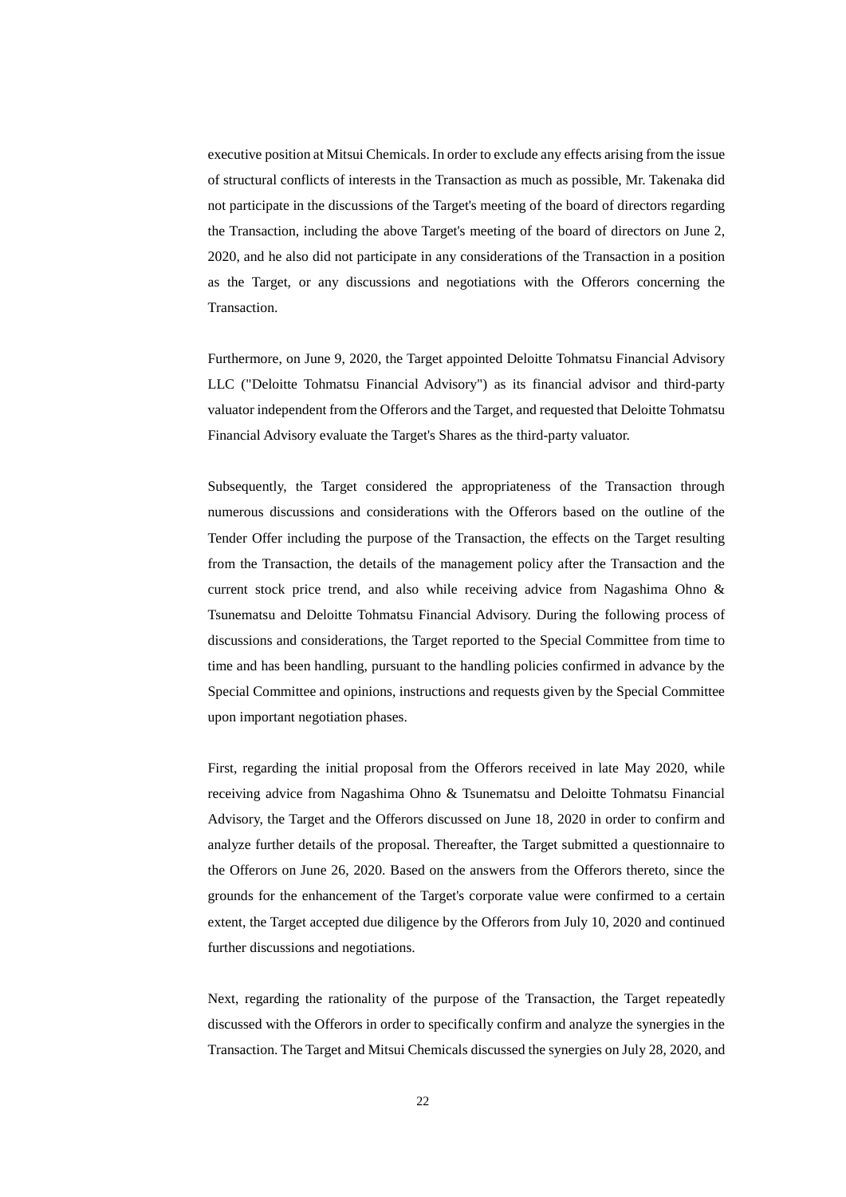executive position at Mitsui Chemicals. In order to exclude any effects arising from the issue of structural conflicts of interests in the Transaction as much as possible, Mr. Takenaka did not participate in the discussions of the Target's meeting of the board of directors regarding the Transaction, including the above Target's meeting of the board of directors on June 2, 2020, and he also did not participate in any considerations of the Transaction in a position as the Target, or any discussions and negotiations with the Offerors concerning the Transaction.

Furthermore, on June 9, 2020, the Target appointed Deloitte Tohmatsu Financial Advisory LLC ("Deloitte Tohmatsu Financial Advisory") as its financial advisor and third-party valuator independent from the Offerors and the Target, and requested that Deloitte Tohmatsu Financial Advisory evaluate the Target's Shares as the third-party valuator.

Subsequently, the Target considered the appropriateness of the Transaction through numerous discussions and considerations with the Offerors based on the outline of the Tender Offer including the purpose of the Transaction, the effects on the Target resulting from the Transaction, the details of the management policy after the Transaction and the current stock price trend, and also while receiving advice from Nagashima Ohno & Tsunematsu and Deloitte Tohmatsu Financial Advisory. During the following process of discussions and considerations, the Target reported to the Special Committee from time to time and has been handling, pursuant to the handling policies confirmed in advance by the Special Committee and opinions, instructions and requests given by the Special Committee upon important negotiation phases.

First, regarding the initial proposal from the Offerors received in late May 2020, while receiving advice from Nagashima Ohno & Tsunematsu and Deloitte Tohmatsu Financial Advisory, the Target and the Offerors discussed on June 18, 2020 in order to confirm and analyze further details of the proposal. Thereafter, the Target submitted a questionnaire to the Offerors on June 26, 2020. Based on the answers from the Offerors thereto, since the grounds for the enhancement of the Target's corporate value were confirmed to a certain extent, the Target accepted due diligence by the Offerors from July 10, 2020 and continued further discussions and negotiations.

Next, regarding the rationality of the purpose of the Transaction, the Target repeatedly discussed with the Offerors in order to specifically confirm and analyze the synergies in the Transaction. The Target and Mitsui Chemicals discussed the synergies on July 28, 2020, and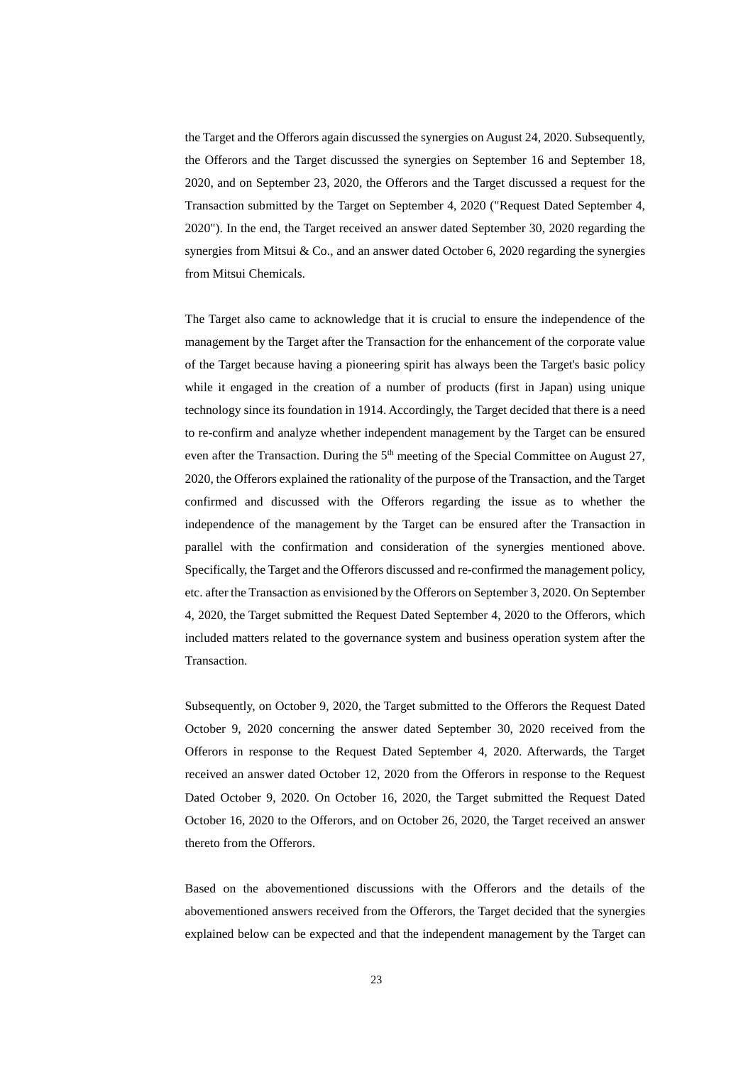the Target and the Offerors again discussed the synergies on August 24, 2020. Subsequently, the Offerors and the Target discussed the synergies on September 16 and September 18, 2020, and on September 23, 2020, the Offerors and the Target discussed a request for the Transaction submitted by the Target on September 4, 2020 ("Request Dated September 4, 2020"). In the end, the Target received an answer dated September 30, 2020 regarding the synergies from Mitsui & Co., and an answer dated October 6, 2020 regarding the synergies from Mitsui Chemicals.

The Target also came to acknowledge that it is crucial to ensure the independence of the management by the Target after the Transaction for the enhancement of the corporate value of the Target because having a pioneering spirit has always been the Target's basic policy while it engaged in the creation of a number of products (first in Japan) using unique technology since its foundation in 1914. Accordingly, the Target decided that there is a need to re-confirm and analyze whether independent management by the Target can be ensured even after the Transaction. During the 5th meeting of the Special Committee on August 27, 2020, the Offerors explained the rationality of the purpose of the Transaction, and the Target confirmed and discussed with the Offerors regarding the issue as to whether the independence of the management by the Target can be ensured after the Transaction in parallel with the confirmation and consideration of the synergies mentioned above. Specifically, the Target and the Offerors discussed and re-confirmed the management policy, etc. after the Transaction as envisioned by the Offerors on September 3, 2020. On September 4, 2020, the Target submitted the Request Dated September 4, 2020 to the Offerors, which included matters related to the governance system and business operation system after the Transaction.

Subsequently, on October 9, 2020, the Target submitted to the Offerors the Request Dated October 9, 2020 concerning the answer dated September 30, 2020 received from the Offerors in response to the Request Dated September 4, 2020. Afterwards, the Target received an answer dated October 12, 2020 from the Offerors in response to the Request Dated October 9, 2020. On October 16, 2020, the Target submitted the Request Dated October 16, 2020 to the Offerors, and on October 26, 2020, the Target received an answer thereto from the Offerors.

Based on the abovementioned discussions with the Offerors and the details of the abovementioned answers received from the Offerors, the Target decided that the synergies explained below can be expected and that the independent management by the Target can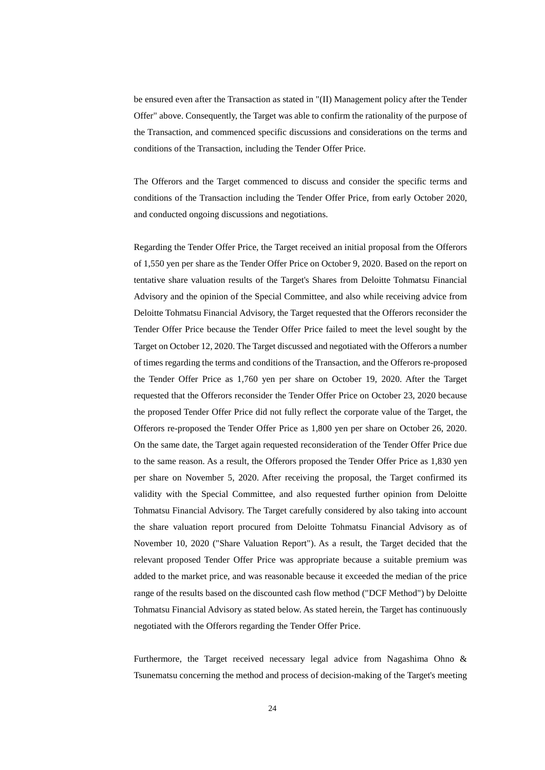be ensured even after the Transaction as stated in "(II) Management policy after the Tender Offer" above. Consequently, the Target was able to confirm the rationality of the purpose of the Transaction, and commenced specific discussions and considerations on the terms and conditions of the Transaction, including the Tender Offer Price.

The Offerors and the Target commenced to discuss and consider the specific terms and conditions of the Transaction including the Tender Offer Price, from early October 2020, and conducted ongoing discussions and negotiations.

Regarding the Tender Offer Price, the Target received an initial proposal from the Offerors of 1,550 yen per share as the Tender Offer Price on October 9, 2020. Based on the report on tentative share valuation results of the Target's Shares from Deloitte Tohmatsu Financial Advisory and the opinion of the Special Committee, and also while receiving advice from Deloitte Tohmatsu Financial Advisory, the Target requested that the Offerors reconsider the Tender Offer Price because the Tender Offer Price failed to meet the level sought by the Target on October 12, 2020. The Target discussed and negotiated with the Offerors a number of times regarding the terms and conditions of the Transaction, and the Offerors re-proposed the Tender Offer Price as 1,760 yen per share on October 19, 2020. After the Target requested that the Offerors reconsider the Tender Offer Price on October 23, 2020 because the proposed Tender Offer Price did not fully reflect the corporate value of the Target, the Offerors re-proposed the Tender Offer Price as 1,800 yen per share on October 26, 2020. On the same date, the Target again requested reconsideration of the Tender Offer Price due to the same reason. As a result, the Offerors proposed the Tender Offer Price as 1,830 yen per share on November 5, 2020. After receiving the proposal, the Target confirmed its validity with the Special Committee, and also requested further opinion from Deloitte Tohmatsu Financial Advisory. The Target carefully considered by also taking into account the share valuation report procured from Deloitte Tohmatsu Financial Advisory as of November 10, 2020 ("Share Valuation Report"). As a result, the Target decided that the relevant proposed Tender Offer Price was appropriate because a suitable premium was added to the market price, and was reasonable because it exceeded the median of the price range of the results based on the discounted cash flow method ("DCF Method") by Deloitte Tohmatsu Financial Advisory as stated below. As stated herein, the Target has continuously negotiated with the Offerors regarding the Tender Offer Price.

Furthermore, the Target received necessary legal advice from Nagashima Ohno & Tsunematsu concerning the method and process of decision-making of the Target's meeting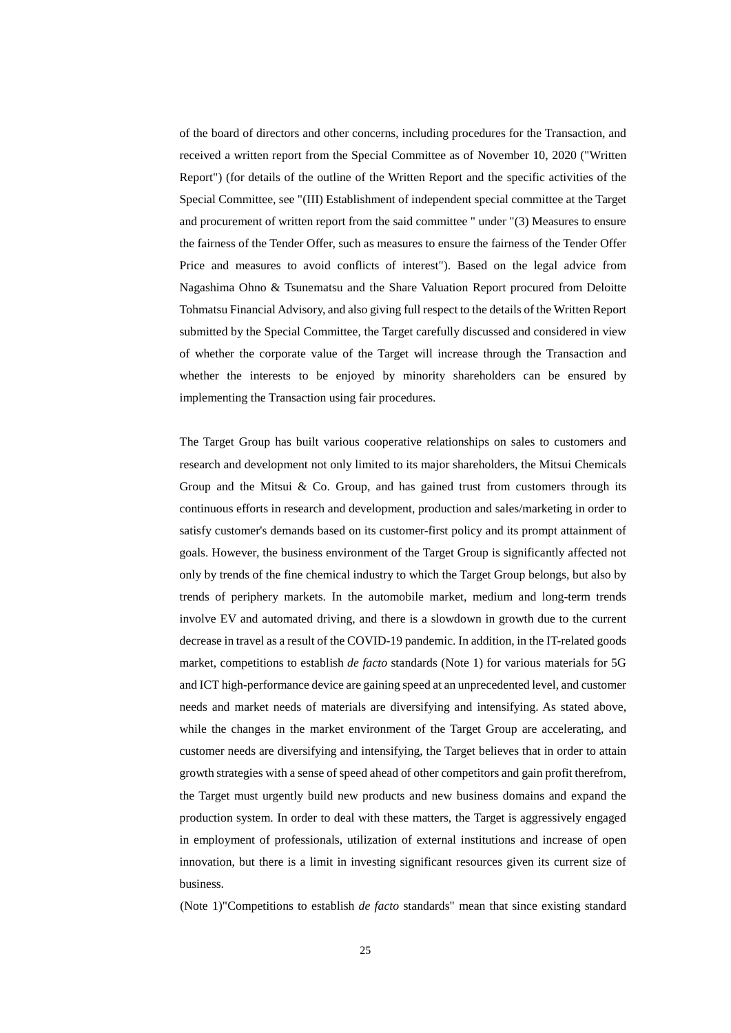of the board of directors and other concerns, including procedures for the Transaction, and received a written report from the Special Committee as of November 10, 2020 ("Written Report") (for details of the outline of the Written Report and the specific activities of the Special Committee, see "(III) Establishment of independent special committee at the Target and procurement of written report from the said committee " under "(3) Measures to ensure the fairness of the Tender Offer, such as measures to ensure the fairness of the Tender Offer Price and measures to avoid conflicts of interest"). Based on the legal advice from Nagashima Ohno & Tsunematsu and the Share Valuation Report procured from Deloitte Tohmatsu Financial Advisory, and also giving full respect to the details of the Written Report submitted by the Special Committee, the Target carefully discussed and considered in view of whether the corporate value of the Target will increase through the Transaction and whether the interests to be enjoyed by minority shareholders can be ensured by implementing the Transaction using fair procedures.

The Target Group has built various cooperative relationships on sales to customers and research and development not only limited to its major shareholders, the Mitsui Chemicals Group and the Mitsui & Co. Group, and has gained trust from customers through its continuous efforts in research and development, production and sales/marketing in order to satisfy customer's demands based on its customer-first policy and its prompt attainment of goals. However, the business environment of the Target Group is significantly affected not only by trends of the fine chemical industry to which the Target Group belongs, but also by trends of periphery markets. In the automobile market, medium and long-term trends involve EV and automated driving, and there is a slowdown in growth due to the current decrease in travel as a result of the COVID-19 pandemic. In addition, in the IT-related goods market, competitions to establish *de facto* standards (Note 1) for various materials for 5G and ICT high-performance device are gaining speed at an unprecedented level, and customer needs and market needs of materials are diversifying and intensifying. As stated above, while the changes in the market environment of the Target Group are accelerating, and customer needs are diversifying and intensifying, the Target believes that in order to attain growth strategies with a sense of speed ahead of other competitors and gain profit therefrom, the Target must urgently build new products and new business domains and expand the production system. In order to deal with these matters, the Target is aggressively engaged in employment of professionals, utilization of external institutions and increase of open innovation, but there is a limit in investing significant resources given its current size of business.

(Note 1)"Competitions to establish *de facto* standards" mean that since existing standard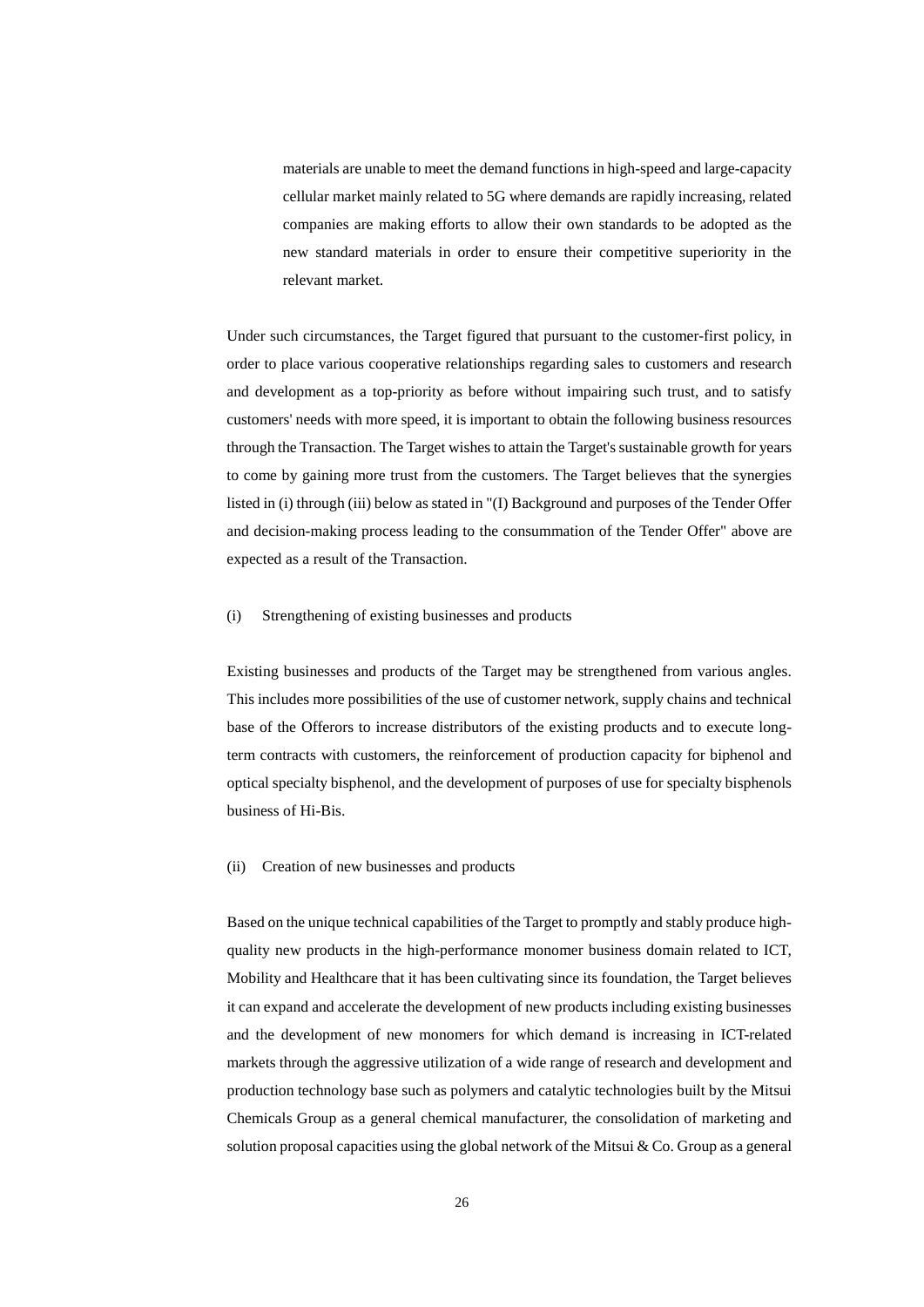materials are unable to meet the demand functions in high-speed and large-capacity cellular market mainly related to 5G where demands are rapidly increasing, related companies are making efforts to allow their own standards to be adopted as the new standard materials in order to ensure their competitive superiority in the relevant market.

Under such circumstances, the Target figured that pursuant to the customer-first policy, in order to place various cooperative relationships regarding sales to customers and research and development as a top-priority as before without impairing such trust, and to satisfy customers' needs with more speed, it is important to obtain the following business resources through the Transaction. The Target wishes to attain the Target's sustainable growth for years to come by gaining more trust from the customers. The Target believes that the synergies listed in (i) through (iii) below as stated in "(I) Background and purposes of the Tender Offer and decision-making process leading to the consummation of the Tender Offer" above are expected as a result of the Transaction.

(i) Strengthening of existing businesses and products

Existing businesses and products of the Target may be strengthened from various angles. This includes more possibilities of the use of customer network, supply chains and technical base of the Offerors to increase distributors of the existing products and to execute long-term contracts with customers, the reinforcement of production capacity for biphenol and optical specialty bisphenol, and the development of purposes of use for specialty bisphenols business of Hi-Bis.

(ii) Creation of new businesses and products

Based on the unique technical capabilities of the Target to promptly and stably produce high-quality new products in the high-performance monomer business domain related to ICT, Mobility and Healthcare that it has been cultivating since its foundation, the Target believes it can expand and accelerate the development of new products including existing businesses and the development of new monomers for which demand is increasing in ICT-related markets through the aggressive utilization of a wide range of research and development and production technology base such as polymers and catalytic technologies built by the Mitsui Chemicals Group as a general chemical manufacturer, the consolidation of marketing and solution proposal capacities using the global network of the Mitsui & Co. Group as a general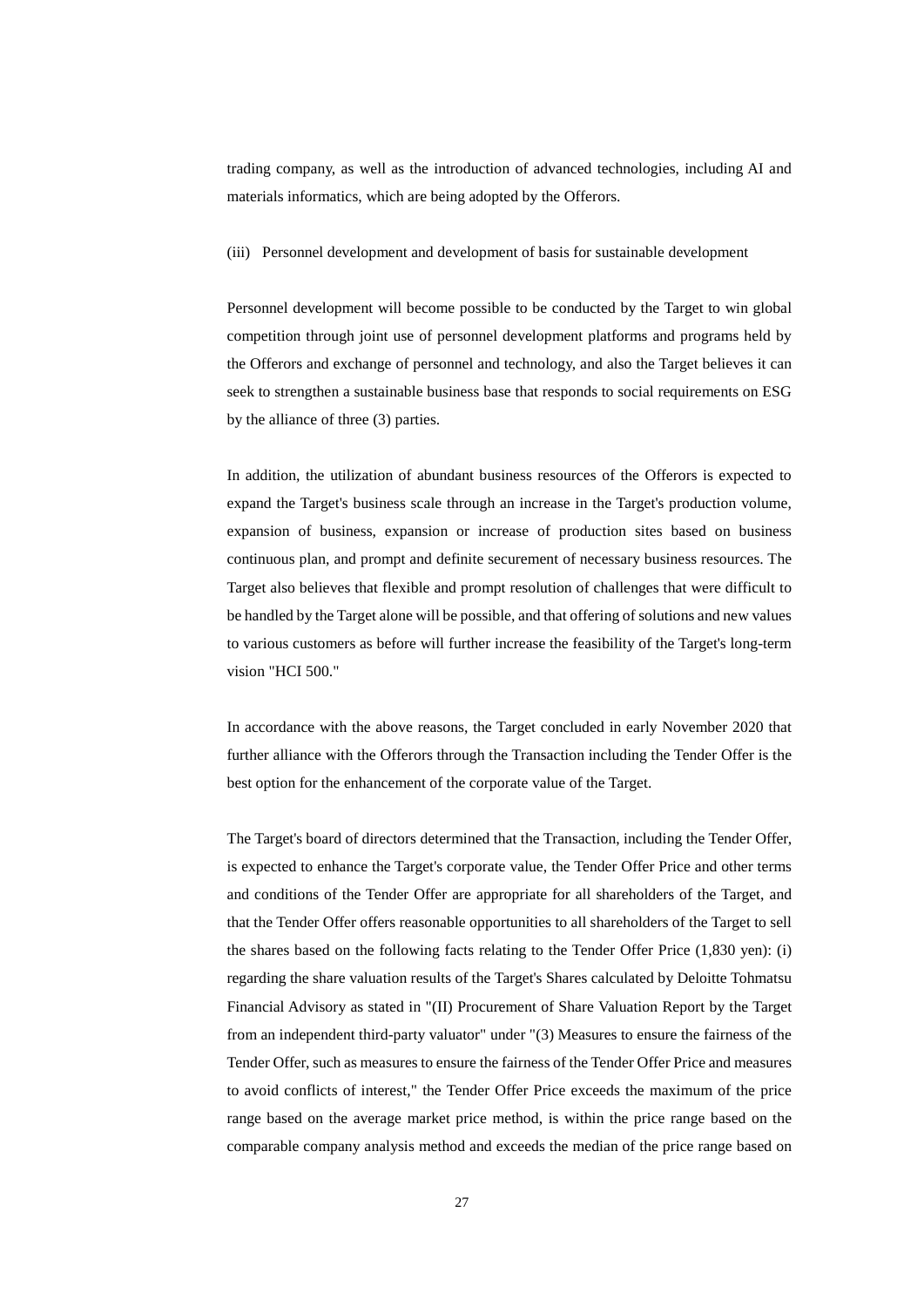trading company, as well as the introduction of advanced technologies, including AI and materials informatics, which are being adopted by the Offerors.

(iii) Personnel development and development of basis for sustainable development

Personnel development will become possible to be conducted by the Target to win global competition through joint use of personnel development platforms and programs held by the Offerors and exchange of personnel and technology, and also the Target believes it can seek to strengthen a sustainable business base that responds to social requirements on ESG by the alliance of three (3) parties.

In addition, the utilization of abundant business resources of the Offerors is expected to expand the Target's business scale through an increase in the Target's production volume, expansion of business, expansion or increase of production sites based on business continuous plan, and prompt and definite securement of necessary business resources. The Target also believes that flexible and prompt resolution of challenges that were difficult to be handled by the Target alone will be possible, and that offering of solutions and new values to various customers as before will further increase the feasibility of the Target's long-term vision "HCI 500."

In accordance with the above reasons, the Target concluded in early November 2020 that further alliance with the Offerors through the Transaction including the Tender Offer is the best option for the enhancement of the corporate value of the Target.

The Target's board of directors determined that the Transaction, including the Tender Offer, is expected to enhance the Target's corporate value, the Tender Offer Price and other terms and conditions of the Tender Offer are appropriate for all shareholders of the Target, and that the Tender Offer offers reasonable opportunities to all shareholders of the Target to sell the shares based on the following facts relating to the Tender Offer Price (1,830 yen): (i) regarding the share valuation results of the Target's Shares calculated by Deloitte Tohmatsu Financial Advisory as stated in "(II) Procurement of Share Valuation Report by the Target from an independent third-party valuator" under "(3) Measures to ensure the fairness of the Tender Offer, such as measures to ensure the fairness of the Tender Offer Price and measures to avoid conflicts of interest," the Tender Offer Price exceeds the maximum of the price range based on the average market price method, is within the price range based on the comparable company analysis method and exceeds the median of the price range based on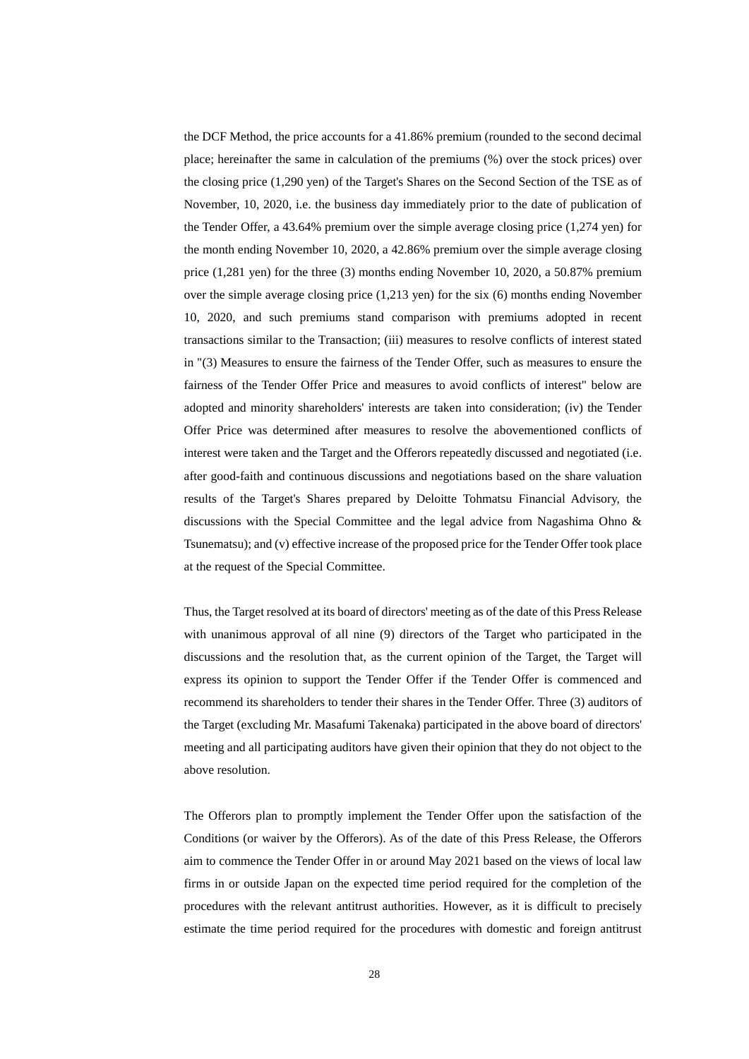the DCF Method, the price accounts for a 41.86% premium (rounded to the second decimal place; hereinafter the same in calculation of the premiums (%) over the stock prices) over the closing price (1,290 yen) of the Target's Shares on the Second Section of the TSE as of November, 10, 2020, i.e. the business day immediately prior to the date of publication of the Tender Offer, a 43.64% premium over the simple average closing price (1,274 yen) for the month ending November 10, 2020, a 42.86% premium over the simple average closing price (1,281 yen) for the three (3) months ending November 10, 2020, a 50.87% premium over the simple average closing price (1,213 yen) for the six (6) months ending November 10, 2020, and such premiums stand comparison with premiums adopted in recent transactions similar to the Transaction; (iii) measures to resolve conflicts of interest stated in "(3) Measures to ensure the fairness of the Tender Offer, such as measures to ensure the fairness of the Tender Offer Price and measures to avoid conflicts of interest" below are adopted and minority shareholders' interests are taken into consideration; (iv) the Tender Offer Price was determined after measures to resolve the abovementioned conflicts of interest were taken and the Target and the Offerors repeatedly discussed and negotiated (i.e. after good-faith and continuous discussions and negotiations based on the share valuation results of the Target's Shares prepared by Deloitte Tohmatsu Financial Advisory, the discussions with the Special Committee and the legal advice from Nagashima Ohno & Tsunematsu); and (v) effective increase of the proposed price for the Tender Offer took place at the request of the Special Committee.

Thus, the Target resolved at its board of directors' meeting as of the date of this Press Release with unanimous approval of all nine (9) directors of the Target who participated in the discussions and the resolution that, as the current opinion of the Target, the Target will express its opinion to support the Tender Offer if the Tender Offer is commenced and recommend its shareholders to tender their shares in the Tender Offer. Three (3) auditors of the Target (excluding Mr. Masafumi Takenaka) participated in the above board of directors' meeting and all participating auditors have given their opinion that they do not object to the above resolution.

The Offerors plan to promptly implement the Tender Offer upon the satisfaction of the Conditions (or waiver by the Offerors). As of the date of this Press Release, the Offerors aim to commence the Tender Offer in or around May 2021 based on the views of local law firms in or outside Japan on the expected time period required for the completion of the procedures with the relevant antitrust authorities. However, as it is difficult to precisely estimate the time period required for the procedures with domestic and foreign antitrust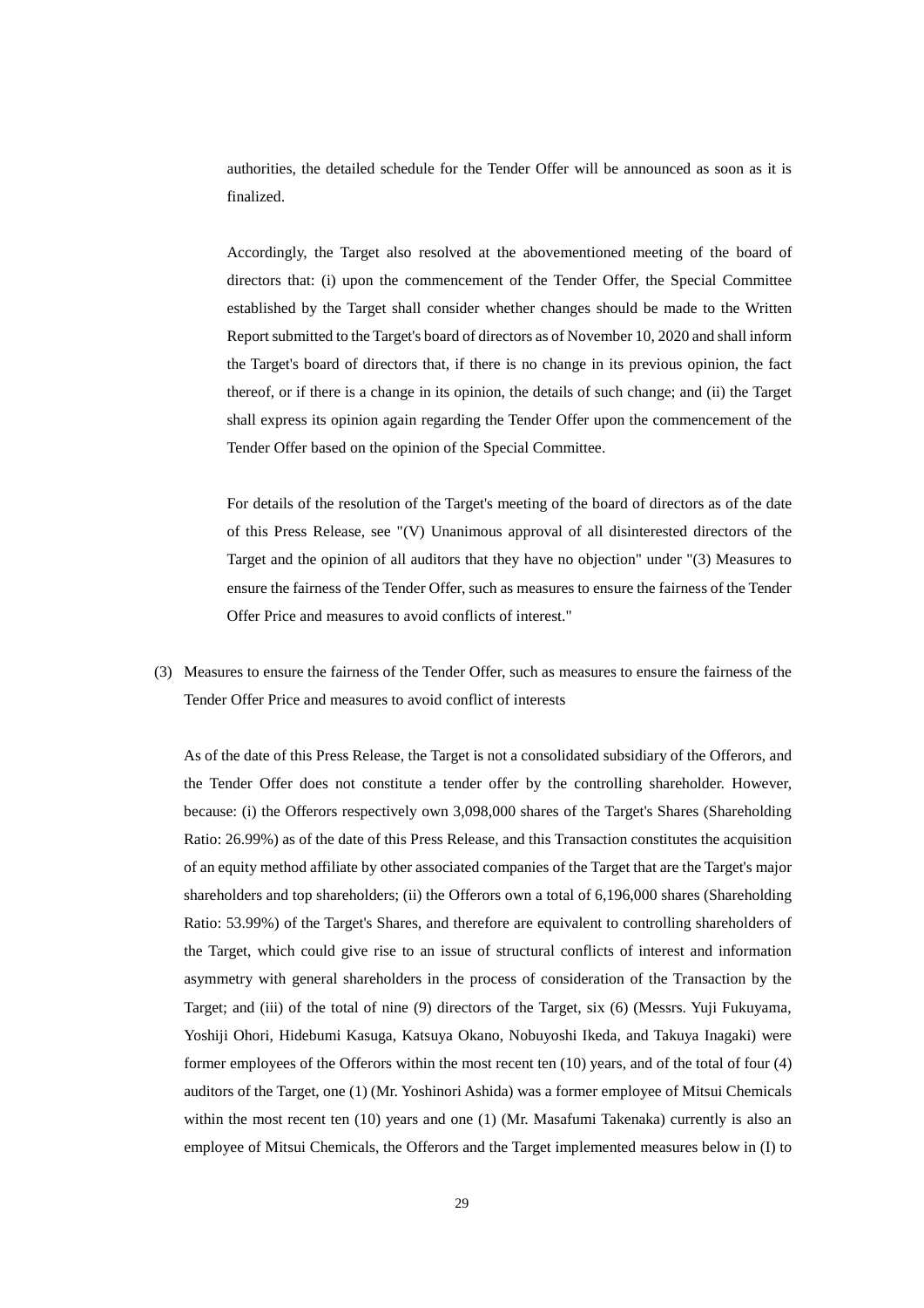authorities, the detailed schedule for the Tender Offer will be announced as soon as it is finalized.

Accordingly, the Target also resolved at the abovementioned meeting of the board of directors that: (i) upon the commencement of the Tender Offer, the Special Committee established by the Target shall consider whether changes should be made to the Written Report submitted to the Target's board of directors as of November 10, 2020 and shall inform the Target's board of directors that, if there is no change in its previous opinion, the fact thereof, or if there is a change in its opinion, the details of such change; and (ii) the Target shall express its opinion again regarding the Tender Offer upon the commencement of the Tender Offer based on the opinion of the Special Committee.

For details of the resolution of the Target's meeting of the board of directors as of the date of this Press Release, see "(V) Unanimous approval of all disinterested directors of the Target and the opinion of all auditors that they have no objection" under "(3) Measures to ensure the fairness of the Tender Offer, such as measures to ensure the fairness of the Tender Offer Price and measures to avoid conflicts of interest."

(3) Measures to ensure the fairness of the Tender Offer, such as measures to ensure the fairness of the Tender Offer Price and measures to avoid conflict of interests

As of the date of this Press Release, the Target is not a consolidated subsidiary of the Offerors, and the Tender Offer does not constitute a tender offer by the controlling shareholder. However, because: (i) the Offerors respectively own 3,098,000 shares of the Target's Shares (Shareholding Ratio: 26.99%) as of the date of this Press Release, and this Transaction constitutes the acquisition of an equity method affiliate by other associated companies of the Target that are the Target's major shareholders and top shareholders; (ii) the Offerors own a total of 6,196,000 shares (Shareholding Ratio: 53.99%) of the Target's Shares, and therefore are equivalent to controlling shareholders of the Target, which could give rise to an issue of structural conflicts of interest and information asymmetry with general shareholders in the process of consideration of the Transaction by the Target; and (iii) of the total of nine (9) directors of the Target, six (6) (Messrs. Yuji Fukuyama, Yoshiji Ohori, Hidebumi Kasuga, Katsuya Okano, Nobuyoshi Ikeda, and Takuya Inagaki) were former employees of the Offerors within the most recent ten (10) years, and of the total of four (4) auditors of the Target, one (1) (Mr. Yoshinori Ashida) was a former employee of Mitsui Chemicals within the most recent ten (10) years and one (1) (Mr. Masafumi Takenaka) currently is also an employee of Mitsui Chemicals, the Offerors and the Target implemented measures below in (I) to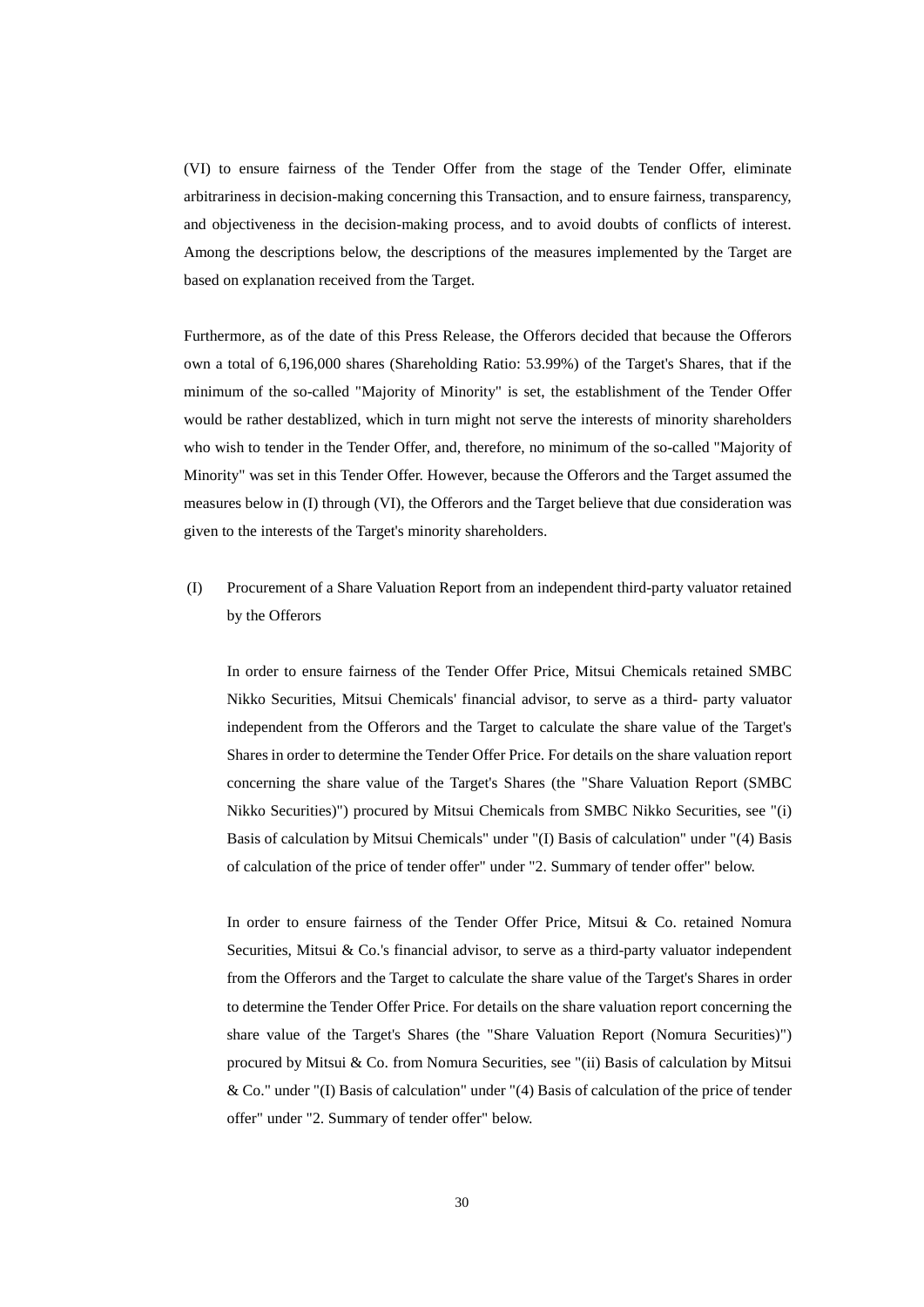(VI) to ensure fairness of the Tender Offer from the stage of the Tender Offer, eliminate arbitrariness in decision-making concerning this Transaction, and to ensure fairness, transparency, and objectiveness in the decision-making process, and to avoid doubts of conflicts of interest. Among the descriptions below, the descriptions of the measures implemented by the Target are based on explanation received from the Target.

Furthermore, as of the date of this Press Release, the Offerors decided that because the Offerors own a total of 6,196,000 shares (Shareholding Ratio: 53.99%) of the Target's Shares, that if the minimum of the so-called "Majority of Minority" is set, the establishment of the Tender Offer would be rather destablized, which in turn might not serve the interests of minority shareholders who wish to tender in the Tender Offer, and, therefore, no minimum of the so-called "Majority of Minority" was set in this Tender Offer. However, because the Offerors and the Target assumed the measures below in (I) through (VI), the Offerors and the Target believe that due consideration was given to the interests of the Target's minority shareholders.

(I) Procurement of a Share Valuation Report from an independent third-party valuator retained by the Offerors

In order to ensure fairness of the Tender Offer Price, Mitsui Chemicals retained SMBC Nikko Securities, Mitsui Chemicals' financial advisor, to serve as a third- party valuator independent from the Offerors and the Target to calculate the share value of the Target's Shares in order to determine the Tender Offer Price. For details on the share valuation report concerning the share value of the Target's Shares (the "Share Valuation Report (SMBC Nikko Securities)") procured by Mitsui Chemicals from SMBC Nikko Securities, see "(i) Basis of calculation by Mitsui Chemicals" under "(I) Basis of calculation" under "(4) Basis of calculation of the price of tender offer" under "2. Summary of tender offer" below.

In order to ensure fairness of the Tender Offer Price, Mitsui & Co. retained Nomura Securities, Mitsui & Co.'s financial advisor, to serve as a third-party valuator independent from the Offerors and the Target to calculate the share value of the Target's Shares in order to determine the Tender Offer Price. For details on the share valuation report concerning the share value of the Target's Shares (the "Share Valuation Report (Nomura Securities)") procured by Mitsui & Co. from Nomura Securities, see "(ii) Basis of calculation by Mitsui & Co." under "(I) Basis of calculation" under "(4) Basis of calculation of the price of tender offer" under "2. Summary of tender offer" below.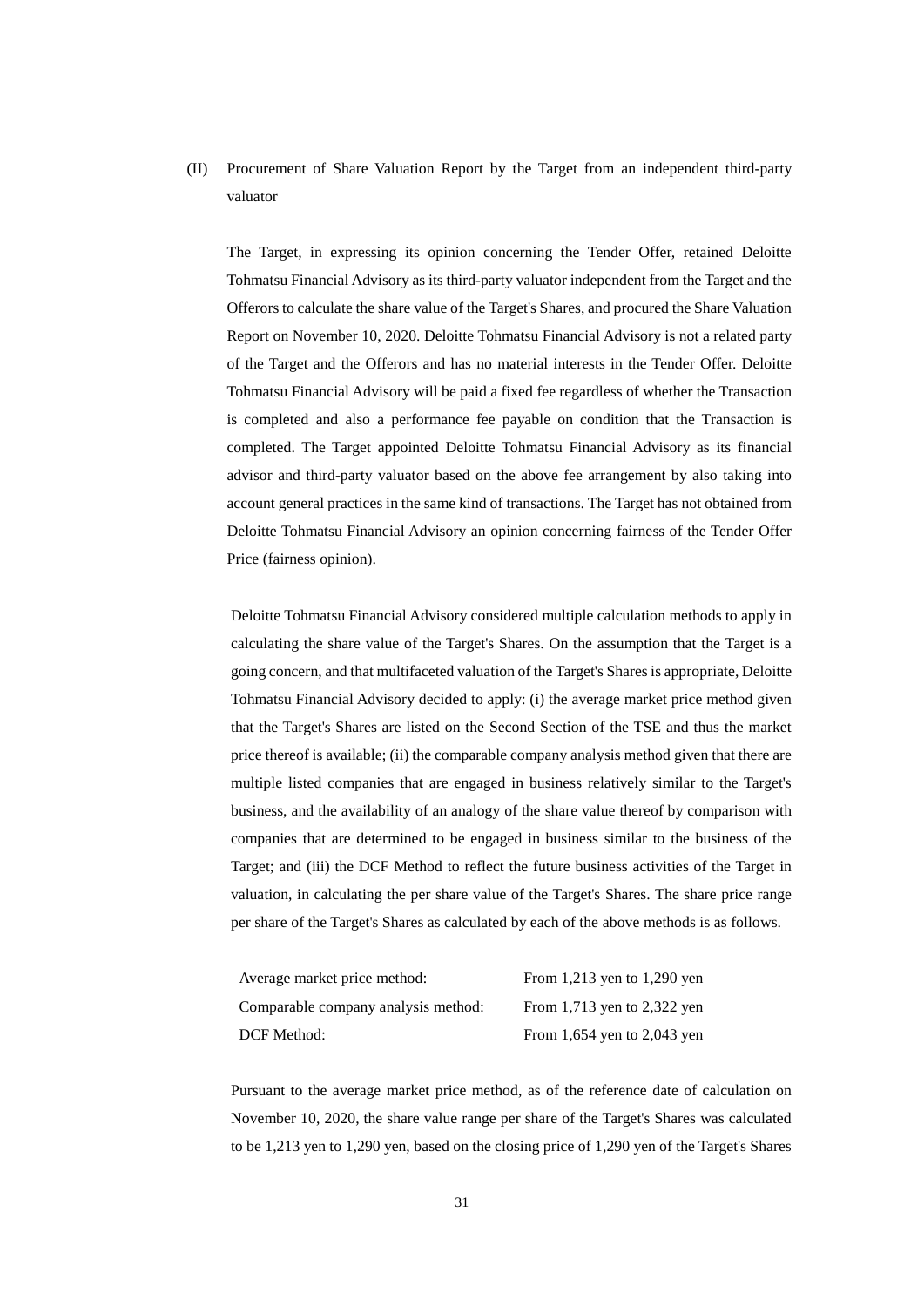(II) Procurement of Share Valuation Report by the Target from an independent third-party valuator

The Target, in expressing its opinion concerning the Tender Offer, retained Deloitte Tohmatsu Financial Advisory as its third-party valuator independent from the Target and the Offerors to calculate the share value of the Target's Shares, and procured the Share Valuation Report on November 10, 2020. Deloitte Tohmatsu Financial Advisory is not a related party of the Target and the Offerors and has no material interests in the Tender Offer. Deloitte Tohmatsu Financial Advisory will be paid a fixed fee regardless of whether the Transaction is completed and also a performance fee payable on condition that the Transaction is completed. The Target appointed Deloitte Tohmatsu Financial Advisory as its financial advisor and third-party valuator based on the above fee arrangement by also taking into account general practices in the same kind of transactions. The Target has not obtained from Deloitte Tohmatsu Financial Advisory an opinion concerning fairness of the Tender Offer Price (fairness opinion).

Deloitte Tohmatsu Financial Advisory considered multiple calculation methods to apply in calculating the share value of the Target's Shares. On the assumption that the Target is a going concern, and that multifaceted valuation of the Target's Shares is appropriate, Deloitte Tohmatsu Financial Advisory decided to apply: (i) the average market price method given that the Target's Shares are listed on the Second Section of the TSE and thus the market price thereof is available; (ii) the comparable company analysis method given that there are multiple listed companies that are engaged in business relatively similar to the Target's business, and the availability of an analogy of the share value thereof by comparison with companies that are determined to be engaged in business similar to the business of the Target; and (iii) the DCF Method to reflect the future business activities of the Target in valuation, in calculating the per share value of the Target's Shares. The share price range per share of the Target's Shares as calculated by each of the above methods is as follows.

| | |
|---|---|
| Average market price method: | From 1,213 yen to 1,290 yen |
| Comparable company analysis method: | From 1,713 yen to 2,322 yen |
| DCF Method: | From 1,654 yen to 2,043 yen |

Pursuant to the average market price method, as of the reference date of calculation on November 10, 2020, the share value range per share of the Target's Shares was calculated to be 1,213 yen to 1,290 yen, based on the closing price of 1,290 yen of the Target's Shares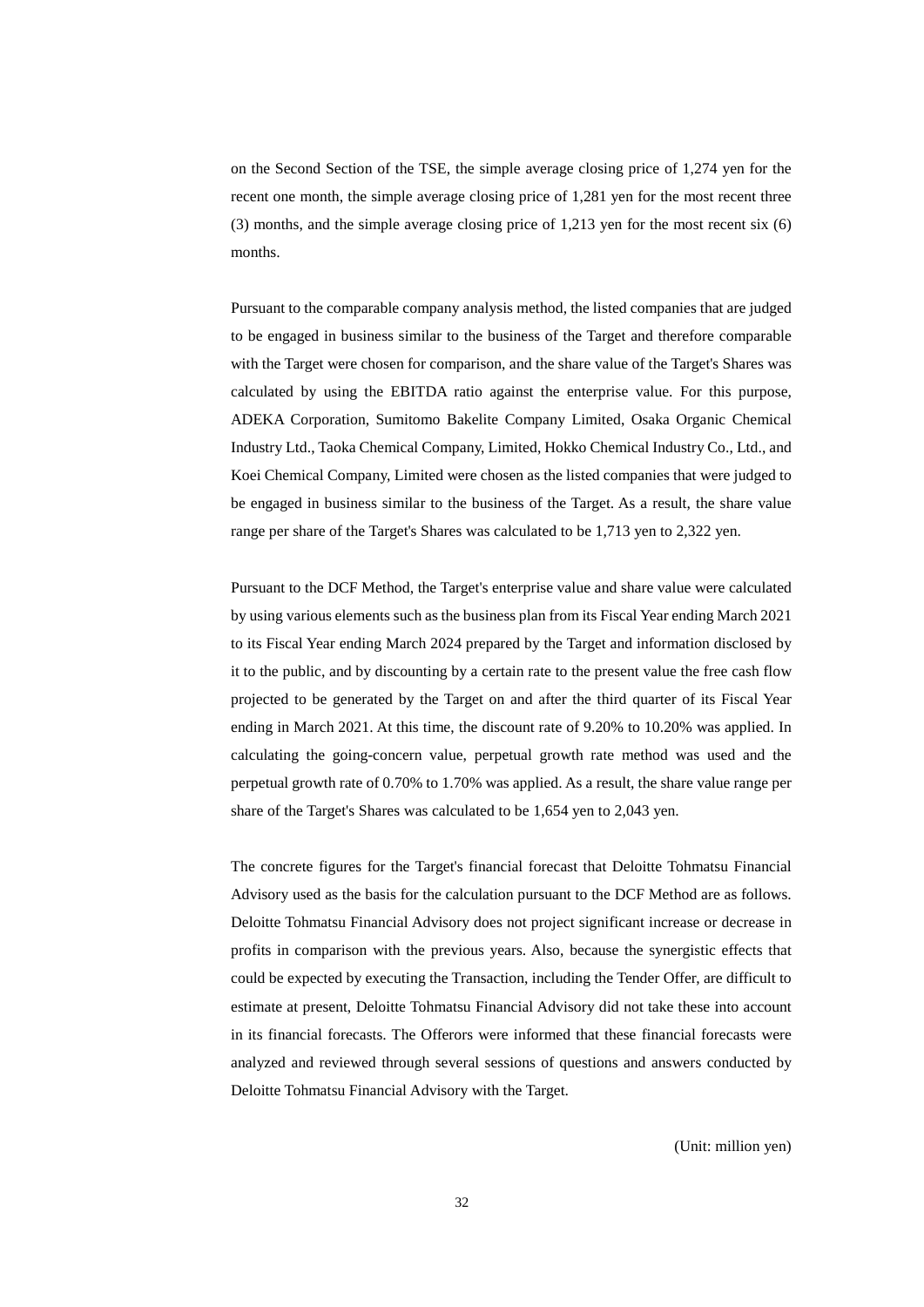on the Second Section of the TSE, the simple average closing price of 1,274 yen for the recent one month, the simple average closing price of 1,281 yen for the most recent three (3) months, and the simple average closing price of 1,213 yen for the most recent six (6) months.

Pursuant to the comparable company analysis method, the listed companies that are judged to be engaged in business similar to the business of the Target and therefore comparable with the Target were chosen for comparison, and the share value of the Target's Shares was calculated by using the EBITDA ratio against the enterprise value. For this purpose, ADEKA Corporation, Sumitomo Bakelite Company Limited, Osaka Organic Chemical Industry Ltd., Taoka Chemical Company, Limited, Hokko Chemical Industry Co., Ltd., and Koei Chemical Company, Limited were chosen as the listed companies that were judged to be engaged in business similar to the business of the Target. As a result, the share value range per share of the Target's Shares was calculated to be 1,713 yen to 2,322 yen.

Pursuant to the DCF Method, the Target's enterprise value and share value were calculated by using various elements such as the business plan from its Fiscal Year ending March 2021 to its Fiscal Year ending March 2024 prepared by the Target and information disclosed by it to the public, and by discounting by a certain rate to the present value the free cash flow projected to be generated by the Target on and after the third quarter of its Fiscal Year ending in March 2021. At this time, the discount rate of 9.20% to 10.20% was applied. In calculating the going-concern value, perpetual growth rate method was used and the perpetual growth rate of 0.70% to 1.70% was applied. As a result, the share value range per share of the Target's Shares was calculated to be 1,654 yen to 2,043 yen.

The concrete figures for the Target's financial forecast that Deloitte Tohmatsu Financial Advisory used as the basis for the calculation pursuant to the DCF Method are as follows. Deloitte Tohmatsu Financial Advisory does not project significant increase or decrease in profits in comparison with the previous years. Also, because the synergistic effects that could be expected by executing the Transaction, including the Tender Offer, are difficult to estimate at present, Deloitte Tohmatsu Financial Advisory did not take these into account in its financial forecasts. The Offerors were informed that these financial forecasts were analyzed and reviewed through several sessions of questions and answers conducted by Deloitte Tohmatsu Financial Advisory with the Target.

(Unit: million yen)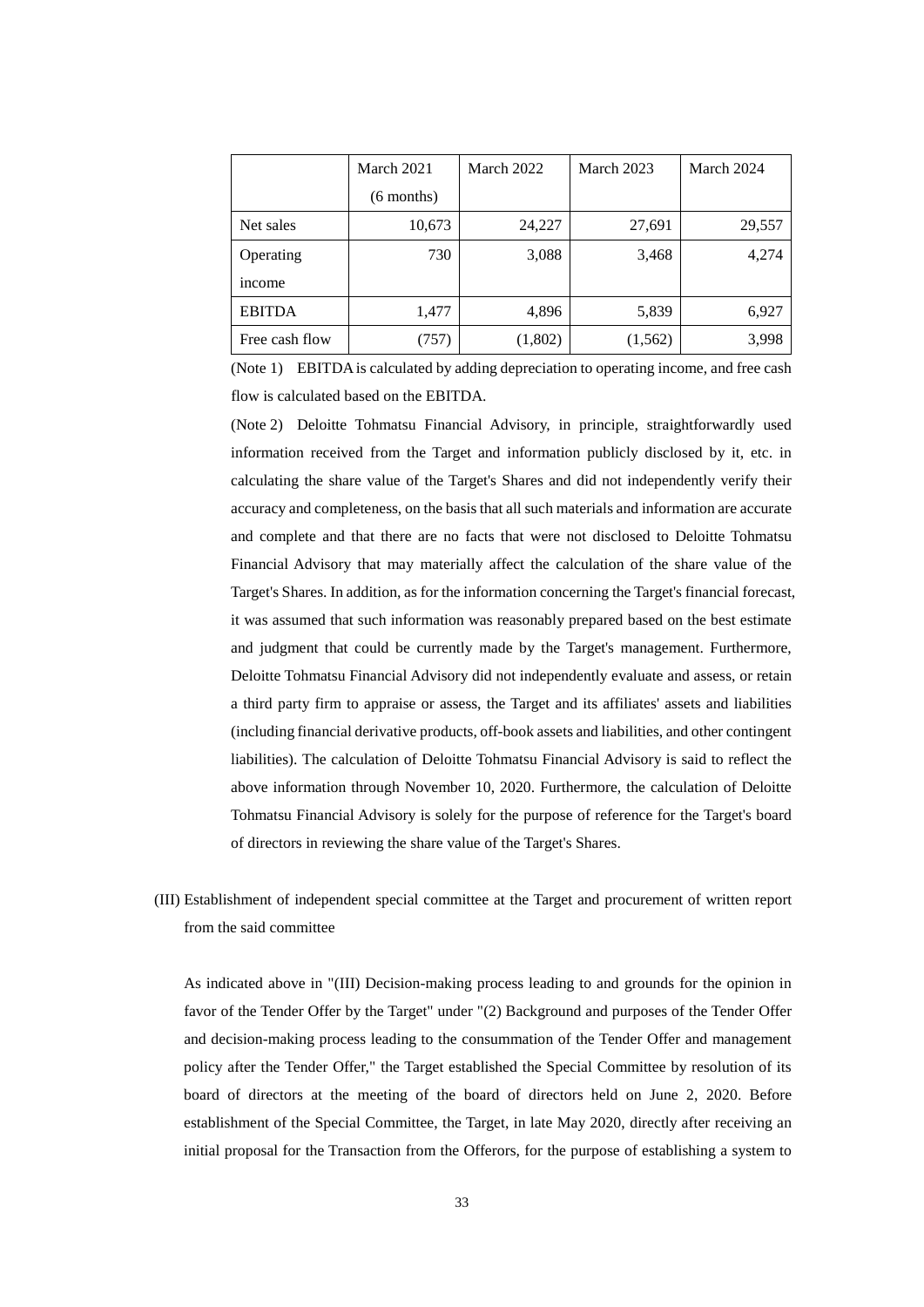| | March 2021 (6 months) | March 2022 | March 2023 | March 2024 |
|---|---|---|---|---|
| Net sales | 10,673 | 24,227 | 27,691 | 29,557 |
| Operating income | 730 | 3,088 | 3,468 | 4,274 |
| EBITDA | 1,477 | 4,896 | 5,839 | 6,927 |
| Free cash flow | (757) | (1,802) | (1,562) | 3,998 |

(Note 1) EBITDA is calculated by adding depreciation to operating income, and free cash flow is calculated based on the EBITDA.

(Note 2) Deloitte Tohmatsu Financial Advisory, in principle, straightforwardly used information received from the Target and information publicly disclosed by it, etc. in calculating the share value of the Target's Shares and did not independently verify their accuracy and completeness, on the basis that all such materials and information are accurate and complete and that there are no facts that were not disclosed to Deloitte Tohmatsu Financial Advisory that may materially affect the calculation of the share value of the Target's Shares. In addition, as for the information concerning the Target's financial forecast, it was assumed that such information was reasonably prepared based on the best estimate and judgment that could be currently made by the Target's management. Furthermore, Deloitte Tohmatsu Financial Advisory did not independently evaluate and assess, or retain a third party firm to appraise or assess, the Target and its affiliates' assets and liabilities (including financial derivative products, off-book assets and liabilities, and other contingent liabilities). The calculation of Deloitte Tohmatsu Financial Advisory is said to reflect the above information through November 10, 2020. Furthermore, the calculation of Deloitte Tohmatsu Financial Advisory is solely for the purpose of reference for the Target's board of directors in reviewing the share value of the Target's Shares.

(III) Establishment of independent special committee at the Target and procurement of written report from the said committee

As indicated above in "(III) Decision-making process leading to and grounds for the opinion in favor of the Tender Offer by the Target" under "(2) Background and purposes of the Tender Offer and decision-making process leading to the consummation of the Tender Offer and management policy after the Tender Offer," the Target established the Special Committee by resolution of its board of directors at the meeting of the board of directors held on June 2, 2020. Before establishment of the Special Committee, the Target, in late May 2020, directly after receiving an initial proposal for the Transaction from the Offerors, for the purpose of establishing a system to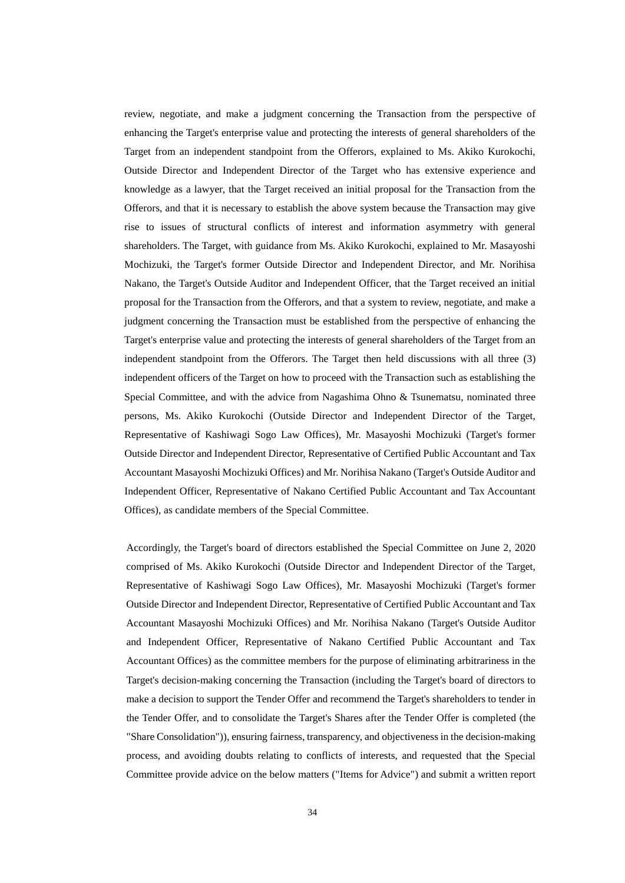review, negotiate, and make a judgment concerning the Transaction from the perspective of enhancing the Target's enterprise value and protecting the interests of general shareholders of the Target from an independent standpoint from the Offerors, explained to Ms. Akiko Kurokochi, Outside Director and Independent Director of the Target who has extensive experience and knowledge as a lawyer, that the Target received an initial proposal for the Transaction from the Offerors, and that it is necessary to establish the above system because the Transaction may give rise to issues of structural conflicts of interest and information asymmetry with general shareholders. The Target, with guidance from Ms. Akiko Kurokochi, explained to Mr. Masayoshi Mochizuki, the Target's former Outside Director and Independent Director, and Mr. Norihisa Nakano, the Target's Outside Auditor and Independent Officer, that the Target received an initial proposal for the Transaction from the Offerors, and that a system to review, negotiate, and make a judgment concerning the Transaction must be established from the perspective of enhancing the Target's enterprise value and protecting the interests of general shareholders of the Target from an independent standpoint from the Offerors. The Target then held discussions with all three (3) independent officers of the Target on how to proceed with the Transaction such as establishing the Special Committee, and with the advice from Nagashima Ohno & Tsunematsu, nominated three persons, Ms. Akiko Kurokochi (Outside Director and Independent Director of the Target, Representative of Kashiwagi Sogo Law Offices), Mr. Masayoshi Mochizuki (Target's former Outside Director and Independent Director, Representative of Certified Public Accountant and Tax Accountant Masayoshi Mochizuki Offices) and Mr. Norihisa Nakano (Target's Outside Auditor and Independent Officer, Representative of Nakano Certified Public Accountant and Tax Accountant Offices), as candidate members of the Special Committee.

Accordingly, the Target's board of directors established the Special Committee on June 2, 2020 comprised of Ms. Akiko Kurokochi (Outside Director and Independent Director of the Target, Representative of Kashiwagi Sogo Law Offices), Mr. Masayoshi Mochizuki (Target's former Outside Director and Independent Director, Representative of Certified Public Accountant and Tax Accountant Masayoshi Mochizuki Offices) and Mr. Norihisa Nakano (Target's Outside Auditor and Independent Officer, Representative of Nakano Certified Public Accountant and Tax Accountant Offices) as the committee members for the purpose of eliminating arbitrariness in the Target's decision-making concerning the Transaction (including the Target's board of directors to make a decision to support the Tender Offer and recommend the Target's shareholders to tender in the Tender Offer, and to consolidate the Target's Shares after the Tender Offer is completed (the "Share Consolidation")), ensuring fairness, transparency, and objectiveness in the decision-making process, and avoiding doubts relating to conflicts of interests, and requested that the Special Committee provide advice on the below matters ("Items for Advice") and submit a written report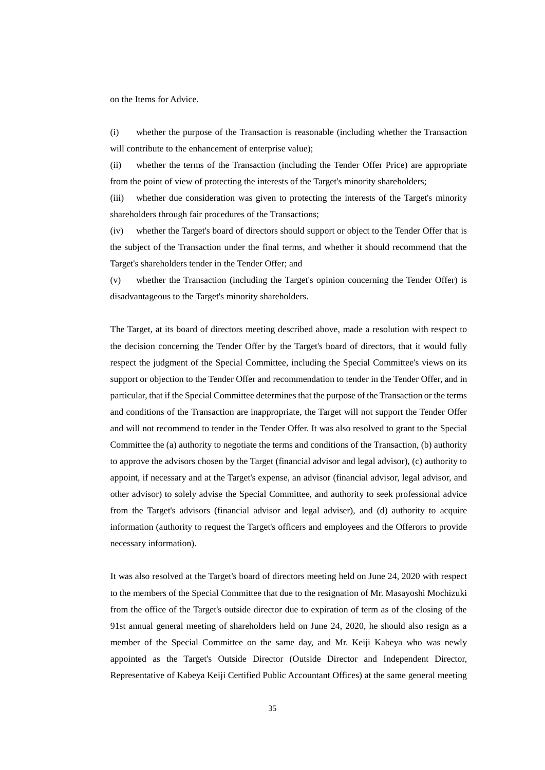on the Items for Advice.

(i) whether the purpose of the Transaction is reasonable (including whether the Transaction will contribute to the enhancement of enterprise value);

(ii) whether the terms of the Transaction (including the Tender Offer Price) are appropriate from the point of view of protecting the interests of the Target's minority shareholders;

(iii) whether due consideration was given to protecting the interests of the Target's minority shareholders through fair procedures of the Transactions;

(iv) whether the Target's board of directors should support or object to the Tender Offer that is the subject of the Transaction under the final terms, and whether it should recommend that the Target's shareholders tender in the Tender Offer; and

(v) whether the Transaction (including the Target's opinion concerning the Tender Offer) is disadvantageous to the Target's minority shareholders.

The Target, at its board of directors meeting described above, made a resolution with respect to the decision concerning the Tender Offer by the Target's board of directors, that it would fully respect the judgment of the Special Committee, including the Special Committee's views on its support or objection to the Tender Offer and recommendation to tender in the Tender Offer, and in particular, that if the Special Committee determines that the purpose of the Transaction or the terms and conditions of the Transaction are inappropriate, the Target will not support the Tender Offer and will not recommend to tender in the Tender Offer. It was also resolved to grant to the Special Committee the (a) authority to negotiate the terms and conditions of the Transaction, (b) authority to approve the advisors chosen by the Target (financial advisor and legal advisor), (c) authority to appoint, if necessary and at the Target's expense, an advisor (financial advisor, legal advisor, and other advisor) to solely advise the Special Committee, and authority to seek professional advice from the Target's advisors (financial advisor and legal adviser), and (d) authority to acquire information (authority to request the Target's officers and employees and the Offerors to provide necessary information).

It was also resolved at the Target's board of directors meeting held on June 24, 2020 with respect to the members of the Special Committee that due to the resignation of Mr. Masayoshi Mochizuki from the office of the Target's outside director due to expiration of term as of the closing of the 91st annual general meeting of shareholders held on June 24, 2020, he should also resign as a member of the Special Committee on the same day, and Mr. Keiji Kabeya who was newly appointed as the Target's Outside Director (Outside Director and Independent Director, Representative of Kabeya Keiji Certified Public Accountant Offices) at the same general meeting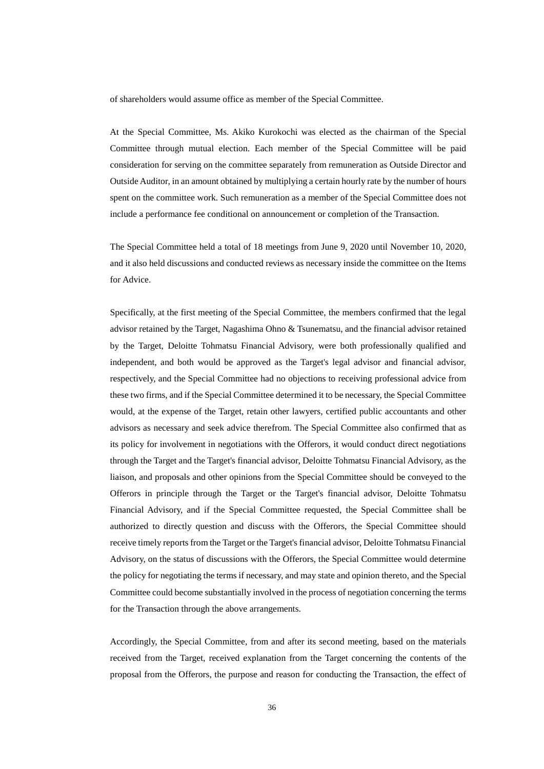of shareholders would assume office as member of the Special Committee.

At the Special Committee, Ms. Akiko Kurokochi was elected as the chairman of the Special Committee through mutual election. Each member of the Special Committee will be paid consideration for serving on the committee separately from remuneration as Outside Director and Outside Auditor, in an amount obtained by multiplying a certain hourly rate by the number of hours spent on the committee work. Such remuneration as a member of the Special Committee does not include a performance fee conditional on announcement or completion of the Transaction.

The Special Committee held a total of 18 meetings from June 9, 2020 until November 10, 2020, and it also held discussions and conducted reviews as necessary inside the committee on the Items for Advice.

Specifically, at the first meeting of the Special Committee, the members confirmed that the legal advisor retained by the Target, Nagashima Ohno & Tsunematsu, and the financial advisor retained by the Target, Deloitte Tohmatsu Financial Advisory, were both professionally qualified and independent, and both would be approved as the Target's legal advisor and financial advisor, respectively, and the Special Committee had no objections to receiving professional advice from these two firms, and if the Special Committee determined it to be necessary, the Special Committee would, at the expense of the Target, retain other lawyers, certified public accountants and other advisors as necessary and seek advice therefrom. The Special Committee also confirmed that as its policy for involvement in negotiations with the Offerors, it would conduct direct negotiations through the Target and the Target's financial advisor, Deloitte Tohmatsu Financial Advisory, as the liaison, and proposals and other opinions from the Special Committee should be conveyed to the Offerors in principle through the Target or the Target's financial advisor, Deloitte Tohmatsu Financial Advisory, and if the Special Committee requested, the Special Committee shall be authorized to directly question and discuss with the Offerors, the Special Committee should receive timely reports from the Target or the Target's financial advisor, Deloitte Tohmatsu Financial Advisory, on the status of discussions with the Offerors, the Special Committee would determine the policy for negotiating the terms if necessary, and may state and opinion thereto, and the Special Committee could become substantially involved in the process of negotiation concerning the terms for the Transaction through the above arrangements.

Accordingly, the Special Committee, from and after its second meeting, based on the materials received from the Target, received explanation from the Target concerning the contents of the proposal from the Offerors, the purpose and reason for conducting the Transaction, the effect of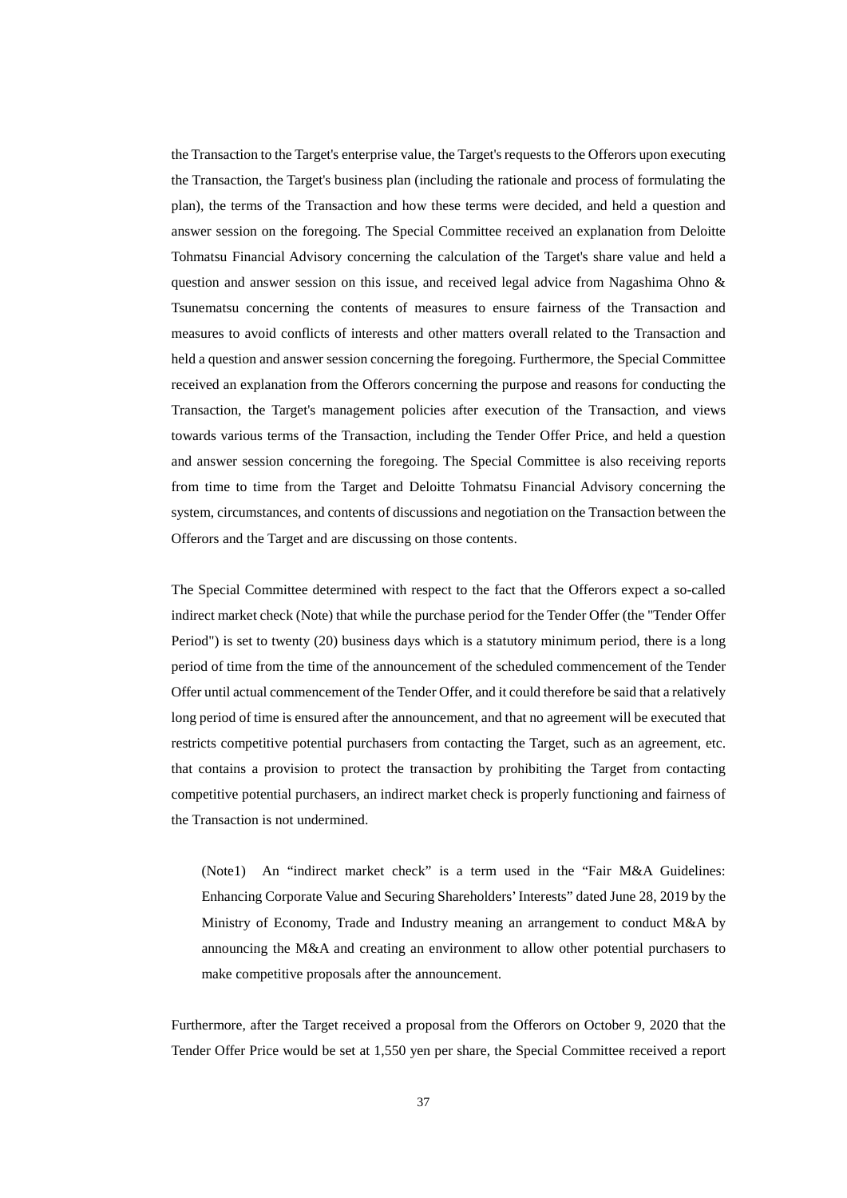the Transaction to the Target's enterprise value, the Target's requests to the Offerors upon executing the Transaction, the Target's business plan (including the rationale and process of formulating the plan), the terms of the Transaction and how these terms were decided, and held a question and answer session on the foregoing. The Special Committee received an explanation from Deloitte Tohmatsu Financial Advisory concerning the calculation of the Target's share value and held a question and answer session on this issue, and received legal advice from Nagashima Ohno & Tsunematsu concerning the contents of measures to ensure fairness of the Transaction and measures to avoid conflicts of interests and other matters overall related to the Transaction and held a question and answer session concerning the foregoing. Furthermore, the Special Committee received an explanation from the Offerors concerning the purpose and reasons for conducting the Transaction, the Target's management policies after execution of the Transaction, and views towards various terms of the Transaction, including the Tender Offer Price, and held a question and answer session concerning the foregoing. The Special Committee is also receiving reports from time to time from the Target and Deloitte Tohmatsu Financial Advisory concerning the system, circumstances, and contents of discussions and negotiation on the Transaction between the Offerors and the Target and are discussing on those contents.

The Special Committee determined with respect to the fact that the Offerors expect a so-called indirect market check (Note) that while the purchase period for the Tender Offer (the "Tender Offer Period") is set to twenty (20) business days which is a statutory minimum period, there is a long period of time from the time of the announcement of the scheduled commencement of the Tender Offer until actual commencement of the Tender Offer, and it could therefore be said that a relatively long period of time is ensured after the announcement, and that no agreement will be executed that restricts competitive potential purchasers from contacting the Target, such as an agreement, etc. that contains a provision to protect the transaction by prohibiting the Target from contacting competitive potential purchasers, an indirect market check is properly functioning and fairness of the Transaction is not undermined.

> (Note1) An "indirect market check" is a term used in the "Fair M&A Guidelines: Enhancing Corporate Value and Securing Shareholders' Interests" dated June 28, 2019 by the Ministry of Economy, Trade and Industry meaning an arrangement to conduct M&A by announcing the M&A and creating an environment to allow other potential purchasers to make competitive proposals after the announcement.

Furthermore, after the Target received a proposal from the Offerors on October 9, 2020 that the Tender Offer Price would be set at 1,550 yen per share, the Special Committee received a report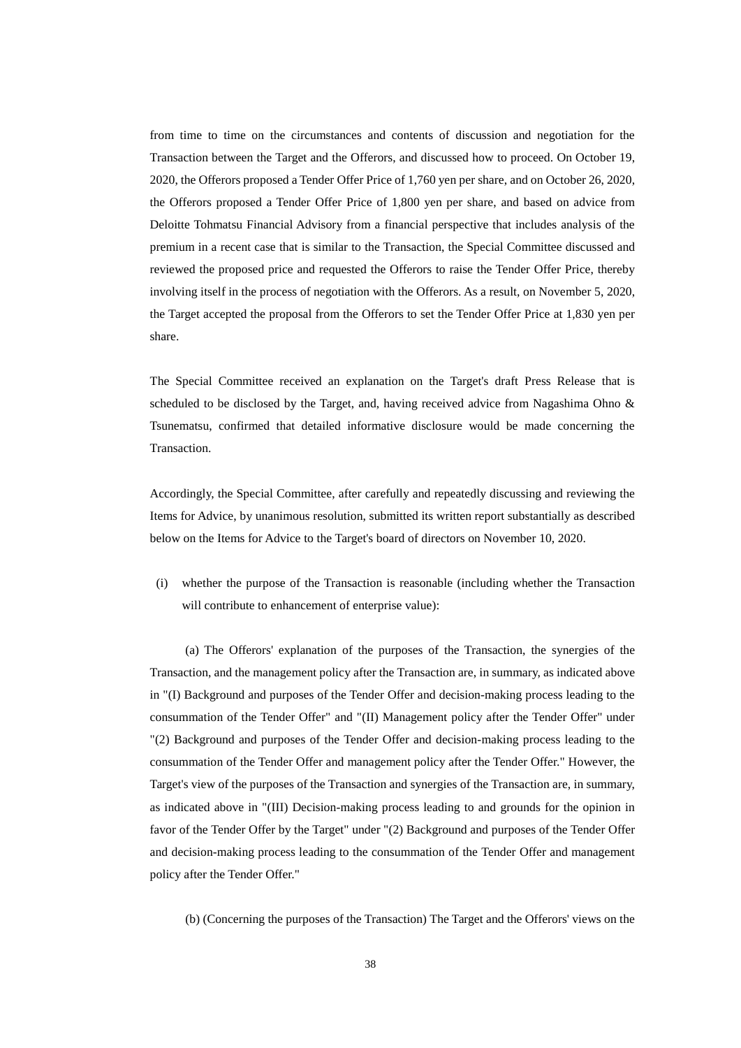from time to time on the circumstances and contents of discussion and negotiation for the Transaction between the Target and the Offerors, and discussed how to proceed. On October 19, 2020, the Offerors proposed a Tender Offer Price of 1,760 yen per share, and on October 26, 2020, the Offerors proposed a Tender Offer Price of 1,800 yen per share, and based on advice from Deloitte Tohmatsu Financial Advisory from a financial perspective that includes analysis of the premium in a recent case that is similar to the Transaction, the Special Committee discussed and reviewed the proposed price and requested the Offerors to raise the Tender Offer Price, thereby involving itself in the process of negotiation with the Offerors. As a result, on November 5, 2020, the Target accepted the proposal from the Offerors to set the Tender Offer Price at 1,830 yen per share.

The Special Committee received an explanation on the Target's draft Press Release that is scheduled to be disclosed by the Target, and, having received advice from Nagashima Ohno & Tsunematsu, confirmed that detailed informative disclosure would be made concerning the Transaction.

Accordingly, the Special Committee, after carefully and repeatedly discussing and reviewing the Items for Advice, by unanimous resolution, submitted its written report substantially as described below on the Items for Advice to the Target's board of directors on November 10, 2020.

(i) whether the purpose of the Transaction is reasonable (including whether the Transaction will contribute to enhancement of enterprise value):

(a) The Offerors' explanation of the purposes of the Transaction, the synergies of the Transaction, and the management policy after the Transaction are, in summary, as indicated above in "(I) Background and purposes of the Tender Offer and decision-making process leading to the consummation of the Tender Offer" and "(II) Management policy after the Tender Offer" under "(2) Background and purposes of the Tender Offer and decision-making process leading to the consummation of the Tender Offer and management policy after the Tender Offer." However, the Target's view of the purposes of the Transaction and synergies of the Transaction are, in summary, as indicated above in "(III) Decision-making process leading to and grounds for the opinion in favor of the Tender Offer by the Target" under "(2) Background and purposes of the Tender Offer and decision-making process leading to the consummation of the Tender Offer and management policy after the Tender Offer."

(b) (Concerning the purposes of the Transaction) The Target and the Offerors' views on the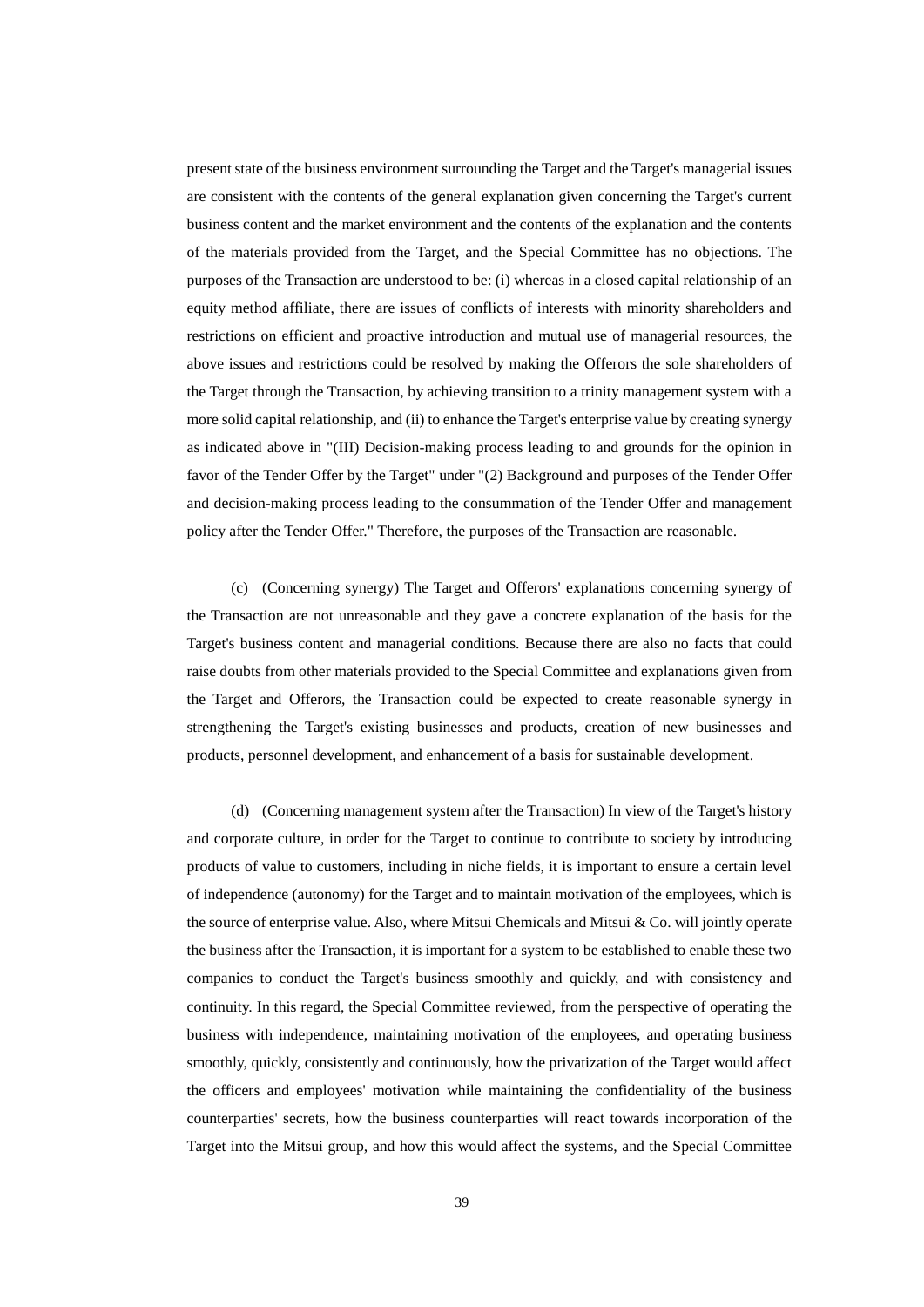present state of the business environment surrounding the Target and the Target's managerial issues are consistent with the contents of the general explanation given concerning the Target's current business content and the market environment and the contents of the explanation and the contents of the materials provided from the Target, and the Special Committee has no objections. The purposes of the Transaction are understood to be: (i) whereas in a closed capital relationship of an equity method affiliate, there are issues of conflicts of interests with minority shareholders and restrictions on efficient and proactive introduction and mutual use of managerial resources, the above issues and restrictions could be resolved by making the Offerors the sole shareholders of the Target through the Transaction, by achieving transition to a trinity management system with a more solid capital relationship, and (ii) to enhance the Target's enterprise value by creating synergy as indicated above in "(III) Decision-making process leading to and grounds for the opinion in favor of the Tender Offer by the Target" under "(2) Background and purposes of the Tender Offer and decision-making process leading to the consummation of the Tender Offer and management policy after the Tender Offer." Therefore, the purposes of the Transaction are reasonable.

(c) (Concerning synergy) The Target and Offerors' explanations concerning synergy of the Transaction are not unreasonable and they gave a concrete explanation of the basis for the Target's business content and managerial conditions. Because there are also no facts that could raise doubts from other materials provided to the Special Committee and explanations given from the Target and Offerors, the Transaction could be expected to create reasonable synergy in strengthening the Target's existing businesses and products, creation of new businesses and products, personnel development, and enhancement of a basis for sustainable development.

(d) (Concerning management system after the Transaction) In view of the Target's history and corporate culture, in order for the Target to continue to contribute to society by introducing products of value to customers, including in niche fields, it is important to ensure a certain level of independence (autonomy) for the Target and to maintain motivation of the employees, which is the source of enterprise value. Also, where Mitsui Chemicals and Mitsui & Co. will jointly operate the business after the Transaction, it is important for a system to be established to enable these two companies to conduct the Target's business smoothly and quickly, and with consistency and continuity. In this regard, the Special Committee reviewed, from the perspective of operating the business with independence, maintaining motivation of the employees, and operating business smoothly, quickly, consistently and continuously, how the privatization of the Target would affect the officers and employees' motivation while maintaining the confidentiality of the business counterparties' secrets, how the business counterparties will react towards incorporation of the Target into the Mitsui group, and how this would affect the systems, and the Special Committee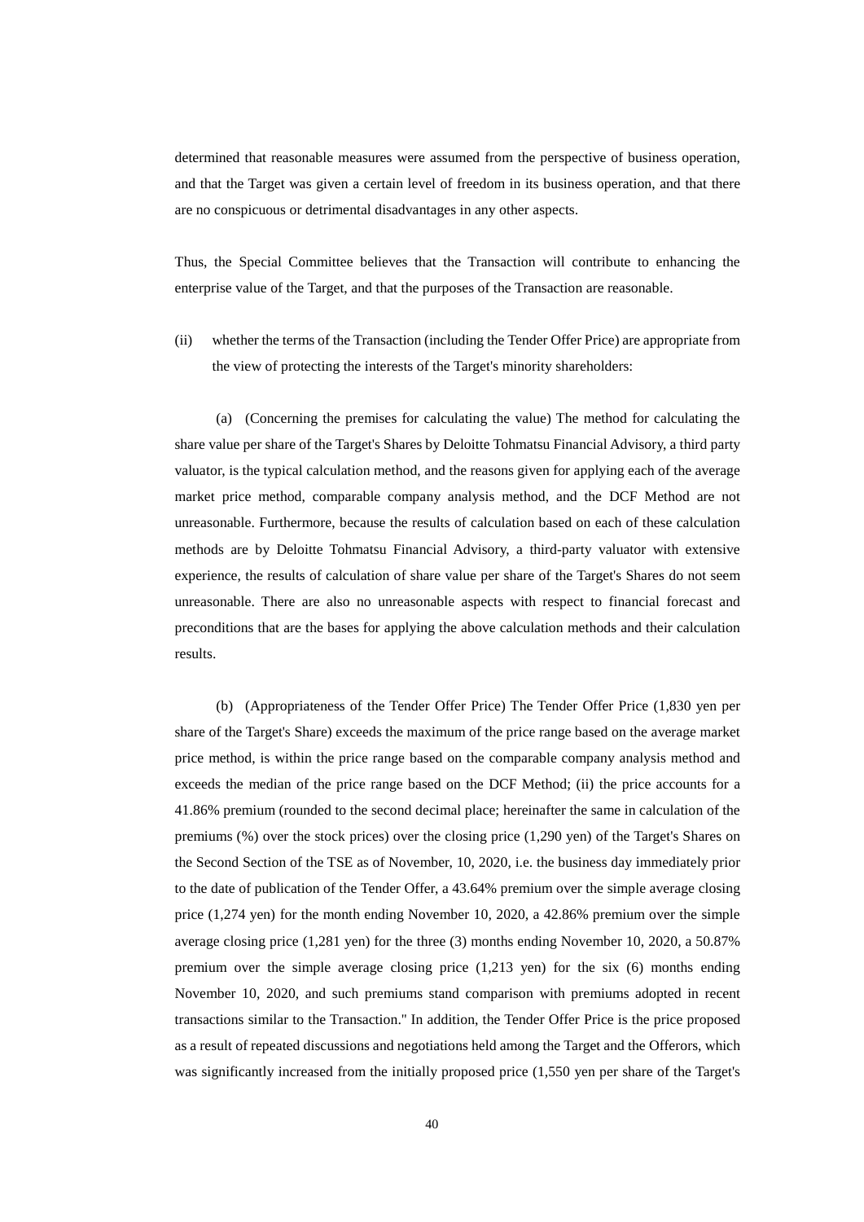determined that reasonable measures were assumed from the perspective of business operation, and that the Target was given a certain level of freedom in its business operation, and that there are no conspicuous or detrimental disadvantages in any other aspects.

Thus, the Special Committee believes that the Transaction will contribute to enhancing the enterprise value of the Target, and that the purposes of the Transaction are reasonable.

(ii) whether the terms of the Transaction (including the Tender Offer Price) are appropriate from the view of protecting the interests of the Target's minority shareholders:

(a) (Concerning the premises for calculating the value) The method for calculating the share value per share of the Target's Shares by Deloitte Tohmatsu Financial Advisory, a third party valuator, is the typical calculation method, and the reasons given for applying each of the average market price method, comparable company analysis method, and the DCF Method are not unreasonable. Furthermore, because the results of calculation based on each of these calculation methods are by Deloitte Tohmatsu Financial Advisory, a third-party valuator with extensive experience, the results of calculation of share value per share of the Target's Shares do not seem unreasonable. There are also no unreasonable aspects with respect to financial forecast and preconditions that are the bases for applying the above calculation methods and their calculation results.

(b) (Appropriateness of the Tender Offer Price) The Tender Offer Price (1,830 yen per share of the Target's Share) exceeds the maximum of the price range based on the average market price method, is within the price range based on the comparable company analysis method and exceeds the median of the price range based on the DCF Method; (ii) the price accounts for a 41.86% premium (rounded to the second decimal place; hereinafter the same in calculation of the premiums (%) over the stock prices) over the closing price (1,290 yen) of the Target's Shares on the Second Section of the TSE as of November, 10, 2020, i.e. the business day immediately prior to the date of publication of the Tender Offer, a 43.64% premium over the simple average closing price (1,274 yen) for the month ending November 10, 2020, a 42.86% premium over the simple average closing price (1,281 yen) for the three (3) months ending November 10, 2020, a 50.87% premium over the simple average closing price (1,213 yen) for the six (6) months ending November 10, 2020, and such premiums stand comparison with premiums adopted in recent transactions similar to the Transaction." In addition, the Tender Offer Price is the price proposed as a result of repeated discussions and negotiations held among the Target and the Offerors, which was significantly increased from the initially proposed price (1,550 yen per share of the Target's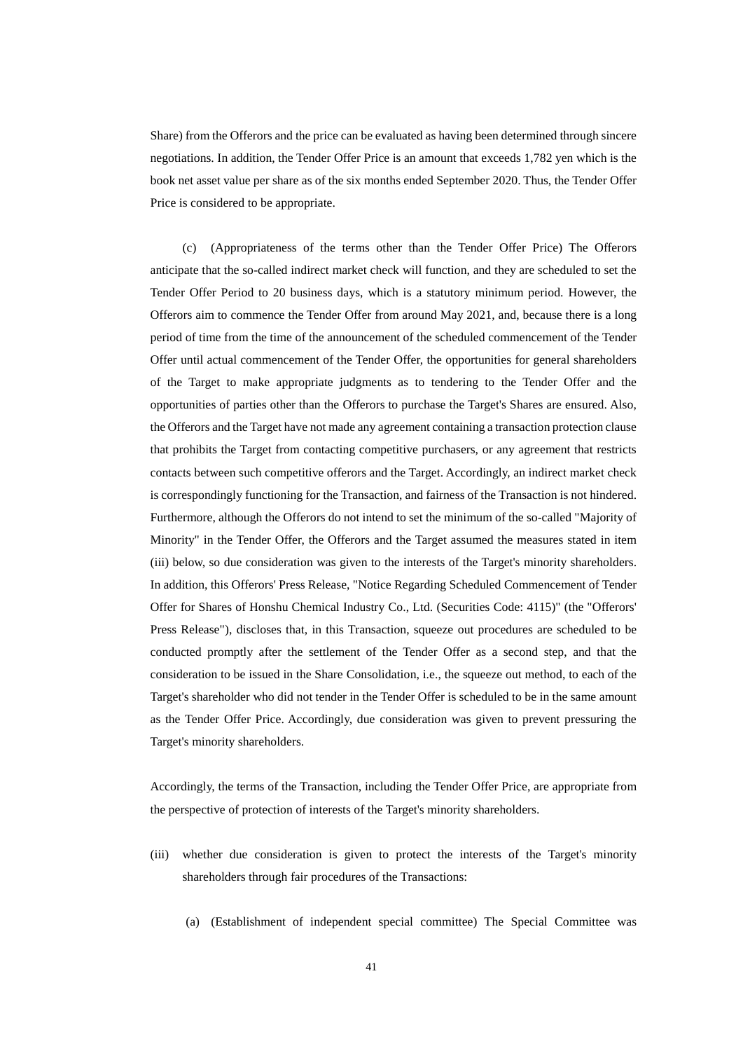Share) from the Offerors and the price can be evaluated as having been determined through sincere negotiations. In addition, the Tender Offer Price is an amount that exceeds 1,782 yen which is the book net asset value per share as of the six months ended September 2020. Thus, the Tender Offer Price is considered to be appropriate.

(c) (Appropriateness of the terms other than the Tender Offer Price) The Offerors anticipate that the so-called indirect market check will function, and they are scheduled to set the Tender Offer Period to 20 business days, which is a statutory minimum period. However, the Offerors aim to commence the Tender Offer from around May 2021, and, because there is a long period of time from the time of the announcement of the scheduled commencement of the Tender Offer until actual commencement of the Tender Offer, the opportunities for general shareholders of the Target to make appropriate judgments as to tendering to the Tender Offer and the opportunities of parties other than the Offerors to purchase the Target's Shares are ensured. Also, the Offerors and the Target have not made any agreement containing a transaction protection clause that prohibits the Target from contacting competitive purchasers, or any agreement that restricts contacts between such competitive offerors and the Target. Accordingly, an indirect market check is correspondingly functioning for the Transaction, and fairness of the Transaction is not hindered. Furthermore, although the Offerors do not intend to set the minimum of the so-called "Majority of Minority" in the Tender Offer, the Offerors and the Target assumed the measures stated in item (iii) below, so due consideration was given to the interests of the Target's minority shareholders. In addition, this Offerors' Press Release, "Notice Regarding Scheduled Commencement of Tender Offer for Shares of Honshu Chemical Industry Co., Ltd. (Securities Code: 4115)" (the "Offerors' Press Release"), discloses that, in this Transaction, squeeze out procedures are scheduled to be conducted promptly after the settlement of the Tender Offer as a second step, and that the consideration to be issued in the Share Consolidation, i.e., the squeeze out method, to each of the Target's shareholder who did not tender in the Tender Offer is scheduled to be in the same amount as the Tender Offer Price. Accordingly, due consideration was given to prevent pressuring the Target's minority shareholders.

Accordingly, the terms of the Transaction, including the Tender Offer Price, are appropriate from the perspective of protection of interests of the Target's minority shareholders.

(iii) whether due consideration is given to protect the interests of the Target's minority shareholders through fair procedures of the Transactions:

(a) (Establishment of independent special committee) The Special Committee was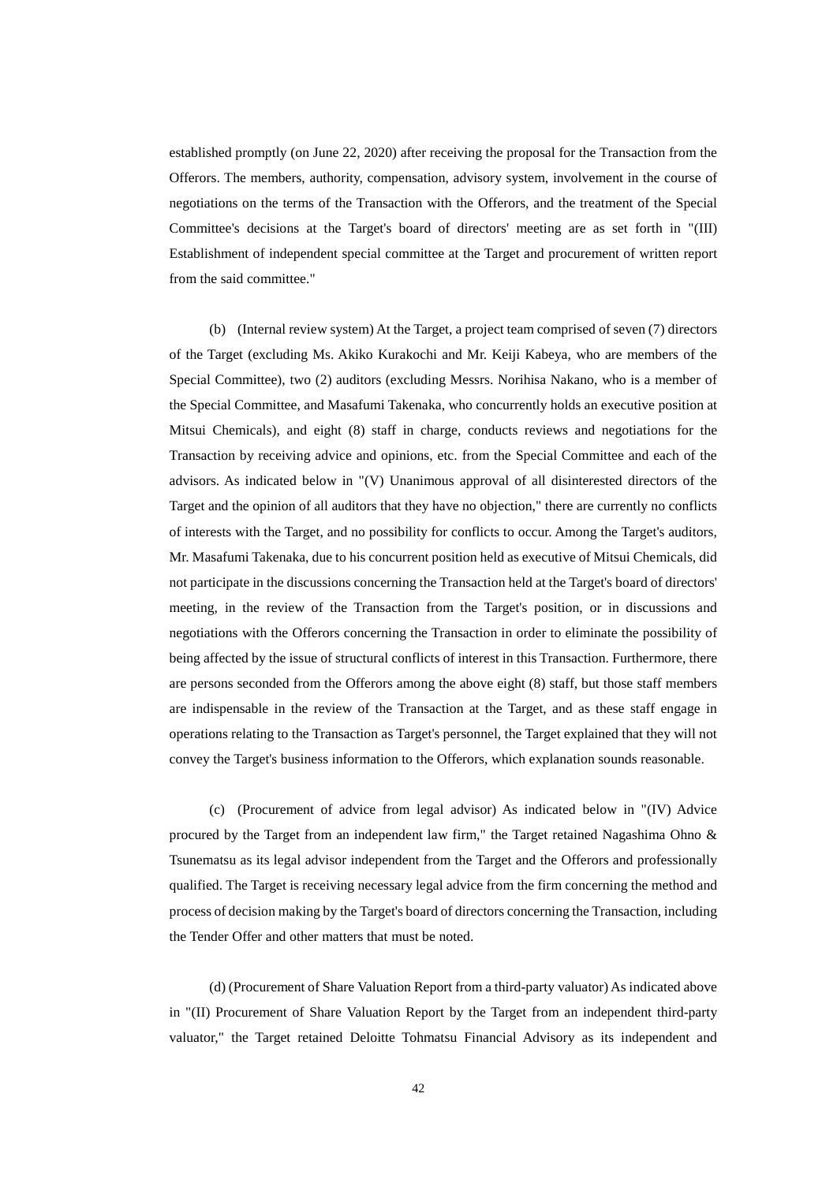established promptly (on June 22, 2020) after receiving the proposal for the Transaction from the Offerors. The members, authority, compensation, advisory system, involvement in the course of negotiations on the terms of the Transaction with the Offerors, and the treatment of the Special Committee's decisions at the Target's board of directors' meeting are as set forth in "(III) Establishment of independent special committee at the Target and procurement of written report from the said committee."

(b) (Internal review system) At the Target, a project team comprised of seven (7) directors of the Target (excluding Ms. Akiko Kurakochi and Mr. Keiji Kabeya, who are members of the Special Committee), two (2) auditors (excluding Messrs. Norihisa Nakano, who is a member of the Special Committee, and Masafumi Takenaka, who concurrently holds an executive position at Mitsui Chemicals), and eight (8) staff in charge, conducts reviews and negotiations for the Transaction by receiving advice and opinions, etc. from the Special Committee and each of the advisors. As indicated below in "(V) Unanimous approval of all disinterested directors of the Target and the opinion of all auditors that they have no objection," there are currently no conflicts of interests with the Target, and no possibility for conflicts to occur. Among the Target's auditors, Mr. Masafumi Takenaka, due to his concurrent position held as executive of Mitsui Chemicals, did not participate in the discussions concerning the Transaction held at the Target's board of directors' meeting, in the review of the Transaction from the Target's position, or in discussions and negotiations with the Offerors concerning the Transaction in order to eliminate the possibility of being affected by the issue of structural conflicts of interest in this Transaction. Furthermore, there are persons seconded from the Offerors among the above eight (8) staff, but those staff members are indispensable in the review of the Transaction at the Target, and as these staff engage in operations relating to the Transaction as Target's personnel, the Target explained that they will not convey the Target's business information to the Offerors, which explanation sounds reasonable.

(c) (Procurement of advice from legal advisor) As indicated below in "(IV) Advice procured by the Target from an independent law firm," the Target retained Nagashima Ohno & Tsunematsu as its legal advisor independent from the Target and the Offerors and professionally qualified. The Target is receiving necessary legal advice from the firm concerning the method and process of decision making by the Target's board of directors concerning the Transaction, including the Tender Offer and other matters that must be noted.

(d) (Procurement of Share Valuation Report from a third-party valuator) As indicated above in "(II) Procurement of Share Valuation Report by the Target from an independent third-party valuator," the Target retained Deloitte Tohmatsu Financial Advisory as its independent and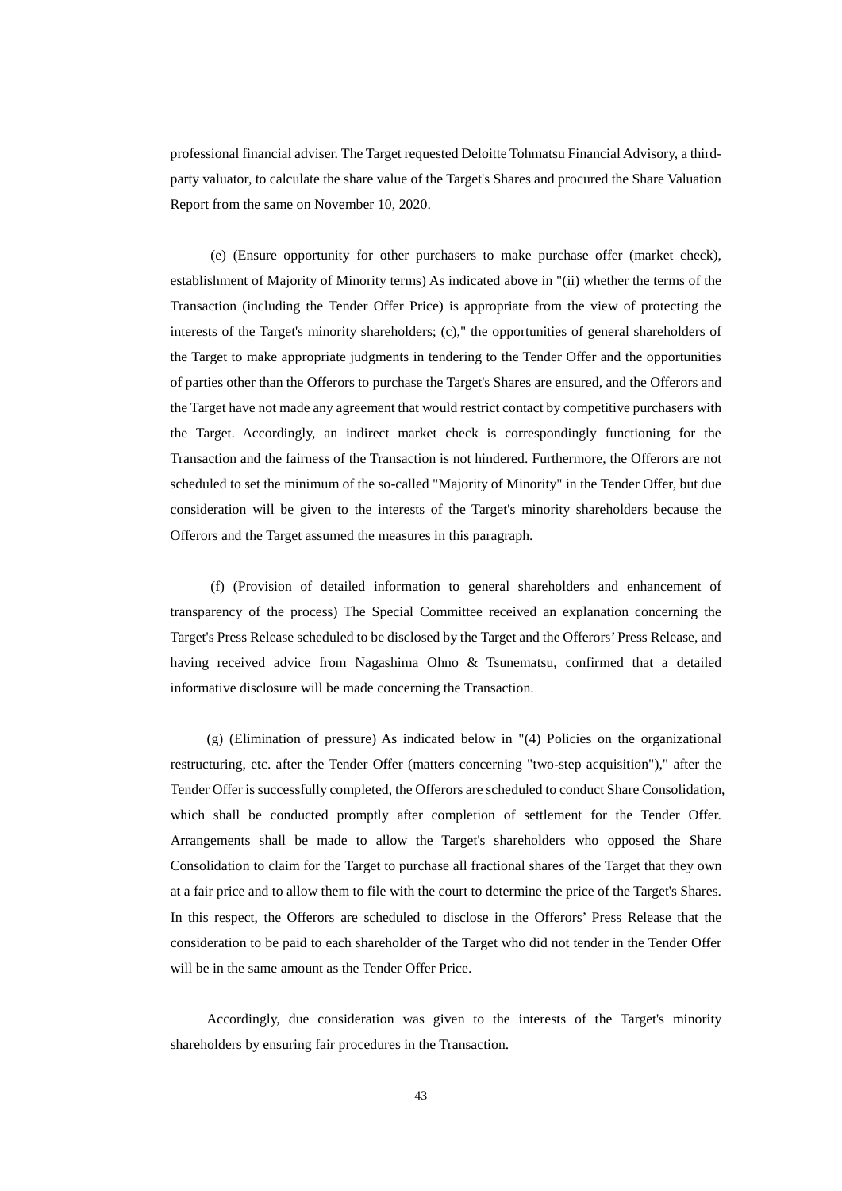professional financial adviser. The Target requested Deloitte Tohmatsu Financial Advisory, a third-party valuator, to calculate the share value of the Target's Shares and procured the Share Valuation Report from the same on November 10, 2020.

(e) (Ensure opportunity for other purchasers to make purchase offer (market check), establishment of Majority of Minority terms) As indicated above in "(ii) whether the terms of the Transaction (including the Tender Offer Price) is appropriate from the view of protecting the interests of the Target's minority shareholders; (c)," the opportunities of general shareholders of the Target to make appropriate judgments in tendering to the Tender Offer and the opportunities of parties other than the Offerors to purchase the Target's Shares are ensured, and the Offerors and the Target have not made any agreement that would restrict contact by competitive purchasers with the Target. Accordingly, an indirect market check is correspondingly functioning for the Transaction and the fairness of the Transaction is not hindered. Furthermore, the Offerors are not scheduled to set the minimum of the so-called "Majority of Minority" in the Tender Offer, but due consideration will be given to the interests of the Target's minority shareholders because the Offerors and the Target assumed the measures in this paragraph.

(f) (Provision of detailed information to general shareholders and enhancement of transparency of the process) The Special Committee received an explanation concerning the Target's Press Release scheduled to be disclosed by the Target and the Offerors' Press Release, and having received advice from Nagashima Ohno & Tsunematsu, confirmed that a detailed informative disclosure will be made concerning the Transaction.

(g) (Elimination of pressure) As indicated below in "(4) Policies on the organizational restructuring, etc. after the Tender Offer (matters concerning "two-step acquisition")," after the Tender Offer is successfully completed, the Offerors are scheduled to conduct Share Consolidation, which shall be conducted promptly after completion of settlement for the Tender Offer. Arrangements shall be made to allow the Target's shareholders who opposed the Share Consolidation to claim for the Target to purchase all fractional shares of the Target that they own at a fair price and to allow them to file with the court to determine the price of the Target's Shares. In this respect, the Offerors are scheduled to disclose in the Offerors' Press Release that the consideration to be paid to each shareholder of the Target who did not tender in the Tender Offer will be in the same amount as the Tender Offer Price.

Accordingly, due consideration was given to the interests of the Target's minority shareholders by ensuring fair procedures in the Transaction.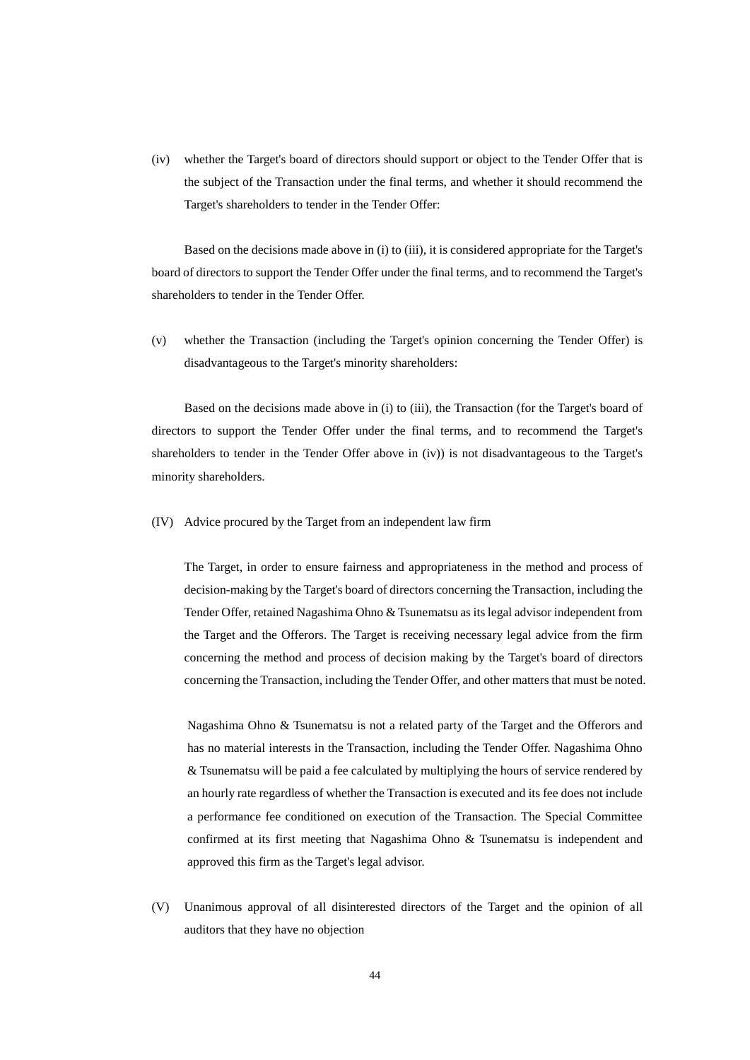(iv) whether the Target's board of directors should support or object to the Tender Offer that is the subject of the Transaction under the final terms, and whether it should recommend the Target's shareholders to tender in the Tender Offer:

Based on the decisions made above in (i) to (iii), it is considered appropriate for the Target's board of directors to support the Tender Offer under the final terms, and to recommend the Target's shareholders to tender in the Tender Offer.

(v) whether the Transaction (including the Target's opinion concerning the Tender Offer) is disadvantageous to the Target's minority shareholders:

Based on the decisions made above in (i) to (iii), the Transaction (for the Target's board of directors to support the Tender Offer under the final terms, and to recommend the Target's shareholders to tender in the Tender Offer above in (iv)) is not disadvantageous to the Target's minority shareholders.

(IV) Advice procured by the Target from an independent law firm

The Target, in order to ensure fairness and appropriateness in the method and process of decision-making by the Target's board of directors concerning the Transaction, including the Tender Offer, retained Nagashima Ohno & Tsunematsu as its legal advisor independent from the Target and the Offerors. The Target is receiving necessary legal advice from the firm concerning the method and process of decision making by the Target's board of directors concerning the Transaction, including the Tender Offer, and other matters that must be noted.

Nagashima Ohno & Tsunematsu is not a related party of the Target and the Offerors and has no material interests in the Transaction, including the Tender Offer. Nagashima Ohno & Tsunematsu will be paid a fee calculated by multiplying the hours of service rendered by an hourly rate regardless of whether the Transaction is executed and its fee does not include a performance fee conditioned on execution of the Transaction. The Special Committee confirmed at its first meeting that Nagashima Ohno & Tsunematsu is independent and approved this firm as the Target's legal advisor.

(V) Unanimous approval of all disinterested directors of the Target and the opinion of all auditors that they have no objection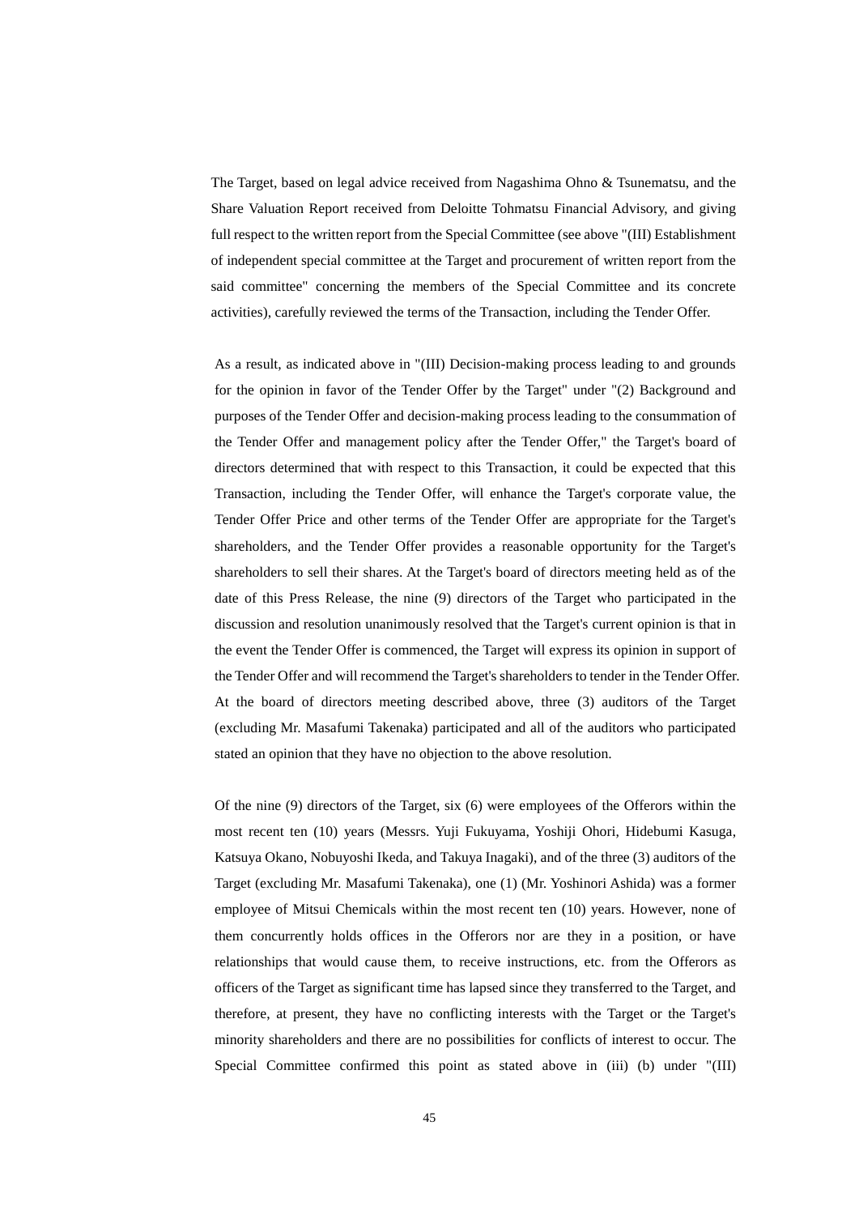The Target, based on legal advice received from Nagashima Ohno & Tsunematsu, and the Share Valuation Report received from Deloitte Tohmatsu Financial Advisory, and giving full respect to the written report from the Special Committee (see above "(III) Establishment of independent special committee at the Target and procurement of written report from the said committee" concerning the members of the Special Committee and its concrete activities), carefully reviewed the terms of the Transaction, including the Tender Offer.

As a result, as indicated above in "(III) Decision-making process leading to and grounds for the opinion in favor of the Tender Offer by the Target" under "(2) Background and purposes of the Tender Offer and decision-making process leading to the consummation of the Tender Offer and management policy after the Tender Offer," the Target's board of directors determined that with respect to this Transaction, it could be expected that this Transaction, including the Tender Offer, will enhance the Target's corporate value, the Tender Offer Price and other terms of the Tender Offer are appropriate for the Target's shareholders, and the Tender Offer provides a reasonable opportunity for the Target's shareholders to sell their shares. At the Target's board of directors meeting held as of the date of this Press Release, the nine (9) directors of the Target who participated in the discussion and resolution unanimously resolved that the Target's current opinion is that in the event the Tender Offer is commenced, the Target will express its opinion in support of the Tender Offer and will recommend the Target's shareholders to tender in the Tender Offer. At the board of directors meeting described above, three (3) auditors of the Target (excluding Mr. Masafumi Takenaka) participated and all of the auditors who participated stated an opinion that they have no objection to the above resolution.

Of the nine (9) directors of the Target, six (6) were employees of the Offerors within the most recent ten (10) years (Messrs. Yuji Fukuyama, Yoshiji Ohori, Hidebumi Kasuga, Katsuya Okano, Nobuyoshi Ikeda, and Takuya Inagaki), and of the three (3) auditors of the Target (excluding Mr. Masafumi Takenaka), one (1) (Mr. Yoshinori Ashida) was a former employee of Mitsui Chemicals within the most recent ten (10) years. However, none of them concurrently holds offices in the Offerors nor are they in a position, or have relationships that would cause them, to receive instructions, etc. from the Offerors as officers of the Target as significant time has lapsed since they transferred to the Target, and therefore, at present, they have no conflicting interests with the Target or the Target's minority shareholders and there are no possibilities for conflicts of interest to occur. The Special Committee confirmed this point as stated above in (iii) (b) under "(III)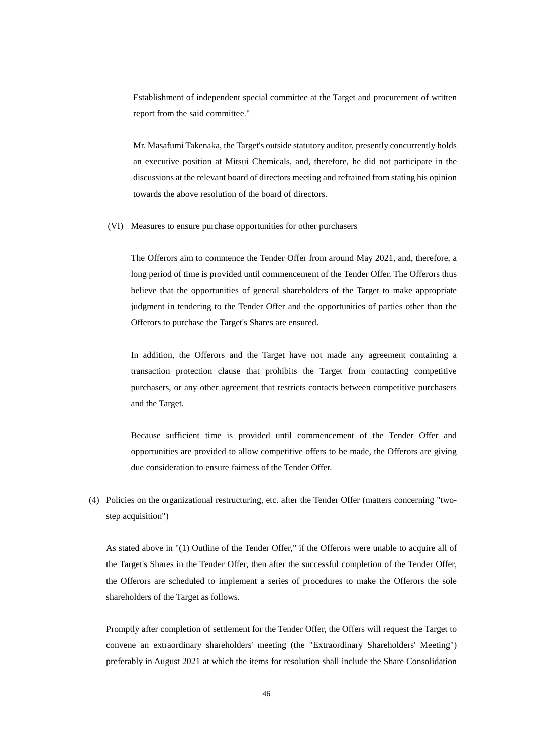Establishment of independent special committee at the Target and procurement of written report from the said committee."

Mr. Masafumi Takenaka, the Target's outside statutory auditor, presently concurrently holds an executive position at Mitsui Chemicals, and, therefore, he did not participate in the discussions at the relevant board of directors meeting and refrained from stating his opinion towards the above resolution of the board of directors.

(VI) Measures to ensure purchase opportunities for other purchasers

The Offerors aim to commence the Tender Offer from around May 2021, and, therefore, a long period of time is provided until commencement of the Tender Offer. The Offerors thus believe that the opportunities of general shareholders of the Target to make appropriate judgment in tendering to the Tender Offer and the opportunities of parties other than the Offerors to purchase the Target's Shares are ensured.

In addition, the Offerors and the Target have not made any agreement containing a transaction protection clause that prohibits the Target from contacting competitive purchasers, or any other agreement that restricts contacts between competitive purchasers and the Target.

Because sufficient time is provided until commencement of the Tender Offer and opportunities are provided to allow competitive offers to be made, the Offerors are giving due consideration to ensure fairness of the Tender Offer.

(4) Policies on the organizational restructuring, etc. after the Tender Offer (matters concerning "two-step acquisition")

As stated above in "(1) Outline of the Tender Offer," if the Offerors were unable to acquire all of the Target's Shares in the Tender Offer, then after the successful completion of the Tender Offer, the Offerors are scheduled to implement a series of procedures to make the Offerors the sole shareholders of the Target as follows.

Promptly after completion of settlement for the Tender Offer, the Offers will request the Target to convene an extraordinary shareholders' meeting (the "Extraordinary Shareholders' Meeting") preferably in August 2021 at which the items for resolution shall include the Share Consolidation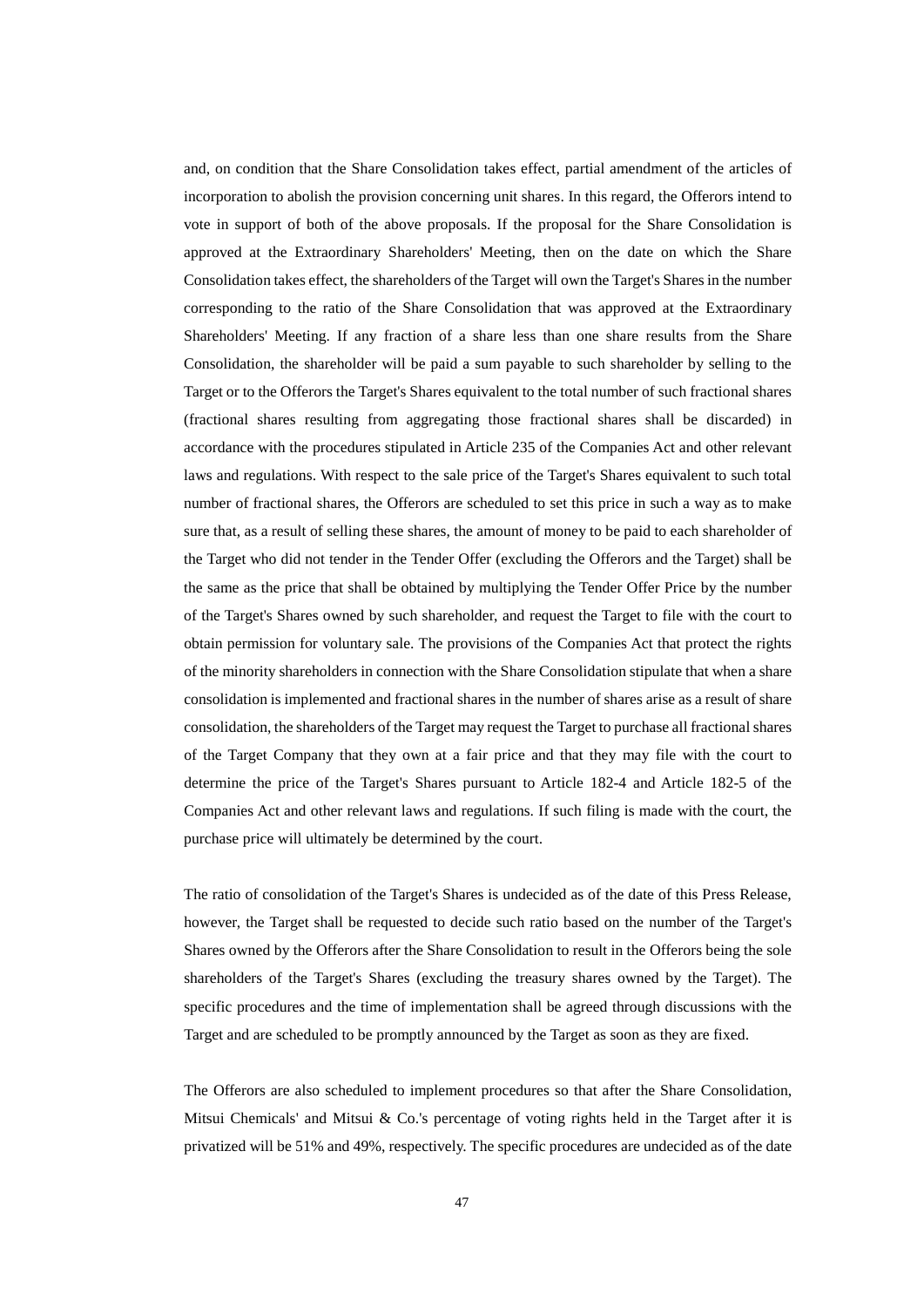and, on condition that the Share Consolidation takes effect, partial amendment of the articles of incorporation to abolish the provision concerning unit shares. In this regard, the Offerors intend to vote in support of both of the above proposals. If the proposal for the Share Consolidation is approved at the Extraordinary Shareholders' Meeting, then on the date on which the Share Consolidation takes effect, the shareholders of the Target will own the Target's Shares in the number corresponding to the ratio of the Share Consolidation that was approved at the Extraordinary Shareholders' Meeting. If any fraction of a share less than one share results from the Share Consolidation, the shareholder will be paid a sum payable to such shareholder by selling to the Target or to the Offerors the Target's Shares equivalent to the total number of such fractional shares (fractional shares resulting from aggregating those fractional shares shall be discarded) in accordance with the procedures stipulated in Article 235 of the Companies Act and other relevant laws and regulations. With respect to the sale price of the Target's Shares equivalent to such total number of fractional shares, the Offerors are scheduled to set this price in such a way as to make sure that, as a result of selling these shares, the amount of money to be paid to each shareholder of the Target who did not tender in the Tender Offer (excluding the Offerors and the Target) shall be the same as the price that shall be obtained by multiplying the Tender Offer Price by the number of the Target's Shares owned by such shareholder, and request the Target to file with the court to obtain permission for voluntary sale. The provisions of the Companies Act that protect the rights of the minority shareholders in connection with the Share Consolidation stipulate that when a share consolidation is implemented and fractional shares in the number of shares arise as a result of share consolidation, the shareholders of the Target may request the Target to purchase all fractional shares of the Target Company that they own at a fair price and that they may file with the court to determine the price of the Target's Shares pursuant to Article 182-4 and Article 182-5 of the Companies Act and other relevant laws and regulations. If such filing is made with the court, the purchase price will ultimately be determined by the court.

The ratio of consolidation of the Target's Shares is undecided as of the date of this Press Release, however, the Target shall be requested to decide such ratio based on the number of the Target's Shares owned by the Offerors after the Share Consolidation to result in the Offerors being the sole shareholders of the Target's Shares (excluding the treasury shares owned by the Target). The specific procedures and the time of implementation shall be agreed through discussions with the Target and are scheduled to be promptly announced by the Target as soon as they are fixed.

The Offerors are also scheduled to implement procedures so that after the Share Consolidation, Mitsui Chemicals' and Mitsui & Co.'s percentage of voting rights held in the Target after it is privatized will be 51% and 49%, respectively. The specific procedures are undecided as of the date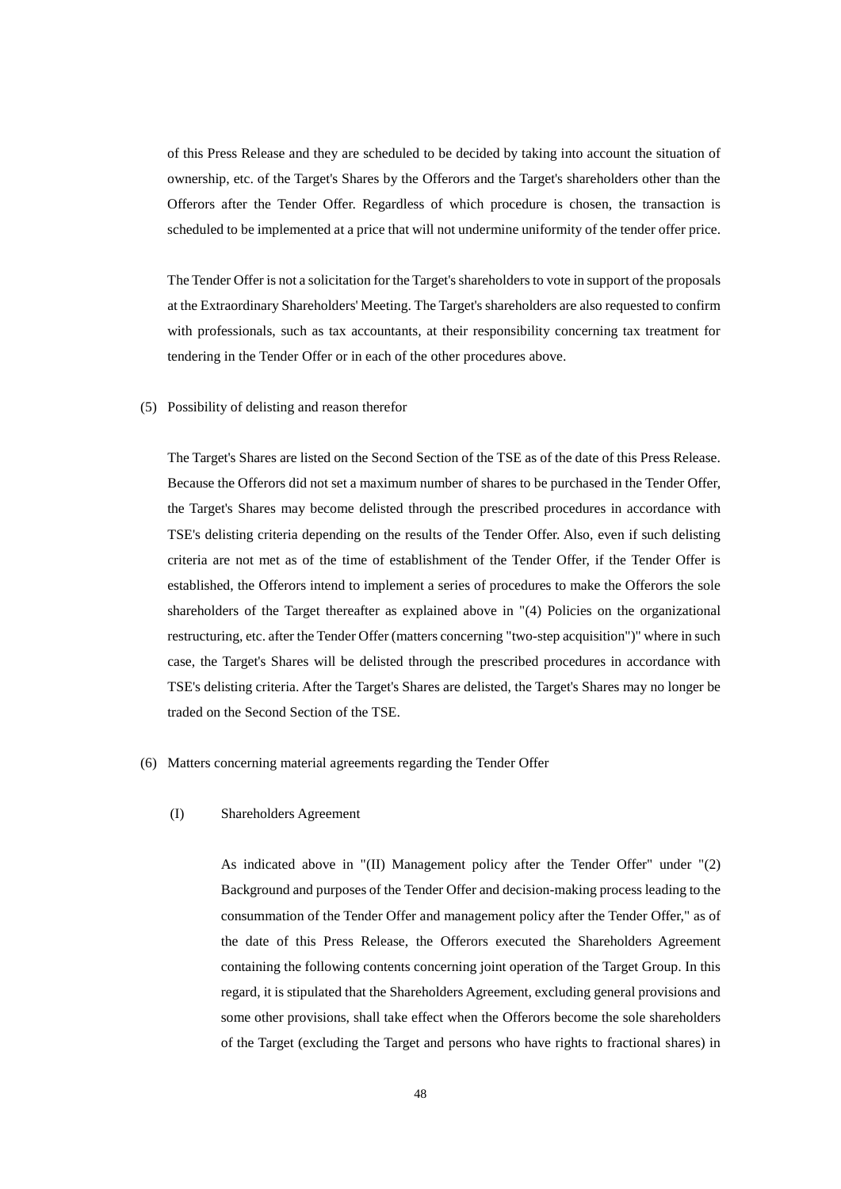of this Press Release and they are scheduled to be decided by taking into account the situation of ownership, etc. of the Target's Shares by the Offerors and the Target's shareholders other than the Offerors after the Tender Offer. Regardless of which procedure is chosen, the transaction is scheduled to be implemented at a price that will not undermine uniformity of the tender offer price.

The Tender Offer is not a solicitation for the Target's shareholders to vote in support of the proposals at the Extraordinary Shareholders' Meeting. The Target's shareholders are also requested to confirm with professionals, such as tax accountants, at their responsibility concerning tax treatment for tendering in the Tender Offer or in each of the other procedures above.

(5) Possibility of delisting and reason therefor

The Target's Shares are listed on the Second Section of the TSE as of the date of this Press Release. Because the Offerors did not set a maximum number of shares to be purchased in the Tender Offer, the Target's Shares may become delisted through the prescribed procedures in accordance with TSE's delisting criteria depending on the results of the Tender Offer. Also, even if such delisting criteria are not met as of the time of establishment of the Tender Offer, if the Tender Offer is established, the Offerors intend to implement a series of procedures to make the Offerors the sole shareholders of the Target thereafter as explained above in "(4) Policies on the organizational restructuring, etc. after the Tender Offer (matters concerning "two-step acquisition")" where in such case, the Target's Shares will be delisted through the prescribed procedures in accordance with TSE's delisting criteria. After the Target's Shares are delisted, the Target's Shares may no longer be traded on the Second Section of the TSE.

(6) Matters concerning material agreements regarding the Tender Offer

(I) Shareholders Agreement

As indicated above in "(II) Management policy after the Tender Offer" under "(2) Background and purposes of the Tender Offer and decision-making process leading to the consummation of the Tender Offer and management policy after the Tender Offer," as of the date of this Press Release, the Offerors executed the Shareholders Agreement containing the following contents concerning joint operation of the Target Group. In this regard, it is stipulated that the Shareholders Agreement, excluding general provisions and some other provisions, shall take effect when the Offerors become the sole shareholders of the Target (excluding the Target and persons who have rights to fractional shares) in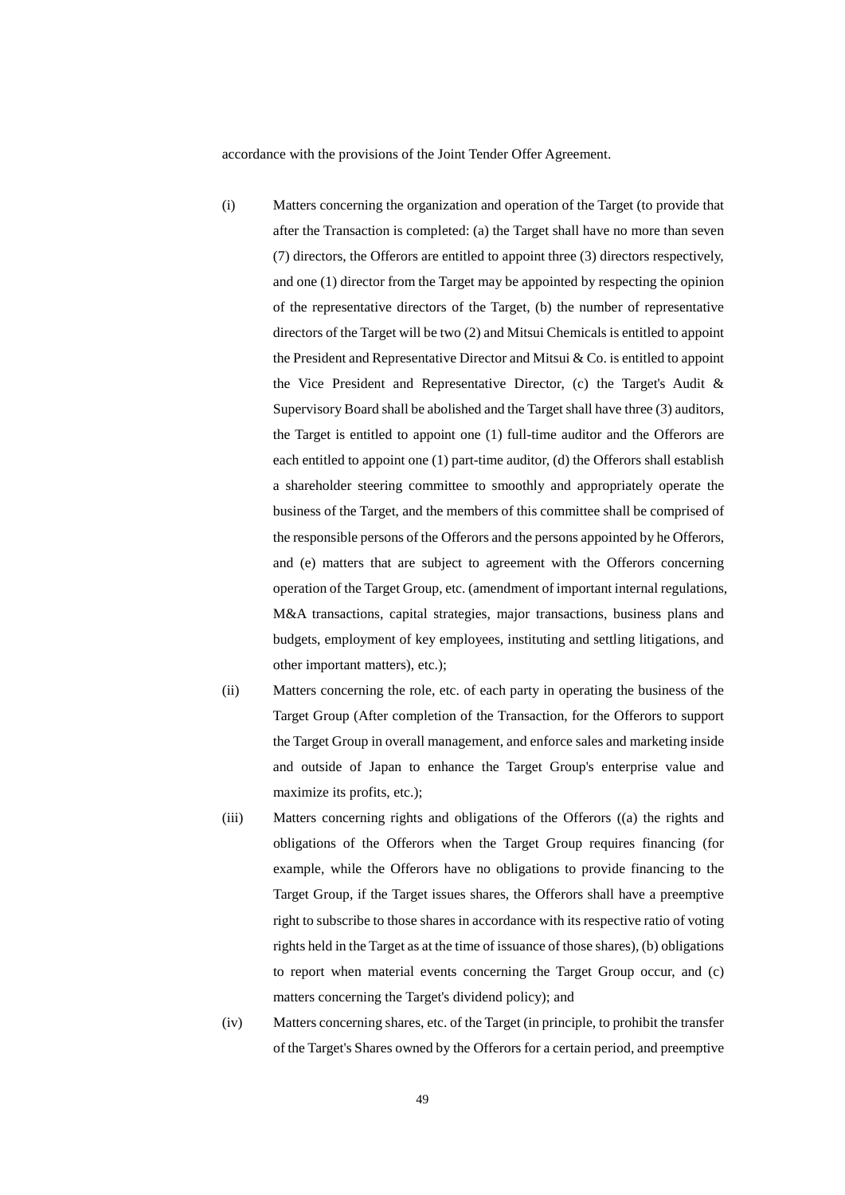accordance with the provisions of the Joint Tender Offer Agreement.

(i) Matters concerning the organization and operation of the Target (to provide that after the Transaction is completed: (a) the Target shall have no more than seven (7) directors, the Offerors are entitled to appoint three (3) directors respectively, and one (1) director from the Target may be appointed by respecting the opinion of the representative directors of the Target, (b) the number of representative directors of the Target will be two (2) and Mitsui Chemicals is entitled to appoint the President and Representative Director and Mitsui & Co. is entitled to appoint the Vice President and Representative Director, (c) the Target's Audit & Supervisory Board shall be abolished and the Target shall have three (3) auditors, the Target is entitled to appoint one (1) full-time auditor and the Offerors are each entitled to appoint one (1) part-time auditor, (d) the Offerors shall establish a shareholder steering committee to smoothly and appropriately operate the business of the Target, and the members of this committee shall be comprised of the responsible persons of the Offerors and the persons appointed by he Offerors, and (e) matters that are subject to agreement with the Offerors concerning operation of the Target Group, etc. (amendment of important internal regulations, M&A transactions, capital strategies, major transactions, business plans and budgets, employment of key employees, instituting and settling litigations, and other important matters), etc.);

(ii) Matters concerning the role, etc. of each party in operating the business of the Target Group (After completion of the Transaction, for the Offerors to support the Target Group in overall management, and enforce sales and marketing inside and outside of Japan to enhance the Target Group's enterprise value and maximize its profits, etc.);

(iii) Matters concerning rights and obligations of the Offerors ((a) the rights and obligations of the Offerors when the Target Group requires financing (for example, while the Offerors have no obligations to provide financing to the Target Group, if the Target issues shares, the Offerors shall have a preemptive right to subscribe to those shares in accordance with its respective ratio of voting rights held in the Target as at the time of issuance of those shares), (b) obligations to report when material events concerning the Target Group occur, and (c) matters concerning the Target's dividend policy); and

(iv) Matters concerning shares, etc. of the Target (in principle, to prohibit the transfer of the Target's Shares owned by the Offerors for a certain period, and preemptive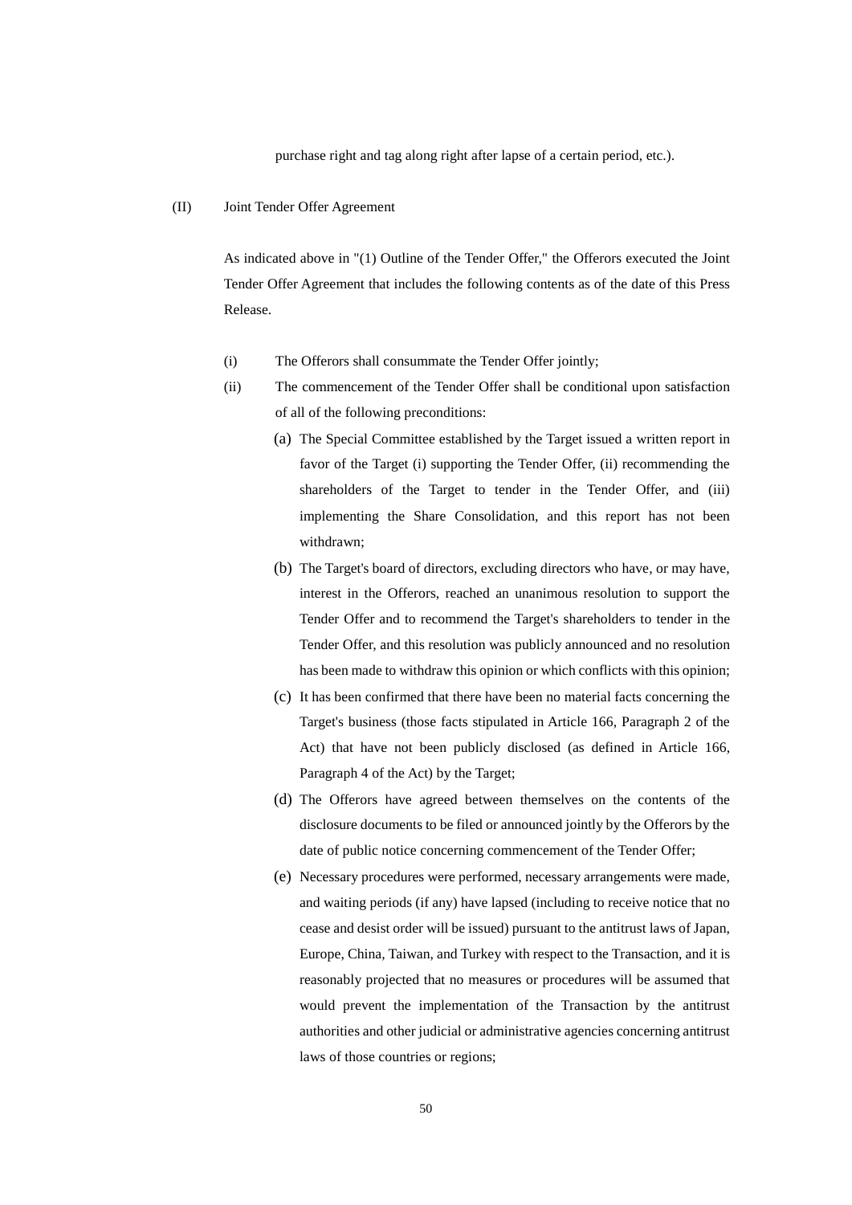purchase right and tag along right after lapse of a certain period, etc.).

(II) Joint Tender Offer Agreement

As indicated above in "(1) Outline of the Tender Offer," the Offerors executed the Joint Tender Offer Agreement that includes the following contents as of the date of this Press Release.

(i) The Offerors shall consummate the Tender Offer jointly;

(ii) The commencement of the Tender Offer shall be conditional upon satisfaction of all of the following preconditions:

(a) The Special Committee established by the Target issued a written report in favor of the Target (i) supporting the Tender Offer, (ii) recommending the shareholders of the Target to tender in the Tender Offer, and (iii) implementing the Share Consolidation, and this report has not been withdrawn;

(b) The Target's board of directors, excluding directors who have, or may have, interest in the Offerors, reached an unanimous resolution to support the Tender Offer and to recommend the Target's shareholders to tender in the Tender Offer, and this resolution was publicly announced and no resolution has been made to withdraw this opinion or which conflicts with this opinion;

(c) It has been confirmed that there have been no material facts concerning the Target's business (those facts stipulated in Article 166, Paragraph 2 of the Act) that have not been publicly disclosed (as defined in Article 166, Paragraph 4 of the Act) by the Target;

(d) The Offerors have agreed between themselves on the contents of the disclosure documents to be filed or announced jointly by the Offerors by the date of public notice concerning commencement of the Tender Offer;

(e) Necessary procedures were performed, necessary arrangements were made, and waiting periods (if any) have lapsed (including to receive notice that no cease and desist order will be issued) pursuant to the antitrust laws of Japan, Europe, China, Taiwan, and Turkey with respect to the Transaction, and it is reasonably projected that no measures or procedures will be assumed that would prevent the implementation of the Transaction by the antitrust authorities and other judicial or administrative agencies concerning antitrust laws of those countries or regions;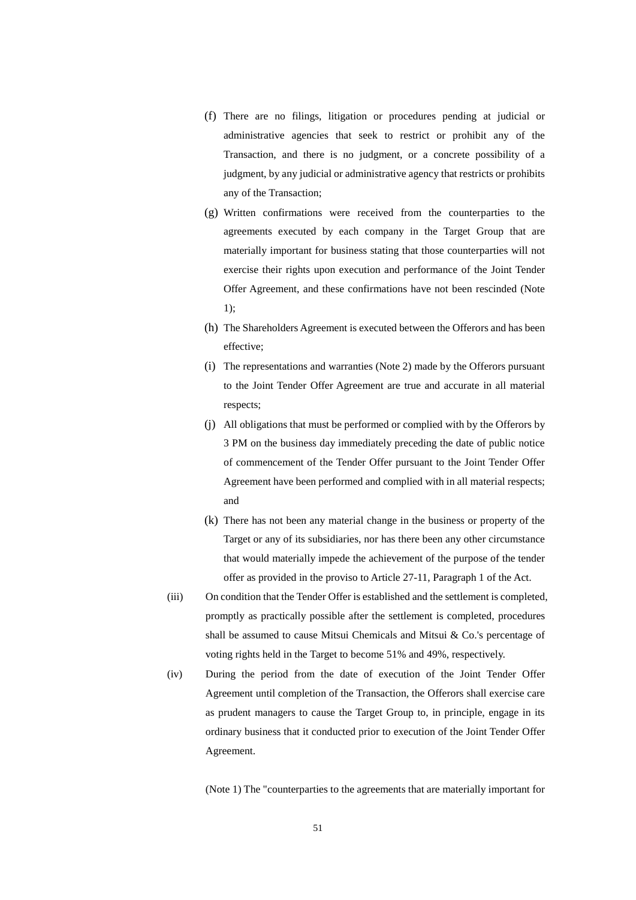(f) There are no filings, litigation or procedures pending at judicial or administrative agencies that seek to restrict or prohibit any of the Transaction, and there is no judgment, or a concrete possibility of a judgment, by any judicial or administrative agency that restricts or prohibits any of the Transaction;

(g) Written confirmations were received from the counterparties to the agreements executed by each company in the Target Group that are materially important for business stating that those counterparties will not exercise their rights upon execution and performance of the Joint Tender Offer Agreement, and these confirmations have not been rescinded (Note 1);

(h) The Shareholders Agreement is executed between the Offerors and has been effective;

(i) The representations and warranties (Note 2) made by the Offerors pursuant to the Joint Tender Offer Agreement are true and accurate in all material respects;

(j) All obligations that must be performed or complied with by the Offerors by 3 PM on the business day immediately preceding the date of public notice of commencement of the Tender Offer pursuant to the Joint Tender Offer Agreement have been performed and complied with in all material respects; and

(k) There has not been any material change in the business or property of the Target or any of its subsidiaries, nor has there been any other circumstance that would materially impede the achievement of the purpose of the tender offer as provided in the proviso to Article 27-11, Paragraph 1 of the Act.

(iii) On condition that the Tender Offer is established and the settlement is completed, promptly as practically possible after the settlement is completed, procedures shall be assumed to cause Mitsui Chemicals and Mitsui & Co.'s percentage of voting rights held in the Target to become 51% and 49%, respectively.

(iv) During the period from the date of execution of the Joint Tender Offer Agreement until completion of the Transaction, the Offerors shall exercise care as prudent managers to cause the Target Group to, in principle, engage in its ordinary business that it conducted prior to execution of the Joint Tender Offer Agreement.

(Note 1) The "counterparties to the agreements that are materially important for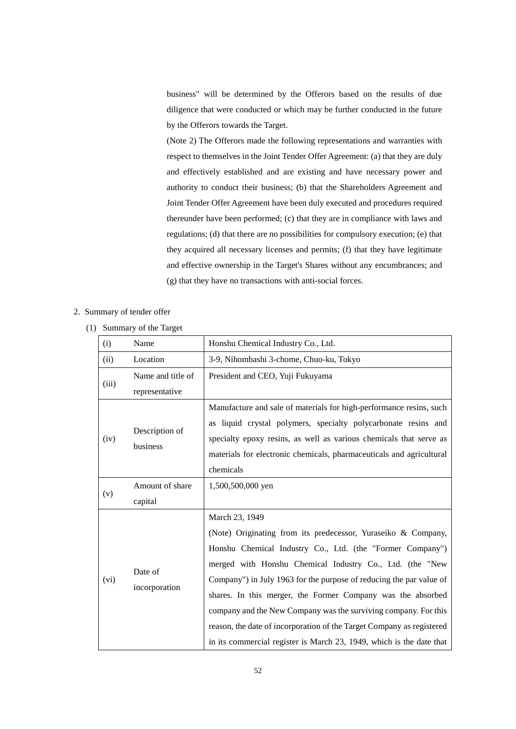business" will be determined by the Offerors based on the results of due diligence that were conducted or which may be further conducted in the future by the Offerors towards the Target.

(Note 2) The Offerors made the following representations and warranties with respect to themselves in the Joint Tender Offer Agreement: (a) that they are duly and effectively established and are existing and have necessary power and authority to conduct their business; (b) that the Shareholders Agreement and Joint Tender Offer Agreement have been duly executed and procedures required thereunder have been performed; (c) that they are in compliance with laws and regulations; (d) that there are no possibilities for compulsory execution; (e) that they acquired all necessary licenses and permits; (f) that they have legitimate and effective ownership in the Target's Shares without any encumbrances; and (g) that they have no transactions with anti-social forces.

2. Summary of tender offer

(1) Summary of the Target

| | | |
|---|---|---|
| (i) | Name | Honshu Chemical Industry Co., Ltd. |
| (ii) | Location | 3-9, Nihombashi 3-chome, Chuo-ku, Tokyo |
| (iii) | Name and title of representative | President and CEO, Yuji Fukuyama |
| (iv) | Description of business | Manufacture and sale of materials for high-performance resins, such as liquid crystal polymers, specialty polycarbonate resins and specialty epoxy resins, as well as various chemicals that serve as materials for electronic chemicals, pharmaceuticals and agricultural chemicals |
| (v) | Amount of share capital | 1,500,500,000 yen |
| (vi) | Date of incorporation | March 23, 1949<br>(Note) Originating from its predecessor, Yuraseiko & Company, Honshu Chemical Industry Co., Ltd. (the "Former Company") merged with Honshu Chemical Industry Co., Ltd. (the "New Company") in July 1963 for the purpose of reducing the par value of shares. In this merger, the Former Company was the absorbed company and the New Company was the surviving company. For this reason, the date of incorporation of the Target Company as registered in its commercial register is March 23, 1949, which is the date that |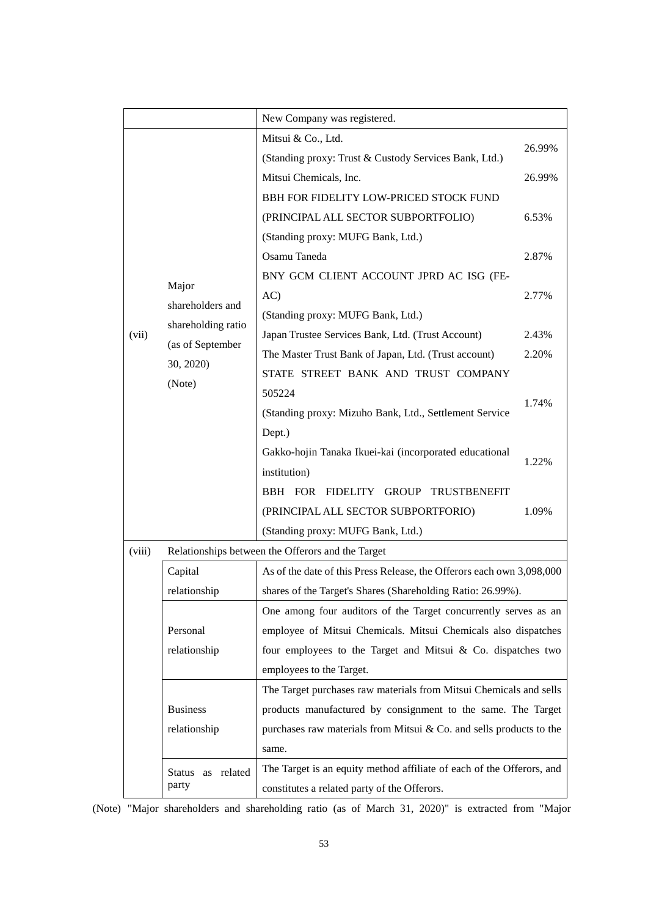| | | | |
|---|---|---|---|
| | | New Company was registered. | |
| (vii) | Major shareholders and shareholding ratio (as of September 30, 2020) (Note) | Mitsui & Co., Ltd.<br>(Standing proxy: Trust & Custody Services Bank, Ltd.) | 26.99% |
| | | Mitsui Chemicals, Inc. | 26.99% |
| | | BBH FOR FIDELITY LOW-PRICED STOCK FUND (PRINCIPAL ALL SECTOR SUBPORTFOLIO)<br>(Standing proxy: MUFG Bank, Ltd.) | 6.53% |
| | | Osamu Taneda | 2.87% |
| | | BNY GCM CLIENT ACCOUNT JPRD AC ISG (FE-AC)<br>(Standing proxy: MUFG Bank, Ltd.) | 2.77% |
| | | Japan Trustee Services Bank, Ltd. (Trust Account) | 2.43% |
| | | The Master Trust Bank of Japan, Ltd. (Trust account) | 2.20% |
| | | STATE STREET BANK AND TRUST COMPANY 505224<br>(Standing proxy: Mizuho Bank, Ltd., Settlement Service Dept.) | 1.74% |
| | | Gakko-hojin Tanaka Ikuei-kai (incorporated educational institution) | 1.22% |
| | | BBH FOR FIDELITY GROUP TRUSTBENEFIT (PRINCIPAL ALL SECTOR SUBPORTFORIO)<br>(Standing proxy: MUFG Bank, Ltd.) | 1.09% |
| (viii) | Relationships between the Offerors and the Target | | |
| | Capital relationship | As of the date of this Press Release, the Offerors each own 3,098,000 shares of the Target's Shares (Shareholding Ratio: 26.99%). | |
| | Personal relationship | One among four auditors of the Target concurrently serves as an employee of Mitsui Chemicals. Mitsui Chemicals also dispatches four employees to the Target and Mitsui & Co. dispatches two employees to the Target. | |
| | Business relationship | The Target purchases raw materials from Mitsui Chemicals and sells products manufactured by consignment to the same. The Target purchases raw materials from Mitsui & Co. and sells products to the same. | |
| | Status as related party | The Target is an equity method affiliate of each of the Offerors, and constitutes a related party of the Offerors. | |

(Note) "Major shareholders and shareholding ratio (as of March 31, 2020)" is extracted from "Major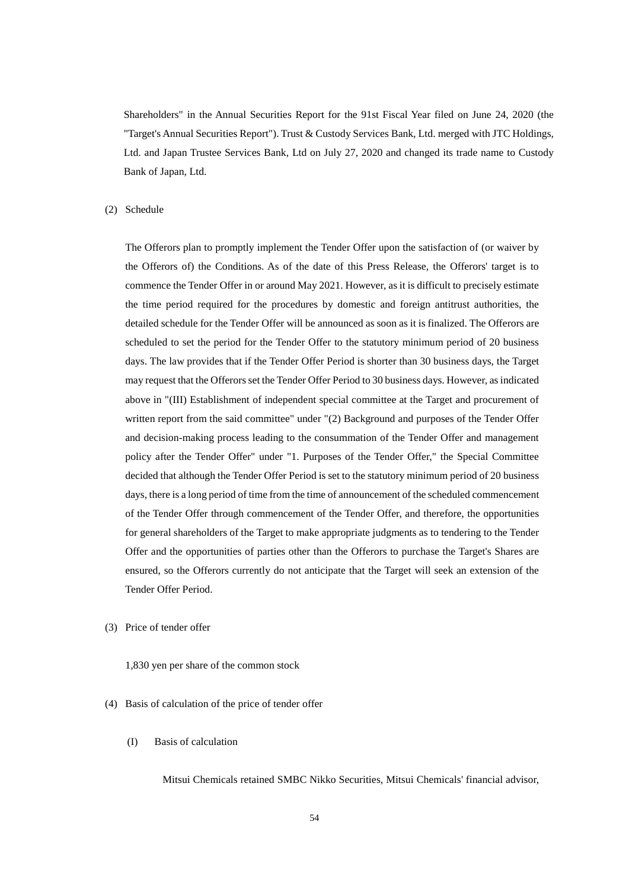Shareholders" in the Annual Securities Report for the 91st Fiscal Year filed on June 24, 2020 (the "Target's Annual Securities Report"). Trust & Custody Services Bank, Ltd. merged with JTC Holdings, Ltd. and Japan Trustee Services Bank, Ltd on July 27, 2020 and changed its trade name to Custody Bank of Japan, Ltd.

(2) Schedule

The Offerors plan to promptly implement the Tender Offer upon the satisfaction of (or waiver by the Offerors of) the Conditions. As of the date of this Press Release, the Offerors' target is to commence the Tender Offer in or around May 2021. However, as it is difficult to precisely estimate the time period required for the procedures by domestic and foreign antitrust authorities, the detailed schedule for the Tender Offer will be announced as soon as it is finalized. The Offerors are scheduled to set the period for the Tender Offer to the statutory minimum period of 20 business days. The law provides that if the Tender Offer Period is shorter than 30 business days, the Target may request that the Offerors set the Tender Offer Period to 30 business days. However, as indicated above in "(III) Establishment of independent special committee at the Target and procurement of written report from the said committee" under "(2) Background and purposes of the Tender Offer and decision-making process leading to the consummation of the Tender Offer and management policy after the Tender Offer" under "1. Purposes of the Tender Offer," the Special Committee decided that although the Tender Offer Period is set to the statutory minimum period of 20 business days, there is a long period of time from the time of announcement of the scheduled commencement of the Tender Offer through commencement of the Tender Offer, and therefore, the opportunities for general shareholders of the Target to make appropriate judgments as to tendering to the Tender Offer and the opportunities of parties other than the Offerors to purchase the Target's Shares are ensured, so the Offerors currently do not anticipate that the Target will seek an extension of the Tender Offer Period.

(3) Price of tender offer

1,830 yen per share of the common stock

(4) Basis of calculation of the price of tender offer

(I) Basis of calculation

Mitsui Chemicals retained SMBC Nikko Securities, Mitsui Chemicals' financial advisor,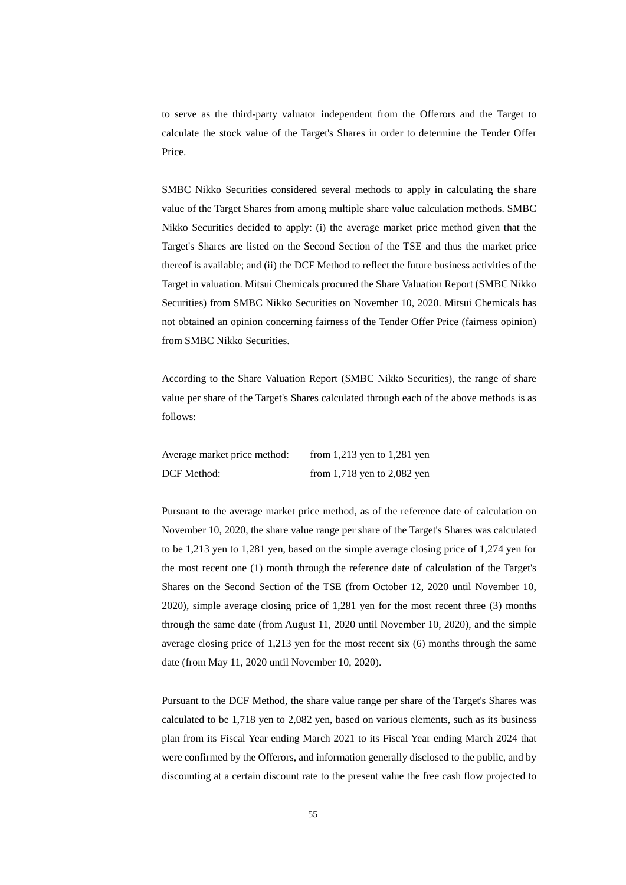to serve as the third-party valuator independent from the Offerors and the Target to calculate the stock value of the Target's Shares in order to determine the Tender Offer Price.

SMBC Nikko Securities considered several methods to apply in calculating the share value of the Target Shares from among multiple share value calculation methods. SMBC Nikko Securities decided to apply: (i) the average market price method given that the Target's Shares are listed on the Second Section of the TSE and thus the market price thereof is available; and (ii) the DCF Method to reflect the future business activities of the Target in valuation. Mitsui Chemicals procured the Share Valuation Report (SMBC Nikko Securities) from SMBC Nikko Securities on November 10, 2020. Mitsui Chemicals has not obtained an opinion concerning fairness of the Tender Offer Price (fairness opinion) from SMBC Nikko Securities.

According to the Share Valuation Report (SMBC Nikko Securities), the range of share value per share of the Target's Shares calculated through each of the above methods is as follows:

| Average market price method: | from 1,213 yen to 1,281 yen |
|---|---|
| DCF Method: | from 1,718 yen to 2,082 yen |

Pursuant to the average market price method, as of the reference date of calculation on November 10, 2020, the share value range per share of the Target's Shares was calculated to be 1,213 yen to 1,281 yen, based on the simple average closing price of 1,274 yen for the most recent one (1) month through the reference date of calculation of the Target's Shares on the Second Section of the TSE (from October 12, 2020 until November 10, 2020), simple average closing price of 1,281 yen for the most recent three (3) months through the same date (from August 11, 2020 until November 10, 2020), and the simple average closing price of 1,213 yen for the most recent six (6) months through the same date (from May 11, 2020 until November 10, 2020).

Pursuant to the DCF Method, the share value range per share of the Target's Shares was calculated to be 1,718 yen to 2,082 yen, based on various elements, such as its business plan from its Fiscal Year ending March 2021 to its Fiscal Year ending March 2024 that were confirmed by the Offerors, and information generally disclosed to the public, and by discounting at a certain discount rate to the present value the free cash flow projected to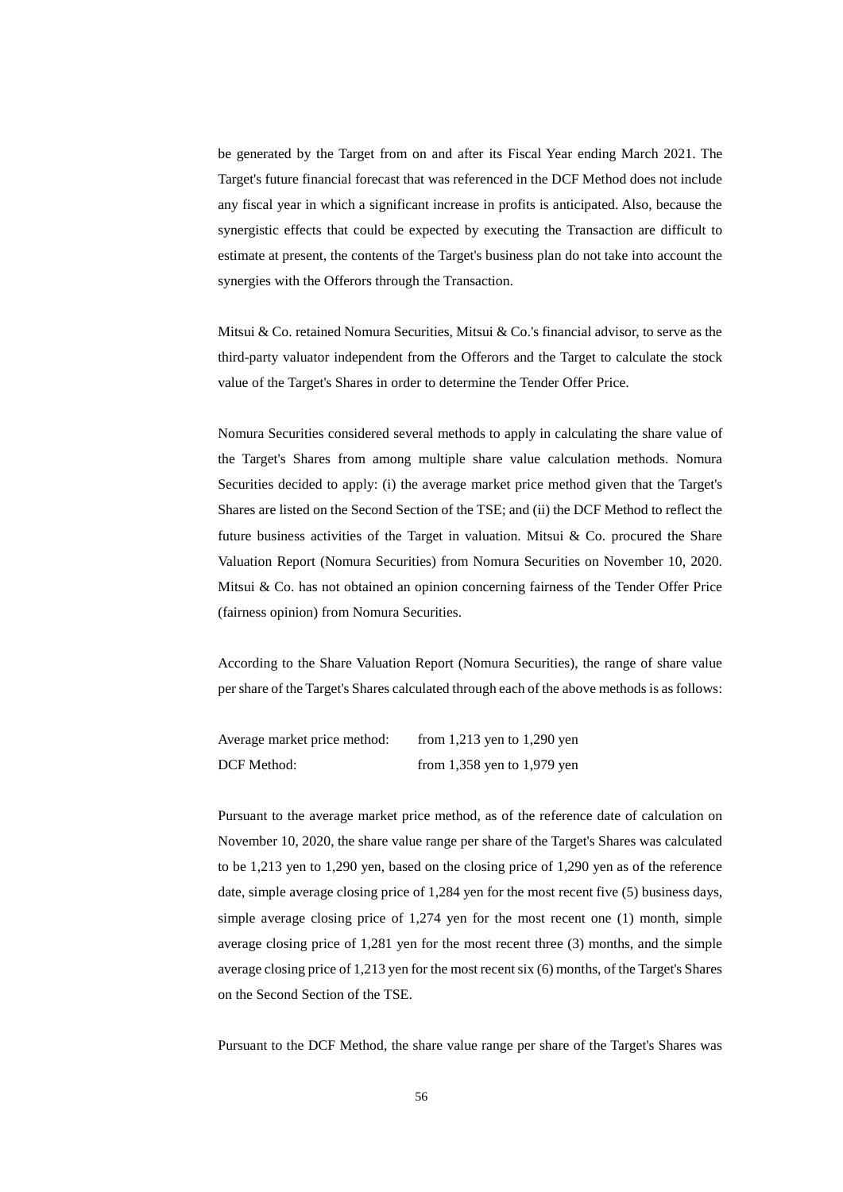be generated by the Target from on and after its Fiscal Year ending March 2021. The Target's future financial forecast that was referenced in the DCF Method does not include any fiscal year in which a significant increase in profits is anticipated. Also, because the synergistic effects that could be expected by executing the Transaction are difficult to estimate at present, the contents of the Target's business plan do not take into account the synergies with the Offerors through the Transaction.

Mitsui & Co. retained Nomura Securities, Mitsui & Co.'s financial advisor, to serve as the third-party valuator independent from the Offerors and the Target to calculate the stock value of the Target's Shares in order to determine the Tender Offer Price.

Nomura Securities considered several methods to apply in calculating the share value of the Target's Shares from among multiple share value calculation methods. Nomura Securities decided to apply: (i) the average market price method given that the Target's Shares are listed on the Second Section of the TSE; and (ii) the DCF Method to reflect the future business activities of the Target in valuation. Mitsui & Co. procured the Share Valuation Report (Nomura Securities) from Nomura Securities on November 10, 2020. Mitsui & Co. has not obtained an opinion concerning fairness of the Tender Offer Price (fairness opinion) from Nomura Securities.

According to the Share Valuation Report (Nomura Securities), the range of share value per share of the Target's Shares calculated through each of the above methods is as follows:

| | |
|---|---|
| Average market price method: | from 1,213 yen to 1,290 yen |
| DCF Method: | from 1,358 yen to 1,979 yen |

Pursuant to the average market price method, as of the reference date of calculation on November 10, 2020, the share value range per share of the Target's Shares was calculated to be 1,213 yen to 1,290 yen, based on the closing price of 1,290 yen as of the reference date, simple average closing price of 1,284 yen for the most recent five (5) business days, simple average closing price of 1,274 yen for the most recent one (1) month, simple average closing price of 1,281 yen for the most recent three (3) months, and the simple average closing price of 1,213 yen for the most recent six (6) months, of the Target's Shares on the Second Section of the TSE.

Pursuant to the DCF Method, the share value range per share of the Target's Shares was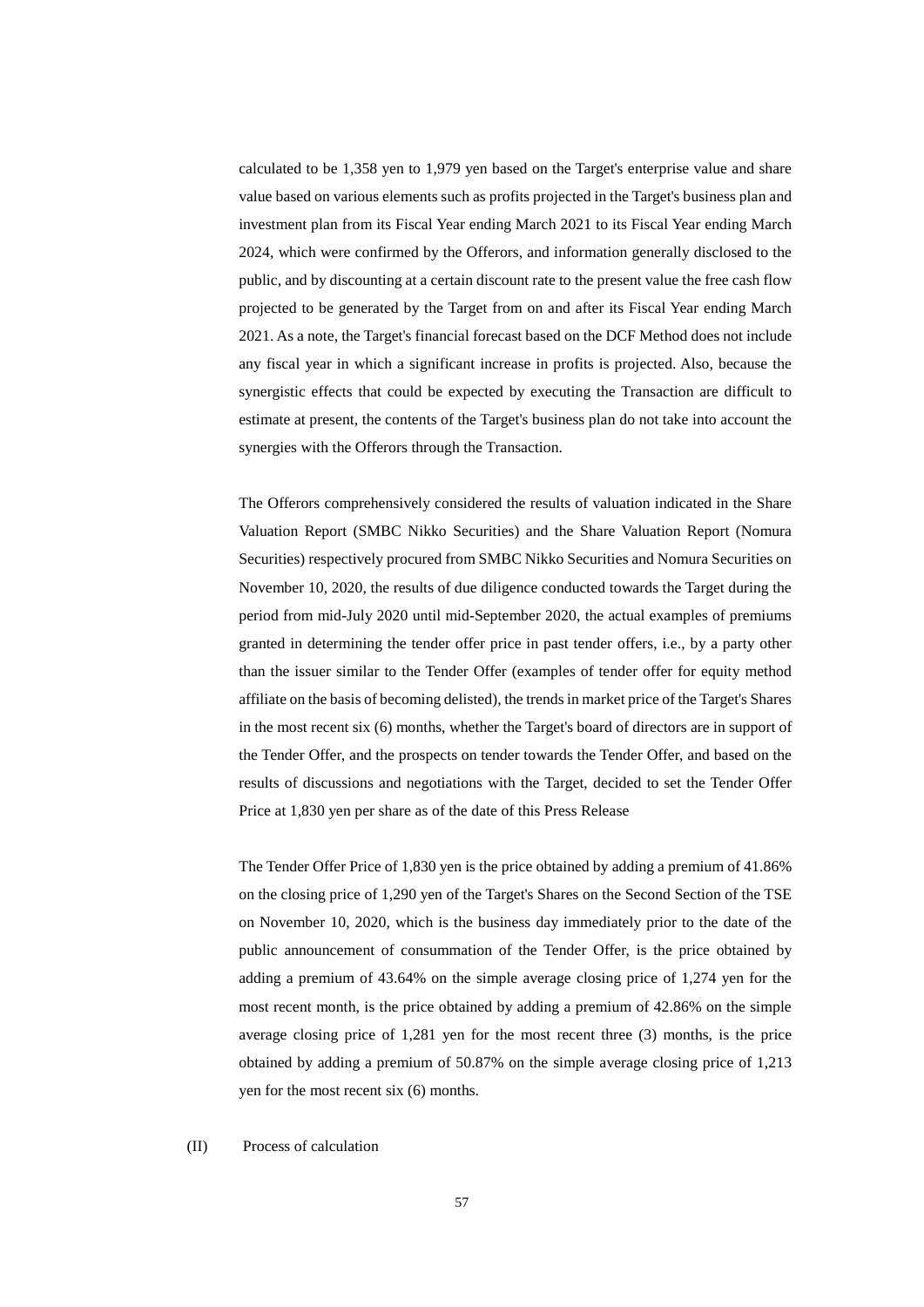calculated to be 1,358 yen to 1,979 yen based on the Target's enterprise value and share value based on various elements such as profits projected in the Target's business plan and investment plan from its Fiscal Year ending March 2021 to its Fiscal Year ending March 2024, which were confirmed by the Offerors, and information generally disclosed to the public, and by discounting at a certain discount rate to the present value the free cash flow projected to be generated by the Target from on and after its Fiscal Year ending March 2021. As a note, the Target's financial forecast based on the DCF Method does not include any fiscal year in which a significant increase in profits is projected. Also, because the synergistic effects that could be expected by executing the Transaction are difficult to estimate at present, the contents of the Target's business plan do not take into account the synergies with the Offerors through the Transaction.

The Offerors comprehensively considered the results of valuation indicated in the Share Valuation Report (SMBC Nikko Securities) and the Share Valuation Report (Nomura Securities) respectively procured from SMBC Nikko Securities and Nomura Securities on November 10, 2020, the results of due diligence conducted towards the Target during the period from mid-July 2020 until mid-September 2020, the actual examples of premiums granted in determining the tender offer price in past tender offers, i.e., by a party other than the issuer similar to the Tender Offer (examples of tender offer for equity method affiliate on the basis of becoming delisted), the trends in market price of the Target's Shares in the most recent six (6) months, whether the Target's board of directors are in support of the Tender Offer, and the prospects on tender towards the Tender Offer, and based on the results of discussions and negotiations with the Target, decided to set the Tender Offer Price at 1,830 yen per share as of the date of this Press Release

The Tender Offer Price of 1,830 yen is the price obtained by adding a premium of 41.86% on the closing price of 1,290 yen of the Target's Shares on the Second Section of the TSE on November 10, 2020, which is the business day immediately prior to the date of the public announcement of consummation of the Tender Offer, is the price obtained by adding a premium of 43.64% on the simple average closing price of 1,274 yen for the most recent month, is the price obtained by adding a premium of 42.86% on the simple average closing price of 1,281 yen for the most recent three (3) months, is the price obtained by adding a premium of 50.87% on the simple average closing price of 1,213 yen for the most recent six (6) months.

(II) Process of calculation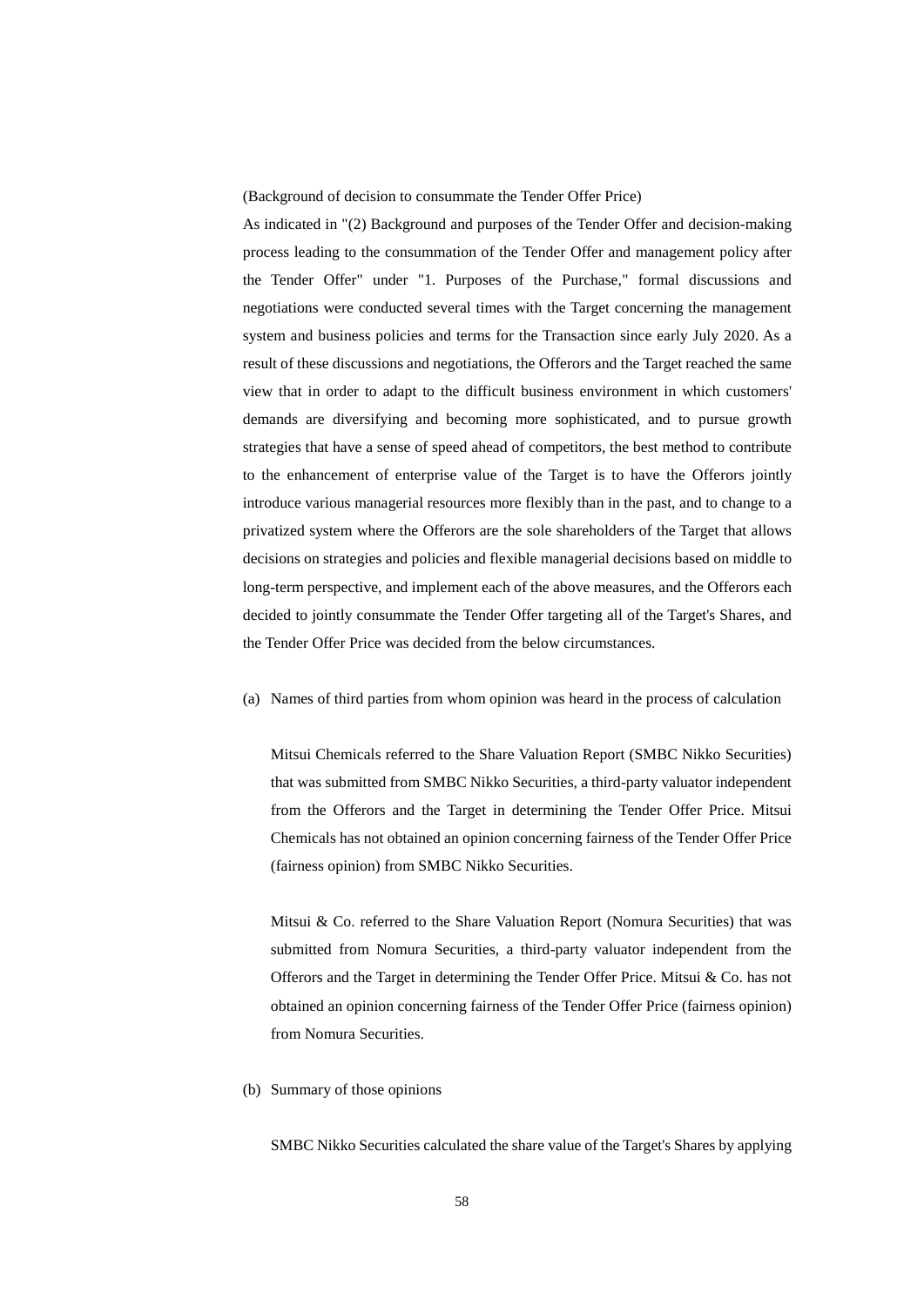(Background of decision to consummate the Tender Offer Price)

As indicated in "(2) Background and purposes of the Tender Offer and decision-making process leading to the consummation of the Tender Offer and management policy after the Tender Offer" under "1. Purposes of the Purchase," formal discussions and negotiations were conducted several times with the Target concerning the management system and business policies and terms for the Transaction since early July 2020. As a result of these discussions and negotiations, the Offerors and the Target reached the same view that in order to adapt to the difficult business environment in which customers' demands are diversifying and becoming more sophisticated, and to pursue growth strategies that have a sense of speed ahead of competitors, the best method to contribute to the enhancement of enterprise value of the Target is to have the Offerors jointly introduce various managerial resources more flexibly than in the past, and to change to a privatized system where the Offerors are the sole shareholders of the Target that allows decisions on strategies and policies and flexible managerial decisions based on middle to long-term perspective, and implement each of the above measures, and the Offerors each decided to jointly consummate the Tender Offer targeting all of the Target's Shares, and the Tender Offer Price was decided from the below circumstances.

(a) Names of third parties from whom opinion was heard in the process of calculation

Mitsui Chemicals referred to the Share Valuation Report (SMBC Nikko Securities) that was submitted from SMBC Nikko Securities, a third-party valuator independent from the Offerors and the Target in determining the Tender Offer Price. Mitsui Chemicals has not obtained an opinion concerning fairness of the Tender Offer Price (fairness opinion) from SMBC Nikko Securities.

Mitsui & Co. referred to the Share Valuation Report (Nomura Securities) that was submitted from Nomura Securities, a third-party valuator independent from the Offerors and the Target in determining the Tender Offer Price. Mitsui & Co. has not obtained an opinion concerning fairness of the Tender Offer Price (fairness opinion) from Nomura Securities.

(b) Summary of those opinions

SMBC Nikko Securities calculated the share value of the Target's Shares by applying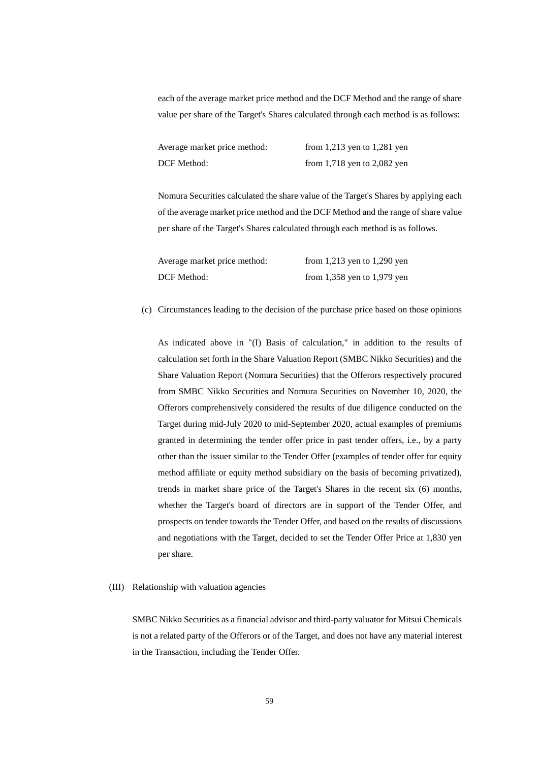each of the average market price method and the DCF Method and the range of share value per share of the Target's Shares calculated through each method is as follows:

| | |
|---|---|
| Average market price method: | from 1,213 yen to 1,281 yen |
| DCF Method: | from 1,718 yen to 2,082 yen |

Nomura Securities calculated the share value of the Target's Shares by applying each of the average market price method and the DCF Method and the range of share value per share of the Target's Shares calculated through each method is as follows.

| | |
|---|---|
| Average market price method: | from 1,213 yen to 1,290 yen |
| DCF Method: | from 1,358 yen to 1,979 yen |

(c) Circumstances leading to the decision of the purchase price based on those opinions

As indicated above in "(I) Basis of calculation," in addition to the results of calculation set forth in the Share Valuation Report (SMBC Nikko Securities) and the Share Valuation Report (Nomura Securities) that the Offerors respectively procured from SMBC Nikko Securities and Nomura Securities on November 10, 2020, the Offerors comprehensively considered the results of due diligence conducted on the Target during mid-July 2020 to mid-September 2020, actual examples of premiums granted in determining the tender offer price in past tender offers, i.e., by a party other than the issuer similar to the Tender Offer (examples of tender offer for equity method affiliate or equity method subsidiary on the basis of becoming privatized), trends in market share price of the Target's Shares in the recent six (6) months, whether the Target's board of directors are in support of the Tender Offer, and prospects on tender towards the Tender Offer, and based on the results of discussions and negotiations with the Target, decided to set the Tender Offer Price at 1,830 yen per share.

(III) Relationship with valuation agencies

SMBC Nikko Securities as a financial advisor and third-party valuator for Mitsui Chemicals is not a related party of the Offerors or of the Target, and does not have any material interest in the Transaction, including the Tender Offer.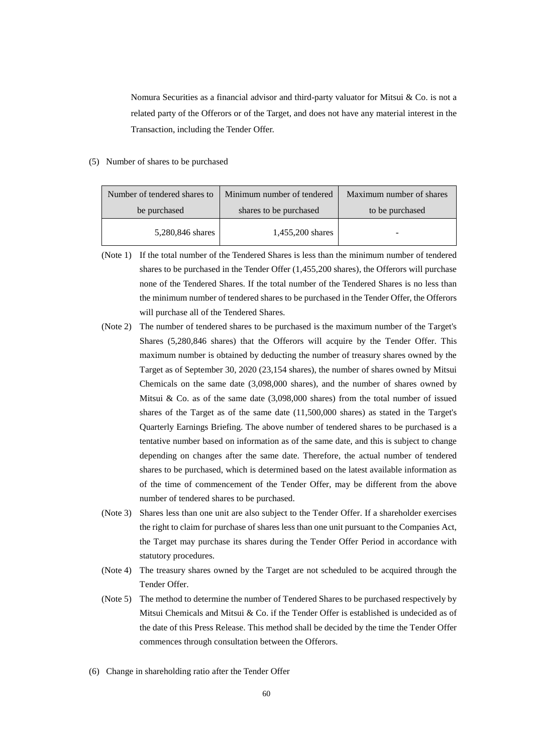Nomura Securities as a financial advisor and third-party valuator for Mitsui & Co. is not a related party of the Offerors or of the Target, and does not have any material interest in the Transaction, including the Tender Offer.

(5) Number of shares to be purchased

| Number of tendered shares to be purchased | Minimum number of tendered shares to be purchased | Maximum number of shares to be purchased |
|---|---|---|
| 5,280,846 shares | 1,455,200 shares | - |

(Note 1) If the total number of the Tendered Shares is less than the minimum number of tendered shares to be purchased in the Tender Offer (1,455,200 shares), the Offerors will purchase none of the Tendered Shares. If the total number of the Tendered Shares is no less than the minimum number of tendered shares to be purchased in the Tender Offer, the Offerors will purchase all of the Tendered Shares.

(Note 2) The number of tendered shares to be purchased is the maximum number of the Target's Shares (5,280,846 shares) that the Offerors will acquire by the Tender Offer. This maximum number is obtained by deducting the number of treasury shares owned by the Target as of September 30, 2020 (23,154 shares), the number of shares owned by Mitsui Chemicals on the same date (3,098,000 shares), and the number of shares owned by Mitsui & Co. as of the same date (3,098,000 shares) from the total number of issued shares of the Target as of the same date (11,500,000 shares) as stated in the Target's Quarterly Earnings Briefing. The above number of tendered shares to be purchased is a tentative number based on information as of the same date, and this is subject to change depending on changes after the same date. Therefore, the actual number of tendered shares to be purchased, which is determined based on the latest available information as of the time of commencement of the Tender Offer, may be different from the above number of tendered shares to be purchased.

(Note 3) Shares less than one unit are also subject to the Tender Offer. If a shareholder exercises the right to claim for purchase of shares less than one unit pursuant to the Companies Act, the Target may purchase its shares during the Tender Offer Period in accordance with statutory procedures.

(Note 4) The treasury shares owned by the Target are not scheduled to be acquired through the Tender Offer.

(Note 5) The method to determine the number of Tendered Shares to be purchased respectively by Mitsui Chemicals and Mitsui & Co. if the Tender Offer is established is undecided as of the date of this Press Release. This method shall be decided by the time the Tender Offer commences through consultation between the Offerors.

(6) Change in shareholding ratio after the Tender Offer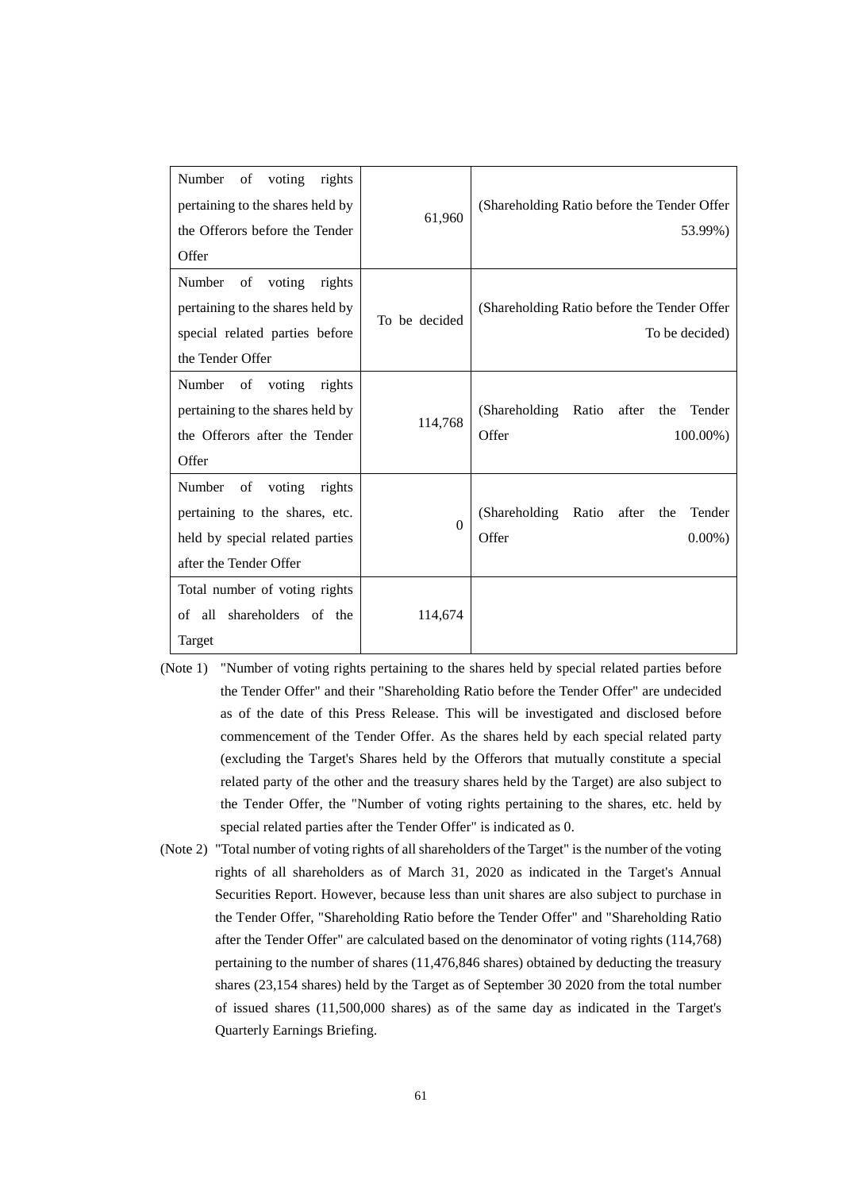| | | |
|---|---|---|
| Number of voting rights pertaining to the shares held by the Offerors before the Tender Offer | 61,960 | (Shareholding Ratio before the Tender Offer 53.99%) |
| Number of voting rights pertaining to the shares held by special related parties before the Tender Offer | To be decided | (Shareholding Ratio before the Tender Offer To be decided) |
| Number of voting rights pertaining to the shares held by the Offerors after the Tender Offer | 114,768 | (Shareholding Ratio after the Tender Offer 100.00%) |
| Number of voting rights pertaining to the shares, etc. held by special related parties after the Tender Offer | 0 | (Shareholding Ratio after the Tender Offer 0.00%) |
| Total number of voting rights of all shareholders of the Target | 114,674 | |

(Note 1) "Number of voting rights pertaining to the shares held by special related parties before the Tender Offer" and their "Shareholding Ratio before the Tender Offer" are undecided as of the date of this Press Release. This will be investigated and disclosed before commencement of the Tender Offer. As the shares held by each special related party (excluding the Target's Shares held by the Offerors that mutually constitute a special related party of the other and the treasury shares held by the Target) are also subject to the Tender Offer, the "Number of voting rights pertaining to the shares, etc. held by special related parties after the Tender Offer" is indicated as 0.

(Note 2) "Total number of voting rights of all shareholders of the Target" is the number of the voting rights of all shareholders as of March 31, 2020 as indicated in the Target's Annual Securities Report. However, because less than unit shares are also subject to purchase in the Tender Offer, "Shareholding Ratio before the Tender Offer" and "Shareholding Ratio after the Tender Offer" are calculated based on the denominator of voting rights (114,768) pertaining to the number of shares (11,476,846 shares) obtained by deducting the treasury shares (23,154 shares) held by the Target as of September 30 2020 from the total number of issued shares (11,500,000 shares) as of the same day as indicated in the Target's Quarterly Earnings Briefing.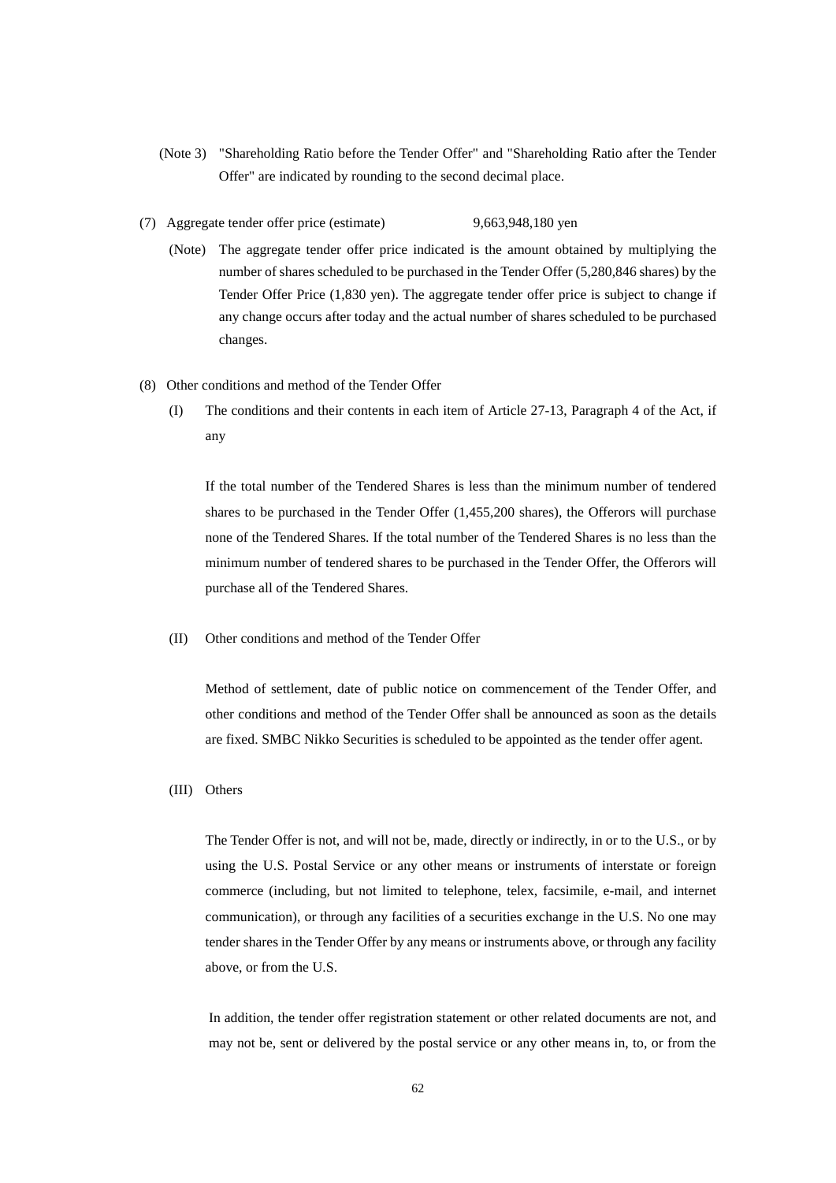(Note 3) "Shareholding Ratio before the Tender Offer" and "Shareholding Ratio after the Tender Offer" are indicated by rounding to the second decimal place.

(7) Aggregate tender offer price (estimate) 9,663,948,180 yen

(Note) The aggregate tender offer price indicated is the amount obtained by multiplying the number of shares scheduled to be purchased in the Tender Offer (5,280,846 shares) by the Tender Offer Price (1,830 yen). The aggregate tender offer price is subject to change if any change occurs after today and the actual number of shares scheduled to be purchased changes.

(8) Other conditions and method of the Tender Offer

(I) The conditions and their contents in each item of Article 27-13, Paragraph 4 of the Act, if any

If the total number of the Tendered Shares is less than the minimum number of tendered shares to be purchased in the Tender Offer (1,455,200 shares), the Offerors will purchase none of the Tendered Shares. If the total number of the Tendered Shares is no less than the minimum number of tendered shares to be purchased in the Tender Offer, the Offerors will purchase all of the Tendered Shares.

(II) Other conditions and method of the Tender Offer

Method of settlement, date of public notice on commencement of the Tender Offer, and other conditions and method of the Tender Offer shall be announced as soon as the details are fixed. SMBC Nikko Securities is scheduled to be appointed as the tender offer agent.

(III) Others

The Tender Offer is not, and will not be, made, directly or indirectly, in or to the U.S., or by using the U.S. Postal Service or any other means or instruments of interstate or foreign commerce (including, but not limited to telephone, telex, facsimile, e-mail, and internet communication), or through any facilities of a securities exchange in the U.S. No one may tender shares in the Tender Offer by any means or instruments above, or through any facility above, or from the U.S.

In addition, the tender offer registration statement or other related documents are not, and may not be, sent or delivered by the postal service or any other means in, to, or from the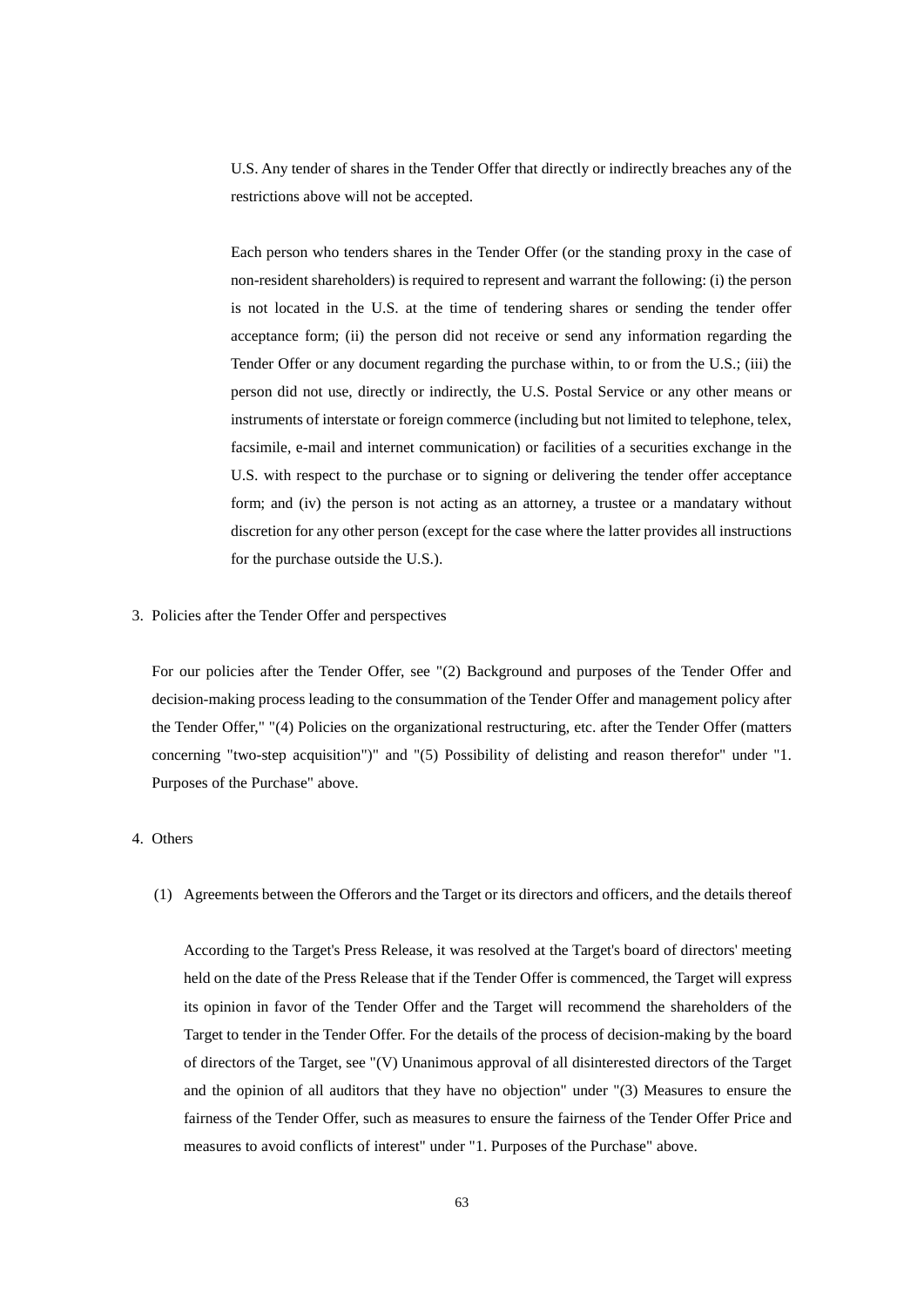U.S. Any tender of shares in the Tender Offer that directly or indirectly breaches any of the restrictions above will not be accepted.

Each person who tenders shares in the Tender Offer (or the standing proxy in the case of non-resident shareholders) is required to represent and warrant the following: (i) the person is not located in the U.S. at the time of tendering shares or sending the tender offer acceptance form; (ii) the person did not receive or send any information regarding the Tender Offer or any document regarding the purchase within, to or from the U.S.; (iii) the person did not use, directly or indirectly, the U.S. Postal Service or any other means or instruments of interstate or foreign commerce (including but not limited to telephone, telex, facsimile, e-mail and internet communication) or facilities of a securities exchange in the U.S. with respect to the purchase or to signing or delivering the tender offer acceptance form; and (iv) the person is not acting as an attorney, a trustee or a mandatary without discretion for any other person (except for the case where the latter provides all instructions for the purchase outside the U.S.).

## 3. Policies after the Tender Offer and perspectives

For our policies after the Tender Offer, see "(2) Background and purposes of the Tender Offer and decision-making process leading to the consummation of the Tender Offer and management policy after the Tender Offer," "(4) Policies on the organizational restructuring, etc. after the Tender Offer (matters concerning "two-step acquisition")" and "(5) Possibility of delisting and reason therefor" under "1. Purposes of the Purchase" above.

## 4. Others

### (1) Agreements between the Offerors and the Target or its directors and officers, and the details thereof

According to the Target's Press Release, it was resolved at the Target's board of directors' meeting held on the date of the Press Release that if the Tender Offer is commenced, the Target will express its opinion in favor of the Tender Offer and the Target will recommend the shareholders of the Target to tender in the Tender Offer. For the details of the process of decision-making by the board of directors of the Target, see "(V) Unanimous approval of all disinterested directors of the Target and the opinion of all auditors that they have no objection" under "(3) Measures to ensure the fairness of the Tender Offer, such as measures to ensure the fairness of the Tender Offer Price and measures to avoid conflicts of interest" under "1. Purposes of the Purchase" above.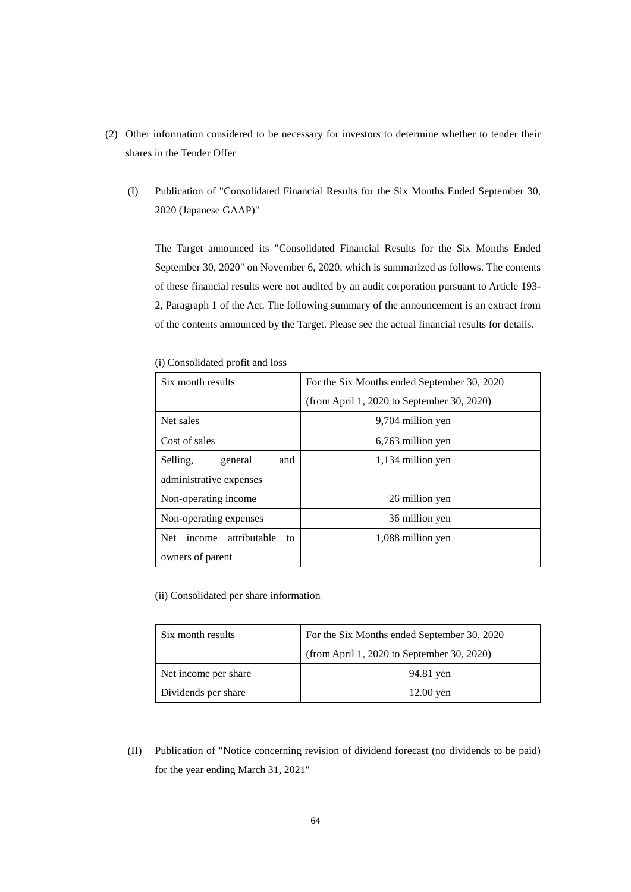(2) Other information considered to be necessary for investors to determine whether to tender their shares in the Tender Offer

(I) Publication of "Consolidated Financial Results for the Six Months Ended September 30, 2020 (Japanese GAAP)"

The Target announced its "Consolidated Financial Results for the Six Months Ended September 30, 2020" on November 6, 2020, which is summarized as follows. The contents of these financial results were not audited by an audit corporation pursuant to Article 193-2, Paragraph 1 of the Act. The following summary of the announcement is an extract from of the contents announced by the Target. Please see the actual financial results for details.

(i) Consolidated profit and loss

| Six month results | For the Six Months ended September 30, 2020 (from April 1, 2020 to September 30, 2020) |
|---|---|
| Net sales | 9,704 million yen |
| Cost of sales | 6,763 million yen |
| Selling, general and administrative expenses | 1,134 million yen |
| Non-operating income | 26 million yen |
| Non-operating expenses | 36 million yen |
| Net income attributable to owners of parent | 1,088 million yen |

(ii) Consolidated per share information

| Six month results | For the Six Months ended September 30, 2020 (from April 1, 2020 to September 30, 2020) |
|---|---|
| Net income per share | 94.81 yen |
| Dividends per share | 12.00 yen |

(II) Publication of "Notice concerning revision of dividend forecast (no dividends to be paid) for the year ending March 31, 2021"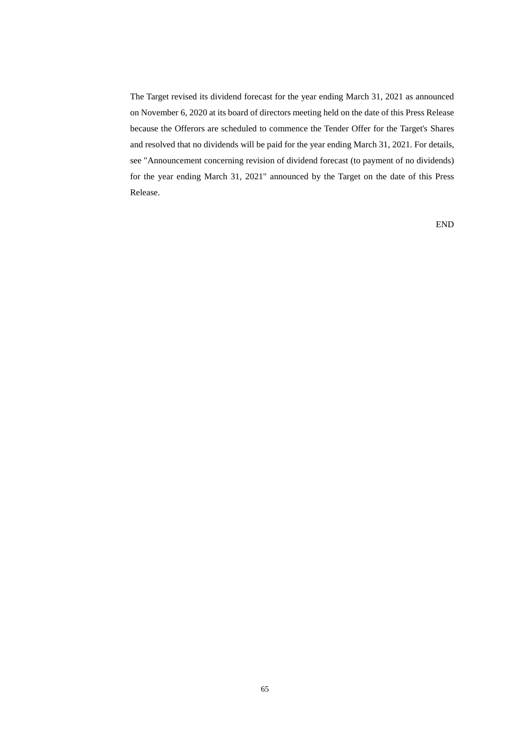The Target revised its dividend forecast for the year ending March 31, 2021 as announced on November 6, 2020 at its board of directors meeting held on the date of this Press Release because the Offerors are scheduled to commence the Tender Offer for the Target's Shares and resolved that no dividends will be paid for the year ending March 31, 2021. For details, see "Announcement concerning revision of dividend forecast (to payment of no dividends) for the year ending March 31, 2021" announced by the Target on the date of this Press Release.

END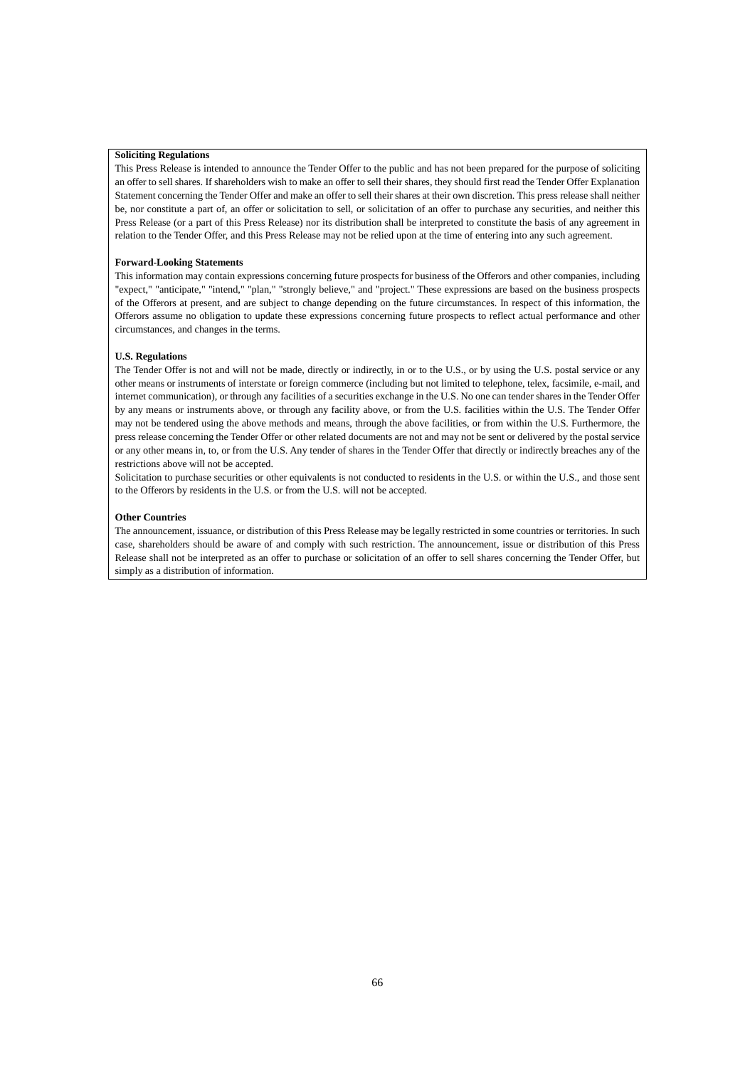**Soliciting Regulations**

This Press Release is intended to announce the Tender Offer to the public and has not been prepared for the purpose of soliciting an offer to sell shares. If shareholders wish to make an offer to sell their shares, they should first read the Tender Offer Explanation Statement concerning the Tender Offer and make an offer to sell their shares at their own discretion. This press release shall neither be, nor constitute a part of, an offer or solicitation to sell, or solicitation of an offer to purchase any securities, and neither this Press Release (or a part of this Press Release) nor its distribution shall be interpreted to constitute the basis of any agreement in relation to the Tender Offer, and this Press Release may not be relied upon at the time of entering into any such agreement.

**Forward-Looking Statements**

This information may contain expressions concerning future prospects for business of the Offerors and other companies, including "expect," "anticipate," "intend," "plan," "strongly believe," and "project." These expressions are based on the business prospects of the Offerors at present, and are subject to change depending on the future circumstances. In respect of this information, the Offerors assume no obligation to update these expressions concerning future prospects to reflect actual performance and other circumstances, and changes in the terms.

**U.S. Regulations**

The Tender Offer is not and will not be made, directly or indirectly, in or to the U.S., or by using the U.S. postal service or any other means or instruments of interstate or foreign commerce (including but not limited to telephone, telex, facsimile, e-mail, and internet communication), or through any facilities of a securities exchange in the U.S. No one can tender shares in the Tender Offer by any means or instruments above, or through any facility above, or from the U.S. facilities within the U.S. The Tender Offer may not be tendered using the above methods and means, through the above facilities, or from within the U.S. Furthermore, the press release concerning the Tender Offer or other related documents are not and may not be sent or delivered by the postal service or any other means in, to, or from the U.S. Any tender of shares in the Tender Offer that directly or indirectly breaches any of the restrictions above will not be accepted.

Solicitation to purchase securities or other equivalents is not conducted to residents in the U.S. or within the U.S., and those sent to the Offerors by residents in the U.S. or from the U.S. will not be accepted.

**Other Countries**

The announcement, issuance, or distribution of this Press Release may be legally restricted in some countries or territories. In such case, shareholders should be aware of and comply with such restriction. The announcement, issue or distribution of this Press Release shall not be interpreted as an offer to purchase or solicitation of an offer to sell shares concerning the Tender Offer, but simply as a distribution of information.